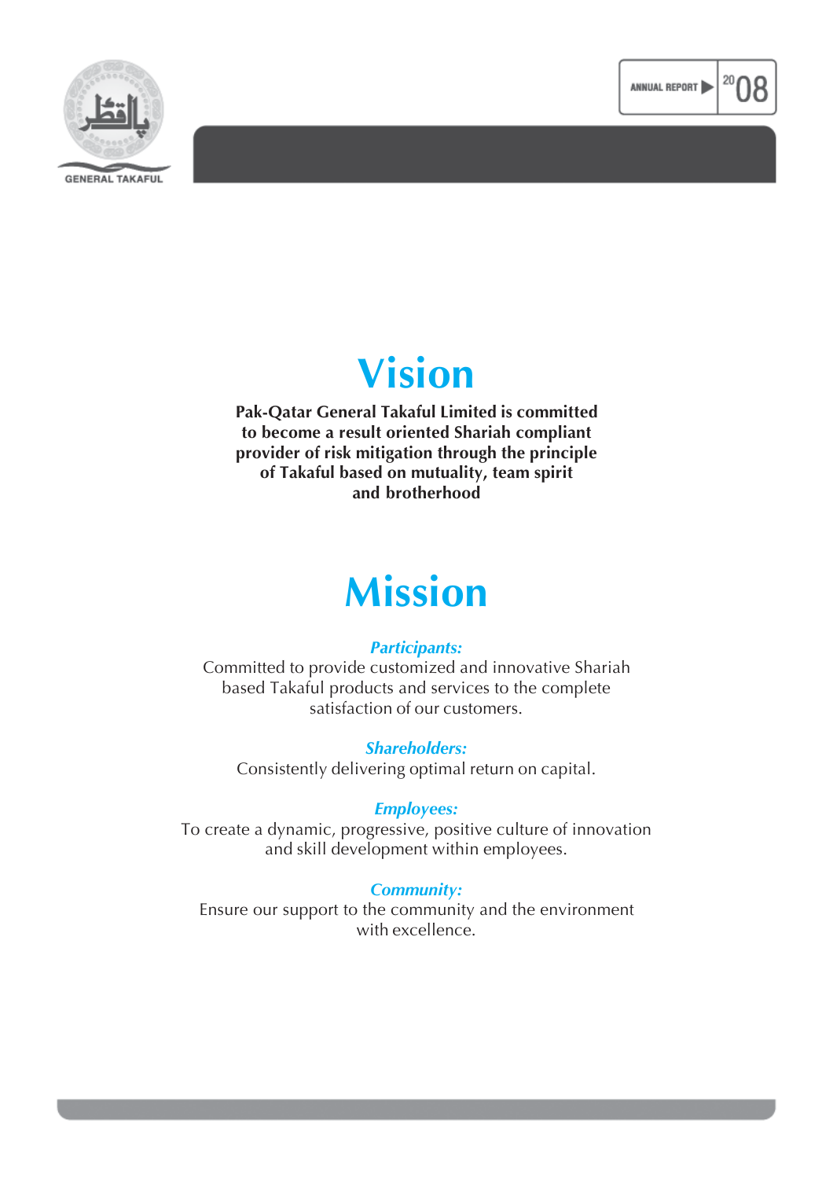# Vision

**Pak-Qatar General Takaful Limited is committed to become a result oriented Shariah compliant provider of risk mitigation through the principle of Takaful based on mutuality, team spirit and brotherhood**

# Mission

***Participants:***

Committed to provide customized and innovative Shariah based Takaful products and services to the complete satisfaction of our customers.

***Shareholders:***

Consistently delivering optimal return on capital.

***Employees:***

To create a dynamic, progressive, positive culture of innovation and skill development within employees.

***Community:***

Ensure our support to the community and the environment with excellence.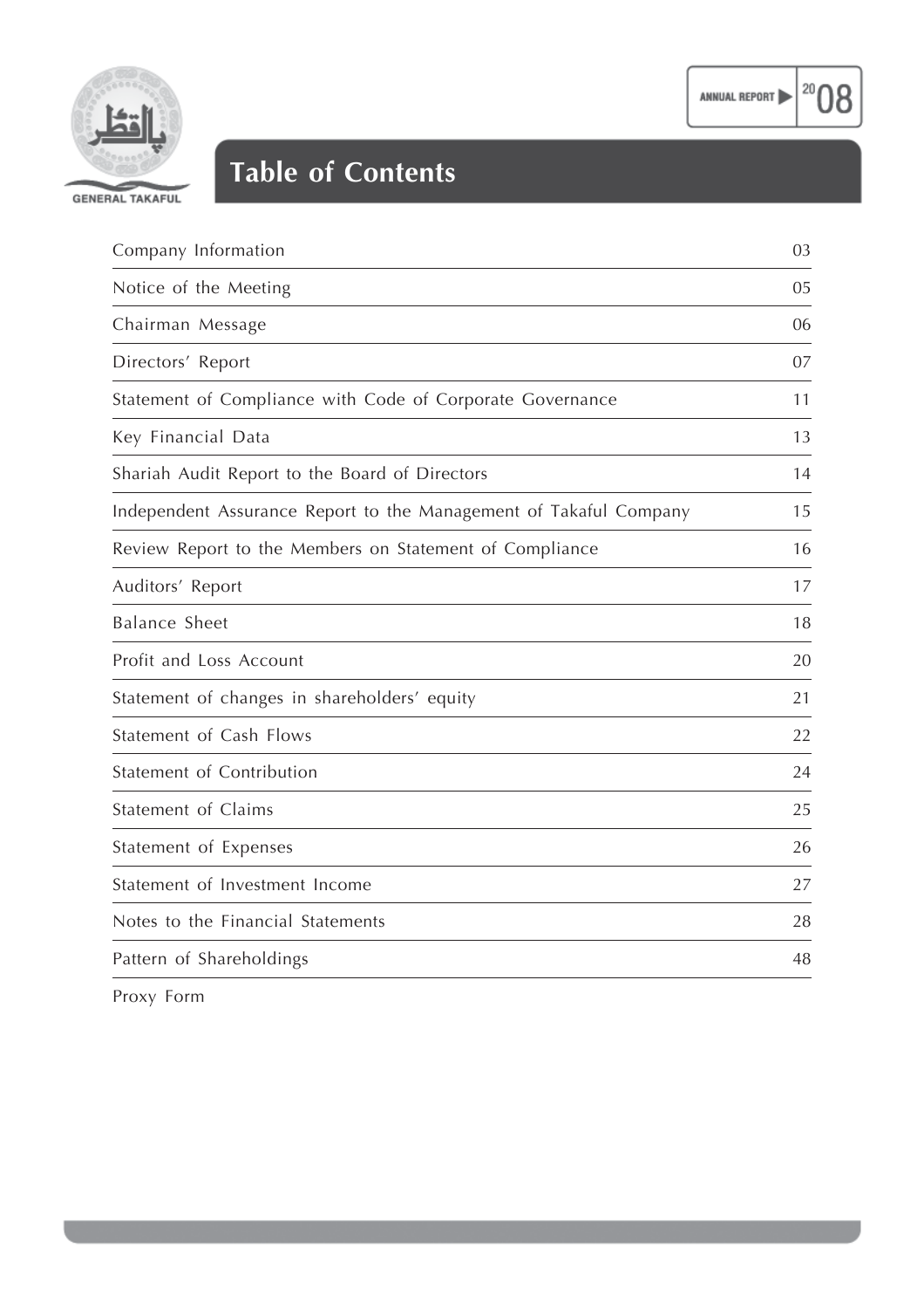# Table of Contents

| | |
|---|---|
| Company Information | 03 |
| Notice of the Meeting | 05 |
| Chairman Message | 06 |
| Directors' Report | 07 |
| Statement of Compliance with Code of Corporate Governance | 11 |
| Key Financial Data | 13 |
| Shariah Audit Report to the Board of Directors | 14 |
| Independent Assurance Report to the Management of Takaful Company | 15 |
| Review Report to the Members on Statement of Compliance | 16 |
| Auditors' Report | 17 |
| Balance Sheet | 18 |
| Profit and Loss Account | 20 |
| Statement of changes in shareholders' equity | 21 |
| Statement of Cash Flows | 22 |
| Statement of Contribution | 24 |
| Statement of Claims | 25 |
| Statement of Expenses | 26 |
| Statement of Investment Income | 27 |
| Notes to the Financial Statements | 28 |
| Pattern of Shareholdings | 48 |
| Proxy Form | |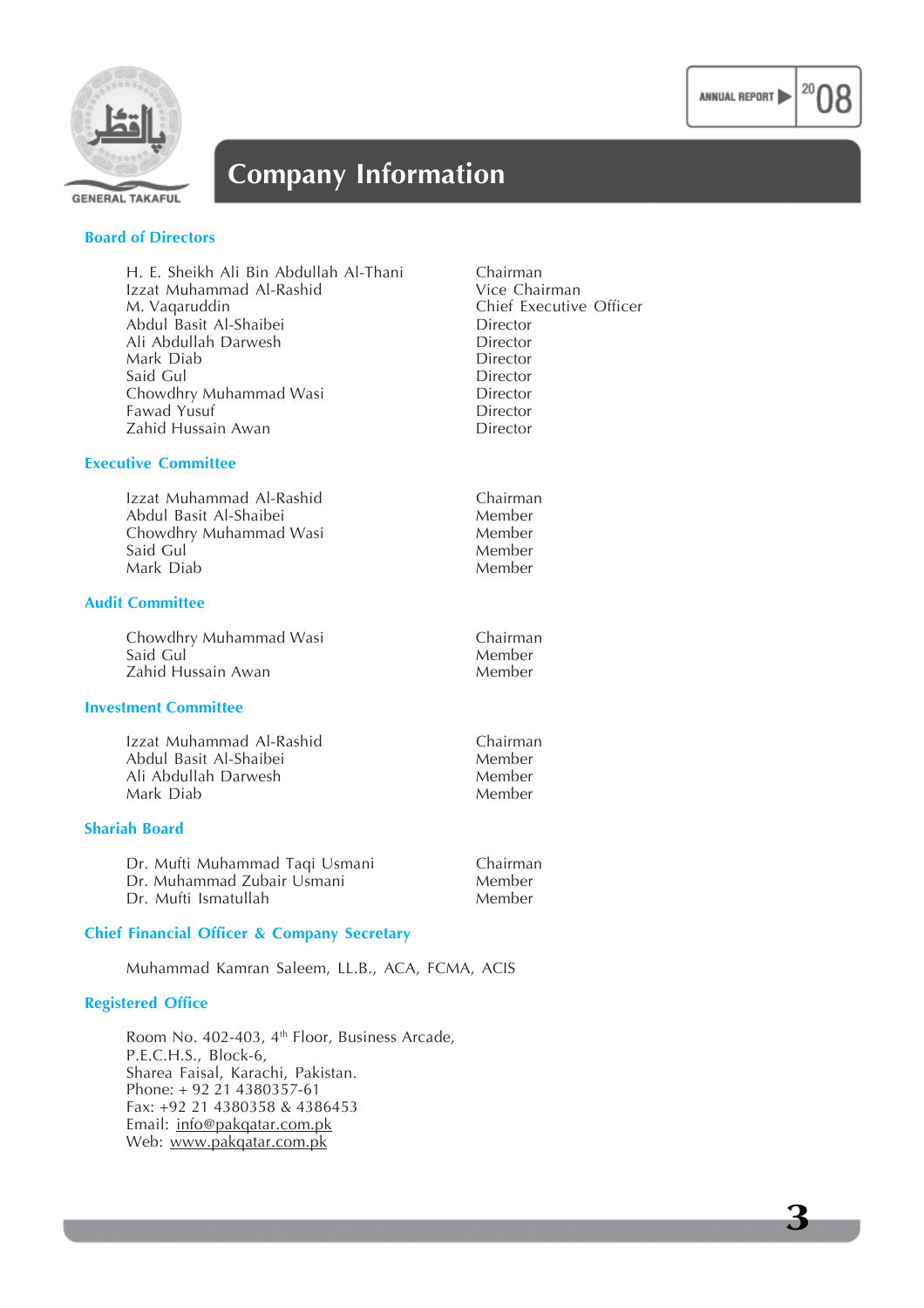# Company Information

## Board of Directors

| | |
|---|---|
| H. E. Sheikh Ali Bin Abdullah Al-Thani | Chairman |
| Izzat Muhammad Al-Rashid | Vice Chairman |
| M. Vaqaruddin | Chief Executive Officer |
| Abdul Basit Al-Shaibei | Director |
| Ali Abdullah Darwesh | Director |
| Mark Diab | Director |
| Said Gul | Director |
| Chowdhry Muhammad Wasi | Director |
| Fawad Yusuf | Director |
| Zahid Hussain Awan | Director |

## Executive Committee

| | |
|---|---|
| Izzat Muhammad Al-Rashid | Chairman |
| Abdul Basit Al-Shaibei | Member |
| Chowdhry Muhammad Wasi | Member |
| Said Gul | Member |
| Mark Diab | Member |

## Audit Committee

| | |
|---|---|
| Chowdhry Muhammad Wasi | Chairman |
| Said Gul | Member |
| Zahid Hussain Awan | Member |

## Investment Committee

| | |
|---|---|
| Izzat Muhammad Al-Rashid | Chairman |
| Abdul Basit Al-Shaibei | Member |
| Ali Abdullah Darwesh | Member |
| Mark Diab | Member |

## Shariah Board

| | |
|---|---|
| Dr. Mufti Muhammad Taqi Usmani | Chairman |
| Dr. Muhammad Zubair Usmani | Member |
| Dr. Mufti Ismatullah | Member |

## Chief Financial Officer & Company Secretary

Muhammad Kamran Saleem, LL.B., ACA, FCMA, ACIS

## Registered Office

Room No. 402-403, 4th Floor, Business Arcade,
P.E.C.H.S., Block-6,
Sharea Faisal, Karachi, Pakistan.
Phone: + 92 21 4380357-61
Fax: +92 21 4380358 & 4386453
Email: info@pakqatar.com.pk
Web: www.pakqatar.com.pk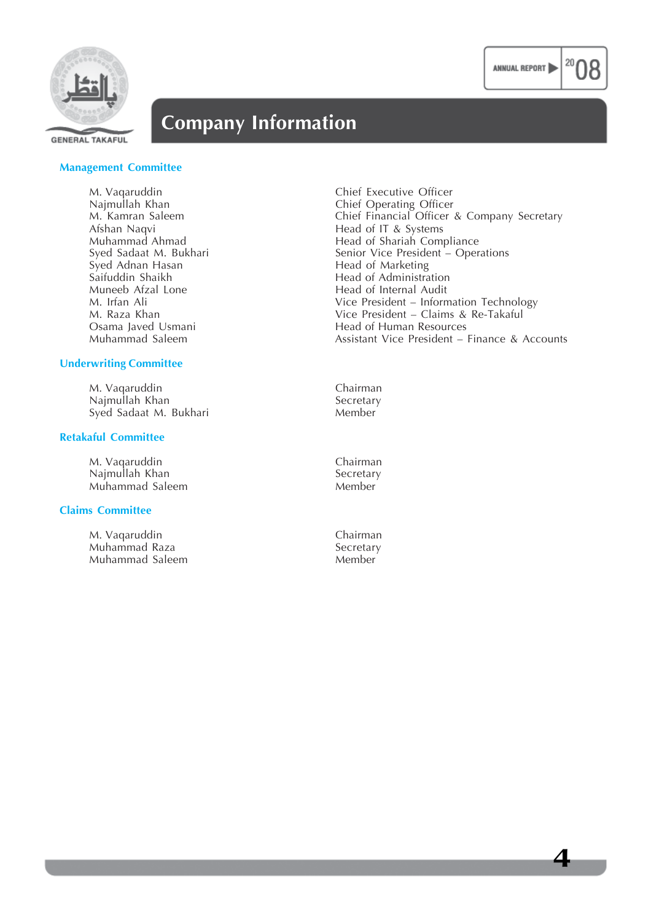# Company Information

## Management Committee

| Name | Designation |
|---|---|
| M. Vaqaruddin | Chief Executive Officer |
| Najmullah Khan | Chief Operating Officer |
| M. Kamran Saleem | Chief Financial Officer & Company Secretary |
| Afshan Naqvi | Head of IT & Systems |
| Muhammad Ahmad | Head of Shariah Compliance |
| Syed Sadaat M. Bukhari | Senior Vice President – Operations |
| Syed Adnan Hasan | Head of Marketing |
| Saifuddin Shaikh | Head of Administration |
| Muneeb Afzal Lone | Head of Internal Audit |
| M. Irfan Ali | Vice President – Information Technology |
| M. Raza Khan | Vice President – Claims & Re-Takaful |
| Osama Javed Usmani | Head of Human Resources |
| Muhammad Saleem | Assistant Vice President – Finance & Accounts |

## Underwriting Committee

| Name | Designation |
|---|---|
| M. Vaqaruddin | Chairman |
| Najmullah Khan | Secretary |
| Syed Sadaat M. Bukhari | Member |

## Retakaful Committee

| Name | Designation |
|---|---|
| M. Vaqaruddin | Chairman |
| Najmullah Khan | Secretary |
| Muhammad Saleem | Member |

## Claims Committee

| Name | Designation |
|---|---|
| M. Vaqaruddin | Chairman |
| Muhammad Raza | Secretary |
| Muhammad Saleem | Member |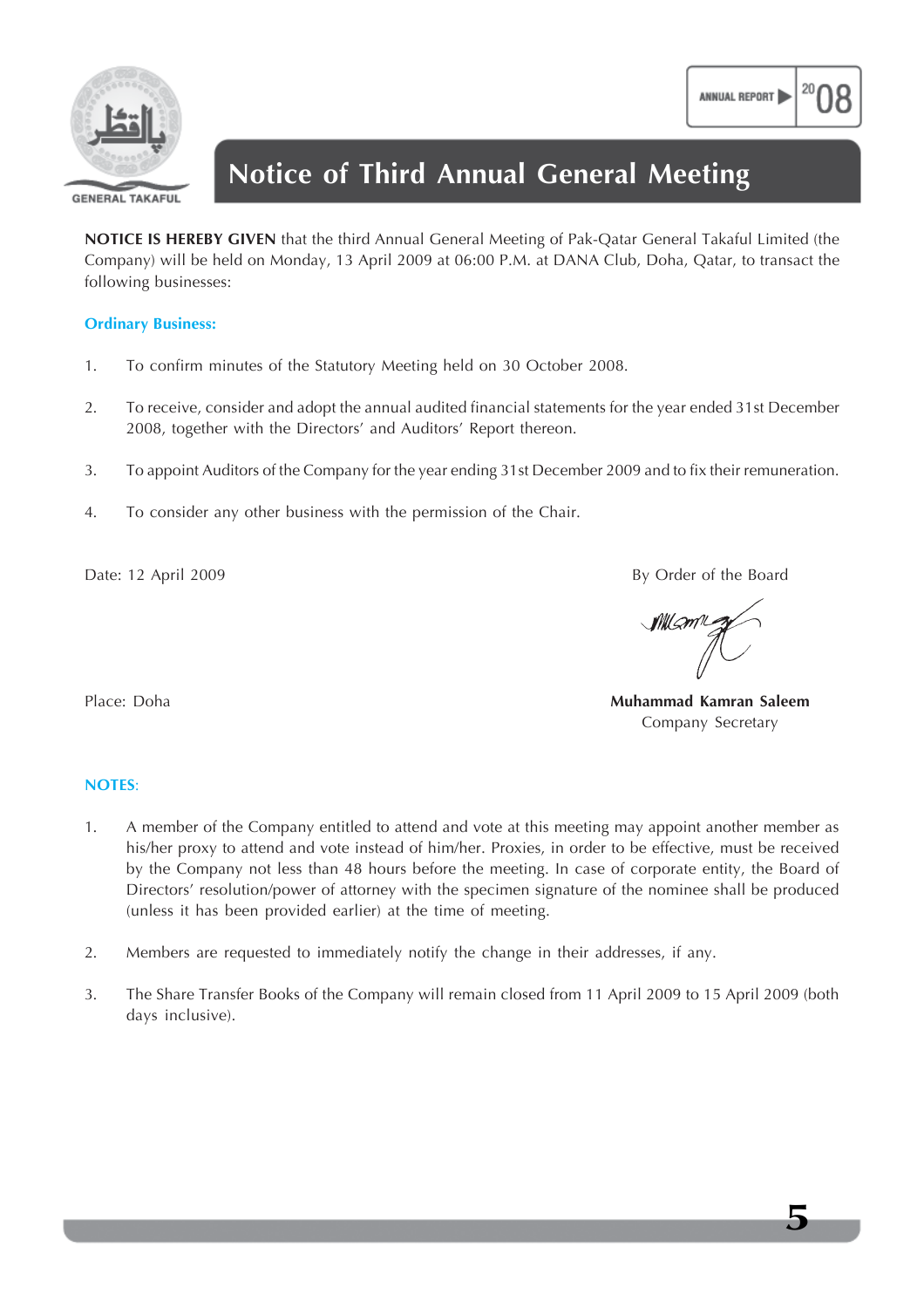# Notice of Third Annual General Meeting

**NOTICE IS HEREBY GIVEN** that the third Annual General Meeting of Pak-Qatar General Takaful Limited (the Company) will be held on Monday, 13 April 2009 at 06:00 P.M. at DANA Club, Doha, Qatar, to transact the following businesses:

## Ordinary Business:

1. To confirm minutes of the Statutory Meeting held on 30 October 2008.

2. To receive, consider and adopt the annual audited financial statements for the year ended 31st December 2008, together with the Directors' and Auditors' Report thereon.

3. To appoint Auditors of the Company for the year ending 31st December 2009 and to fix their remuneration.

4. To consider any other business with the permission of the Chair.

Date: 12 April 2009

Place: Doha

By Order of the Board

**Muhammad Kamran Saleem**
Company Secretary

## NOTES:

1. A member of the Company entitled to attend and vote at this meeting may appoint another member as his/her proxy to attend and vote instead of him/her. Proxies, in order to be effective, must be received by the Company not less than 48 hours before the meeting. In case of corporate entity, the Board of Directors' resolution/power of attorney with the specimen signature of the nominee shall be produced (unless it has been provided earlier) at the time of meeting.

2. Members are requested to immediately notify the change in their addresses, if any.

3. The Share Transfer Books of the Company will remain closed from 11 April 2009 to 15 April 2009 (both days inclusive).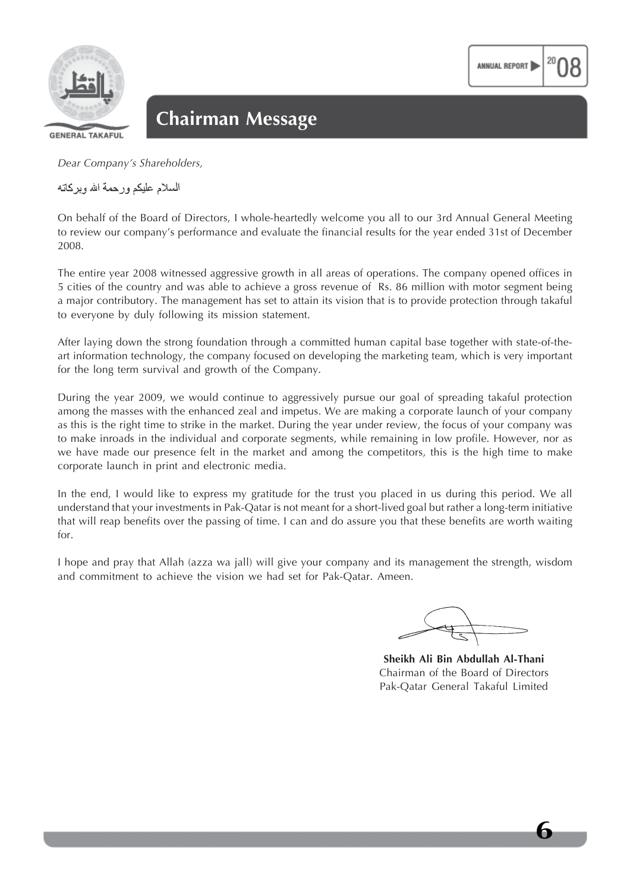# Chairman Message

*Dear Company's Shareholders,*

السلام عليكم ورحمة الله وبركاته

On behalf of the Board of Directors, I whole-heartedly welcome you all to our 3rd Annual General Meeting to review our company's performance and evaluate the financial results for the year ended 31st of December 2008.

The entire year 2008 witnessed aggressive growth in all areas of operations. The company opened offices in 5 cities of the country and was able to achieve a gross revenue of Rs. 86 million with motor segment being a major contributory. The management has set to attain its vision that is to provide protection through takaful to everyone by duly following its mission statement.

After laying down the strong foundation through a committed human capital base together with state-of-the-art information technology, the company focused on developing the marketing team, which is very important for the long term survival and growth of the Company.

During the year 2009, we would continue to aggressively pursue our goal of spreading takaful protection among the masses with the enhanced zeal and impetus. We are making a corporate launch of your company as this is the right time to strike in the market. During the year under review, the focus of your company was to make inroads in the individual and corporate segments, while remaining in low profile. However, nor as we have made our presence felt in the market and among the competitors, this is the high time to make corporate launch in print and electronic media.

In the end, I would like to express my gratitude for the trust you placed in us during this period. We all understand that your investments in Pak-Qatar is not meant for a short-lived goal but rather a long-term initiative that will reap benefits over the passing of time. I can and do assure you that these benefits are worth waiting for.

I hope and pray that Allah (azza wa jall) will give your company and its management the strength, wisdom and commitment to achieve the vision we had set for Pak-Qatar. Ameen.

**Sheikh Ali Bin Abdullah Al-Thani**
Chairman of the Board of Directors
Pak-Qatar General Takaful Limited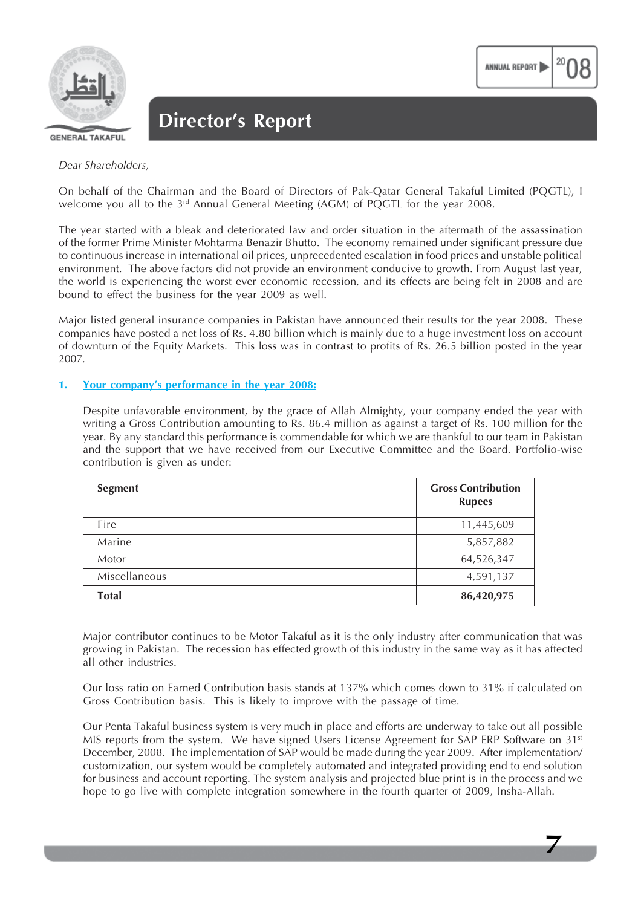# Director's Report

*Dear Shareholders,*

On behalf of the Chairman and the Board of Directors of Pak-Qatar General Takaful Limited (PQGTL), I welcome you all to the 3rd Annual General Meeting (AGM) of PQGTL for the year 2008.

The year started with a bleak and deteriorated law and order situation in the aftermath of the assassination of the former Prime Minister Mohtarma Benazir Bhutto. The economy remained under significant pressure due to continuous increase in international oil prices, unprecedented escalation in food prices and unstable political environment. The above factors did not provide an environment conducive to growth. From August last year, the world is experiencing the worst ever economic recession, and its effects are being felt in 2008 and are bound to effect the business for the year 2009 as well.

Major listed general insurance companies in Pakistan have announced their results for the year 2008. These companies have posted a net loss of Rs. 4.80 billion which is mainly due to a huge investment loss on account of downturn of the Equity Markets. This loss was in contrast to profits of Rs. 26.5 billion posted in the year 2007.

## 1. Your company's performance in the year 2008:

Despite unfavorable environment, by the grace of Allah Almighty, your company ended the year with writing a Gross Contribution amounting to Rs. 86.4 million as against a target of Rs. 100 million for the year. By any standard this performance is commendable for which we are thankful to our team in Pakistan and the support that we have received from our Executive Committee and the Board. Portfolio-wise contribution is given as under:

| Segment | Gross Contribution Rupees |
|---|---:|
| Fire | 11,445,609 |
| Marine | 5,857,882 |
| Motor | 64,526,347 |
| Miscellaneous | 4,591,137 |
| **Total** | **86,420,975** |

Major contributor continues to be Motor Takaful as it is the only industry after communication that was growing in Pakistan. The recession has effected growth of this industry in the same way as it has affected all other industries.

Our loss ratio on Earned Contribution basis stands at 137% which comes down to 31% if calculated on Gross Contribution basis. This is likely to improve with the passage of time.

Our Penta Takaful business system is very much in place and efforts are underway to take out all possible MIS reports from the system. We have signed Users License Agreement for SAP ERP Software on 31st December, 2008. The implementation of SAP would be made during the year 2009. After implementation/ customization, our system would be completely automated and integrated providing end to end solution for business and account reporting. The system analysis and projected blue print is in the process and we hope to go live with complete integration somewhere in the fourth quarter of 2009, Insha-Allah.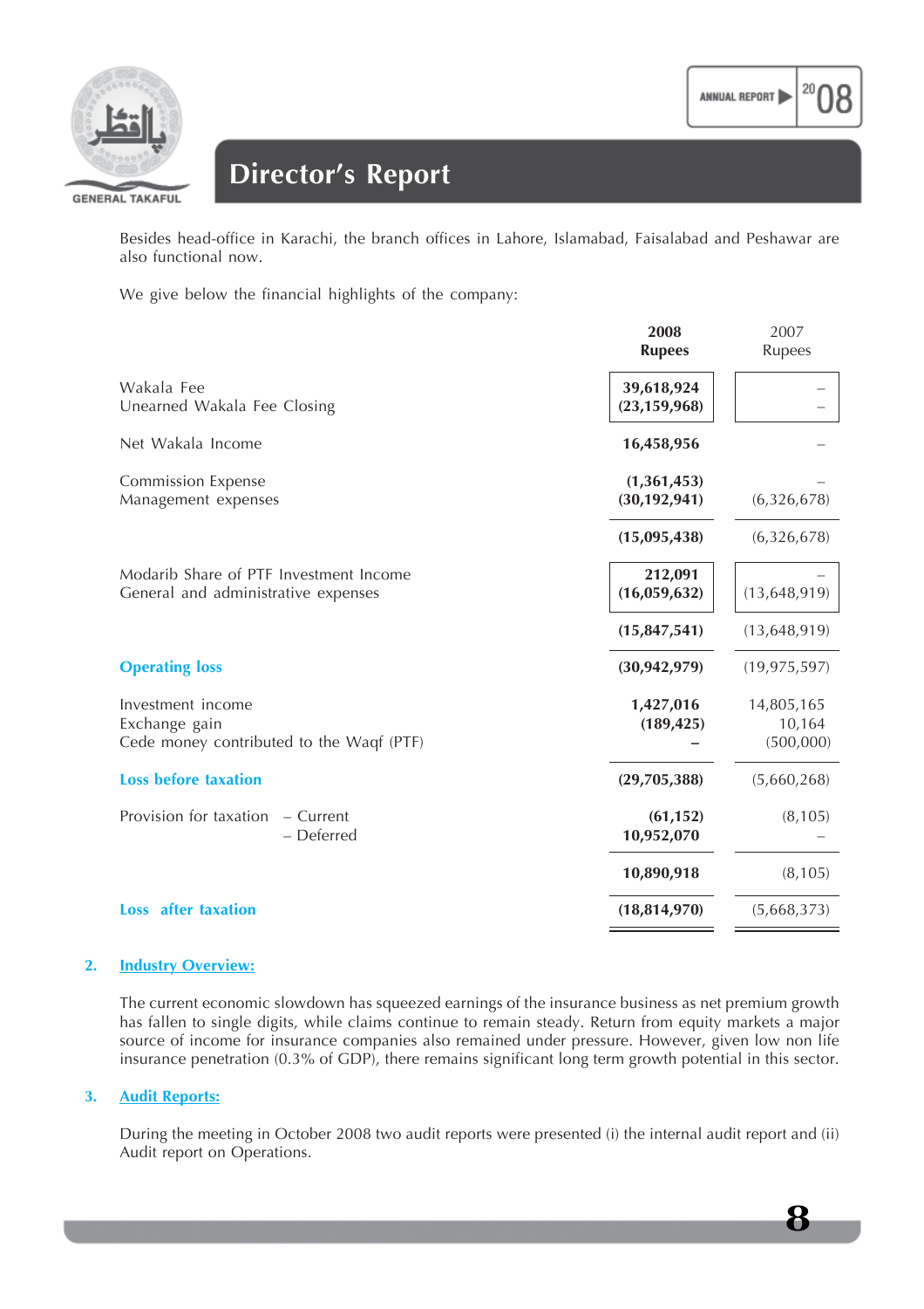Besides head-office in Karachi, the branch offices in Lahore, Islamabad, Faisalabad and Peshawar are also functional now.

We give below the financial highlights of the company:

| | **2008 Rupees** | 2007 Rupees |
|---|---|---|
| Wakala Fee | **39,618,924** | – |
| Unearned Wakala Fee Closing | **(23,159,968)** | – |
| Net Wakala Income | **16,458,956** | – |
| Commission Expense | **(1,361,453)** | – |
| Management expenses | **(30,192,941)** | (6,326,678) |
| | **(15,095,438)** | (6,326,678) |
| Modarib Share of PTF Investment Income | **212,091** | – |
| General and administrative expenses | **(16,059,632)** | (13,648,919) |
| | **(15,847,541)** | (13,648,919) |
| **Operating loss** | **(30,942,979)** | (19,975,597) |
| Investment income | **1,427,016** | 14,805,165 |
| Exchange gain | **(189,425)** | 10,164 |
| Cede money contributed to the Waqf (PTF) | **–** | (500,000) |
| **Loss before taxation** | **(29,705,388)** | (5,660,268) |
| Provision for taxation – Current | **(61,152)** | (8,105) |
| – Deferred | **10,952,070** | – |
| | **10,890,918** | (8,105) |
| **Loss after taxation** | **(18,814,970)** | (5,668,373) |

## 2. Industry Overview:

The current economic slowdown has squeezed earnings of the insurance business as net premium growth has fallen to single digits, while claims continue to remain steady. Return from equity markets a major source of income for insurance companies also remained under pressure. However, given low non life insurance penetration (0.3% of GDP), there remains significant long term growth potential in this sector.

## 3. Audit Reports:

During the meeting in October 2008 two audit reports were presented (i) the internal audit report and (ii) Audit report on Operations.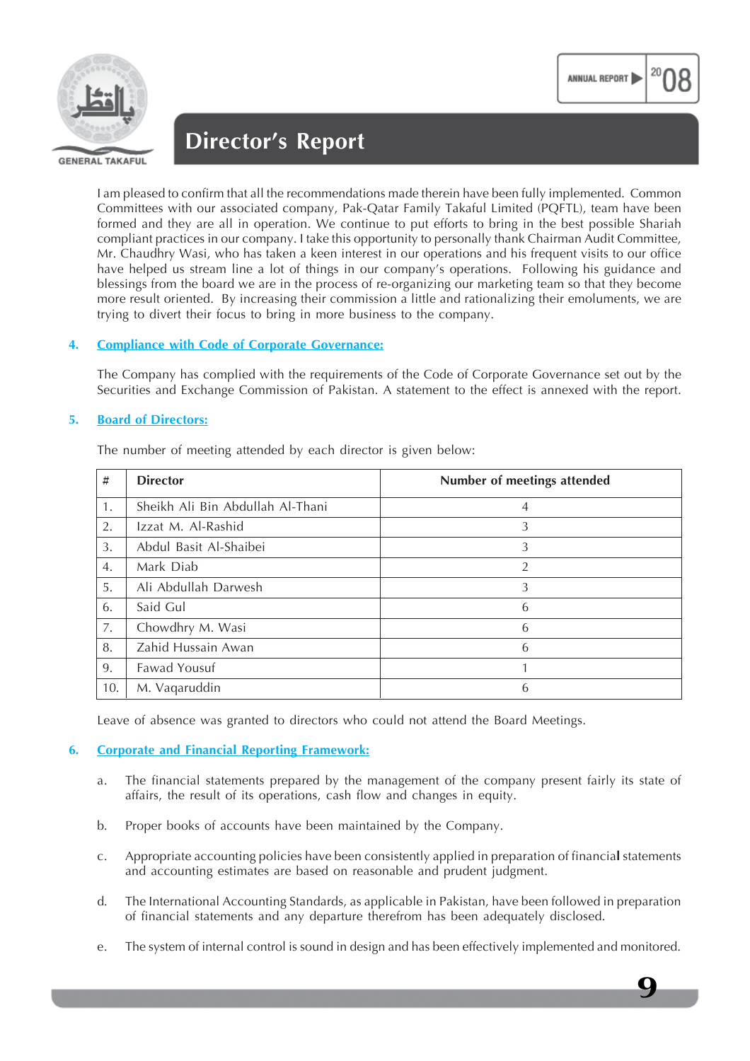# Director's Report

I am pleased to confirm that all the recommendations made therein have been fully implemented. Common Committees with our associated company, Pak-Qatar Family Takaful Limited (PQFTL), team have been formed and they are all in operation. We continue to put efforts to bring in the best possible Shariah compliant practices in our company. I take this opportunity to personally thank Chairman Audit Committee, Mr. Chaudhry Wasi, who has taken a keen interest in our operations and his frequent visits to our office have helped us stream line a lot of things in our company's operations. Following his guidance and blessings from the board we are in the process of re-organizing our marketing team so that they become more result oriented. By increasing their commission a little and rationalizing their emoluments, we are trying to divert their focus to bring in more business to the company.

## 4. Compliance with Code of Corporate Governance:

The Company has complied with the requirements of the Code of Corporate Governance set out by the Securities and Exchange Commission of Pakistan. A statement to the effect is annexed with the report.

## 5. Board of Directors:

The number of meeting attended by each director is given below:

| # | Director | Number of meetings attended |
|---|---|---|
| 1. | Sheikh Ali Bin Abdullah Al-Thani | 4 |
| 2. | Izzat M. Al-Rashid | 3 |
| 3. | Abdul Basit Al-Shaibei | 3 |
| 4. | Mark Diab | 2 |
| 5. | Ali Abdullah Darwesh | 3 |
| 6. | Said Gul | 6 |
| 7. | Chowdhry M. Wasi | 6 |
| 8. | Zahid Hussain Awan | 6 |
| 9. | Fawad Yousuf | 1 |
| 10. | M. Vaqaruddin | 6 |

Leave of absence was granted to directors who could not attend the Board Meetings.

## 6. Corporate and Financial Reporting Framework:

a. The financial statements prepared by the management of the company present fairly its state of affairs, the result of its operations, cash flow and changes in equity.

b. Proper books of accounts have been maintained by the Company.

c. Appropriate accounting policies have been consistently applied in preparation of financial statements and accounting estimates are based on reasonable and prudent judgment.

d. The International Accounting Standards, as applicable in Pakistan, have been followed in preparation of financial statements and any departure therefrom has been adequately disclosed.

e. The system of internal control is sound in design and has been effectively implemented and monitored.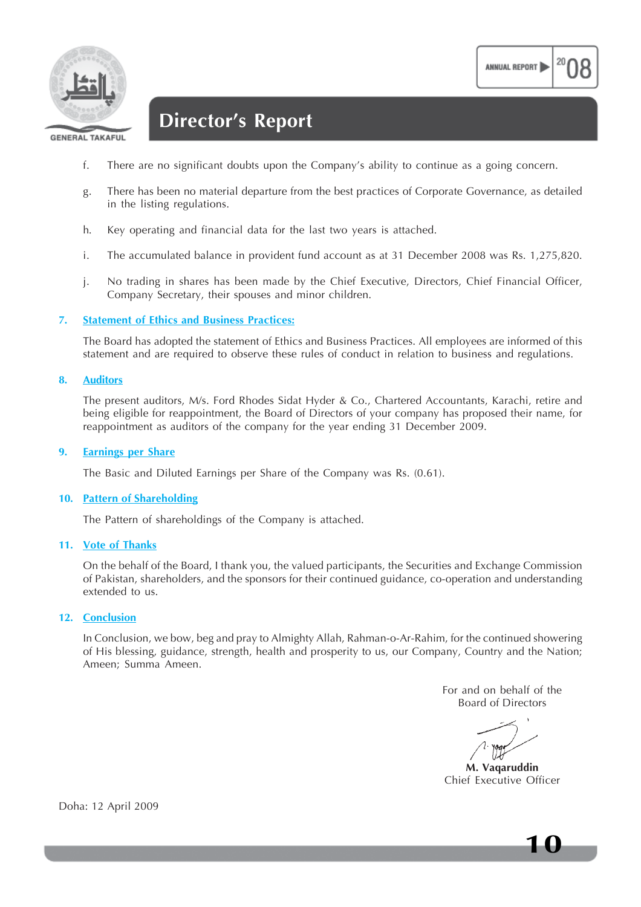f. There are no significant doubts upon the Company's ability to continue as a going concern.

g. There has been no material departure from the best practices of Corporate Governance, as detailed in the listing regulations.

h. Key operating and financial data for the last two years is attached.

i. The accumulated balance in provident fund account as at 31 December 2008 was Rs. 1,275,820.

j. No trading in shares has been made by the Chief Executive, Directors, Chief Financial Officer, Company Secretary, their spouses and minor children.

## 7. Statement of Ethics and Business Practices:

The Board has adopted the statement of Ethics and Business Practices. All employees are informed of this statement and are required to observe these rules of conduct in relation to business and regulations.

## 8. Auditors

The present auditors, M/s. Ford Rhodes Sidat Hyder & Co., Chartered Accountants, Karachi, retire and being eligible for reappointment, the Board of Directors of your company has proposed their name, for reappointment as auditors of the company for the year ending 31 December 2009.

## 9. Earnings per Share

The Basic and Diluted Earnings per Share of the Company was Rs. (0.61).

## 10. Pattern of Shareholding

The Pattern of shareholdings of the Company is attached.

## 11. Vote of Thanks

On the behalf of the Board, I thank you, the valued participants, the Securities and Exchange Commission of Pakistan, shareholders, and the sponsors for their continued guidance, co-operation and understanding extended to us.

## 12. Conclusion

In Conclusion, we bow, beg and pray to Almighty Allah, Rahman-o-Ar-Rahim, for the continued showering of His blessing, guidance, strength, health and prosperity to us, our Company, Country and the Nation; Ameen; Summa Ameen.

For and on behalf of the
Board of Directors

**M. Vaqaruddin**
Chief Executive Officer

Doha: 12 April 2009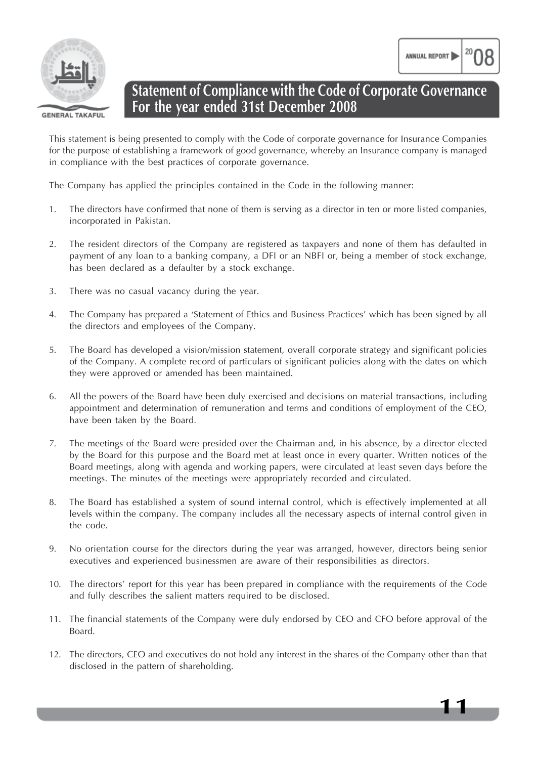# Statement of Compliance with the Code of Corporate Governance For the year ended 31st December 2008

This statement is being presented to comply with the Code of corporate governance for Insurance Companies for the purpose of establishing a framework of good governance, whereby an Insurance company is managed in compliance with the best practices of corporate governance.

The Company has applied the principles contained in the Code in the following manner:

1. The directors have confirmed that none of them is serving as a director in ten or more listed companies, incorporated in Pakistan.

2. The resident directors of the Company are registered as taxpayers and none of them has defaulted in payment of any loan to a banking company, a DFI or an NBFI or, being a member of stock exchange, has been declared as a defaulter by a stock exchange.

3. There was no casual vacancy during the year.

4. The Company has prepared a 'Statement of Ethics and Business Practices' which has been signed by all the directors and employees of the Company.

5. The Board has developed a vision/mission statement, overall corporate strategy and significant policies of the Company. A complete record of particulars of significant policies along with the dates on which they were approved or amended has been maintained.

6. All the powers of the Board have been duly exercised and decisions on material transactions, including appointment and determination of remuneration and terms and conditions of employment of the CEO, have been taken by the Board.

7. The meetings of the Board were presided over the Chairman and, in his absence, by a director elected by the Board for this purpose and the Board met at least once in every quarter. Written notices of the Board meetings, along with agenda and working papers, were circulated at least seven days before the meetings. The minutes of the meetings were appropriately recorded and circulated.

8. The Board has established a system of sound internal control, which is effectively implemented at all levels within the company. The company includes all the necessary aspects of internal control given in the code.

9. No orientation course for the directors during the year was arranged, however, directors being senior executives and experienced businessmen are aware of their responsibilities as directors.

10. The directors' report for this year has been prepared in compliance with the requirements of the Code and fully describes the salient matters required to be disclosed.

11. The financial statements of the Company were duly endorsed by CEO and CFO before approval of the Board.

12. The directors, CEO and executives do not hold any interest in the shares of the Company other than that disclosed in the pattern of shareholding.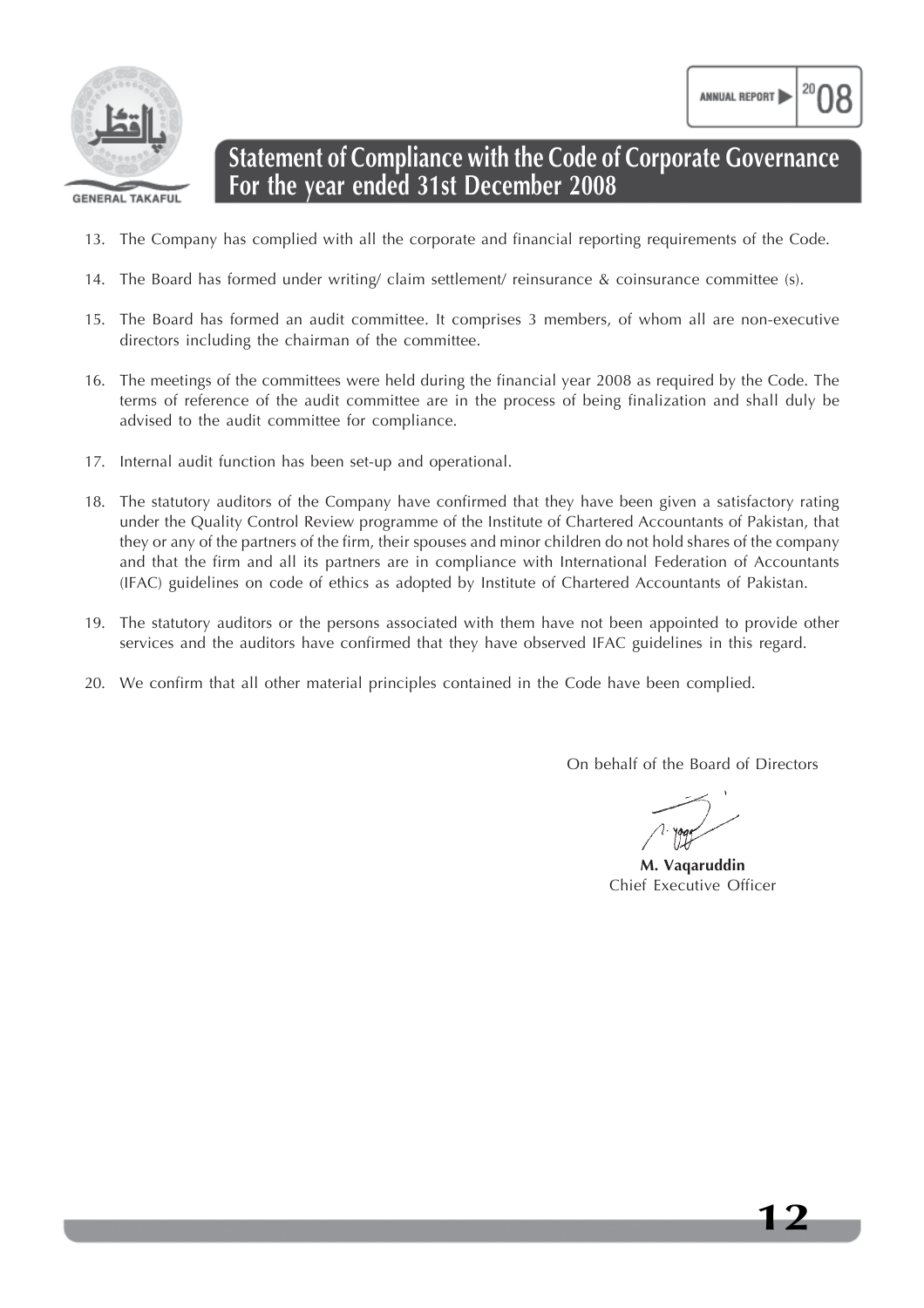## Statement of Compliance with the Code of Corporate Governance For the year ended 31st December 2008

13. The Company has complied with all the corporate and financial reporting requirements of the Code.

14. The Board has formed under writing/ claim settlement/ reinsurance & coinsurance committee (s).

15. The Board has formed an audit committee. It comprises 3 members, of whom all are non-executive directors including the chairman of the committee.

16. The meetings of the committees were held during the financial year 2008 as required by the Code. The terms of reference of the audit committee are in the process of being finalization and shall duly be advised to the audit committee for compliance.

17. Internal audit function has been set-up and operational.

18. The statutory auditors of the Company have confirmed that they have been given a satisfactory rating under the Quality Control Review programme of the Institute of Chartered Accountants of Pakistan, that they or any of the partners of the firm, their spouses and minor children do not hold shares of the company and that the firm and all its partners are in compliance with International Federation of Accountants (IFAC) guidelines on code of ethics as adopted by Institute of Chartered Accountants of Pakistan.

19. The statutory auditors or the persons associated with them have not been appointed to provide other services and the auditors have confirmed that they have observed IFAC guidelines in this regard.

20. We confirm that all other material principles contained in the Code have been complied.

On behalf of the Board of Directors

**M. Vaqaruddin**
Chief Executive Officer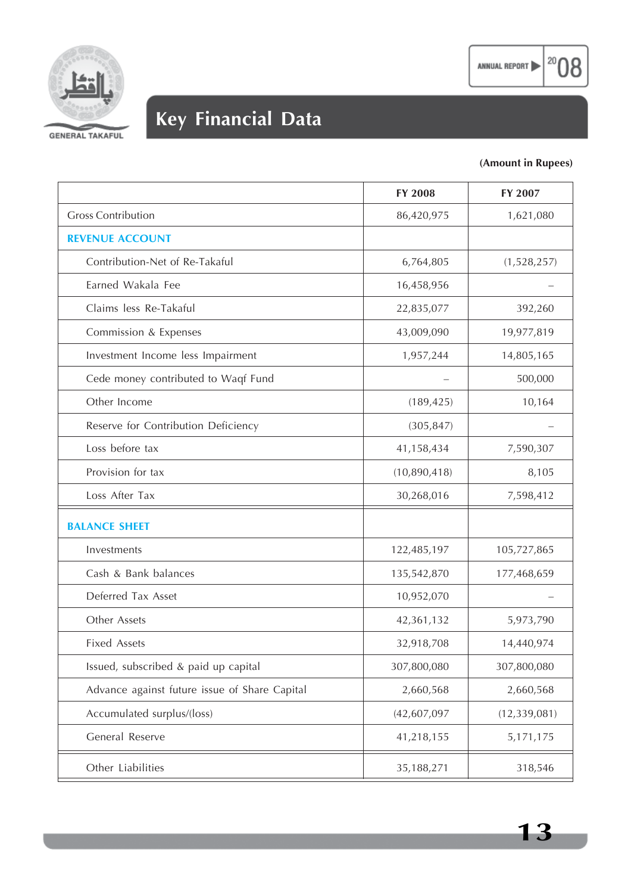# Key Financial Data

(Amount in Rupees)

| | FY 2008 | FY 2007 |
|---|---|---|
| Gross Contribution | 86,420,975 | 1,621,080 |
| **REVENUE ACCOUNT** | | |
| Contribution-Net of Re-Takaful | 6,764,805 | (1,528,257) |
| Earned Wakala Fee | 16,458,956 | – |
| Claims less Re-Takaful | 22,835,077 | 392,260 |
| Commission & Expenses | 43,009,090 | 19,977,819 |
| Investment Income less Impairment | 1,957,244 | 14,805,165 |
| Cede money contributed to Waqf Fund | – | 500,000 |
| Other Income | (189,425) | 10,164 |
| Reserve for Contribution Deficiency | (305,847) | – |
| Loss before tax | 41,158,434 | 7,590,307 |
| Provision for tax | (10,890,418) | 8,105 |
| Loss After Tax | 30,268,016 | 7,598,412 |
| **BALANCE SHEET** | | |
| Investments | 122,485,197 | 105,727,865 |
| Cash & Bank balances | 135,542,870 | 177,468,659 |
| Deferred Tax Asset | 10,952,070 | – |
| Other Assets | 42,361,132 | 5,973,790 |
| Fixed Assets | 32,918,708 | 14,440,974 |
| Issued, subscribed & paid up capital | 307,800,080 | 307,800,080 |
| Advance against future issue of Share Capital | 2,660,568 | 2,660,568 |
| Accumulated surplus/(loss) | (42,607,097 | (12,339,081) |
| General Reserve | 41,218,155 | 5,171,175 |
| Other Liabilities | 35,188,271 | 318,546 |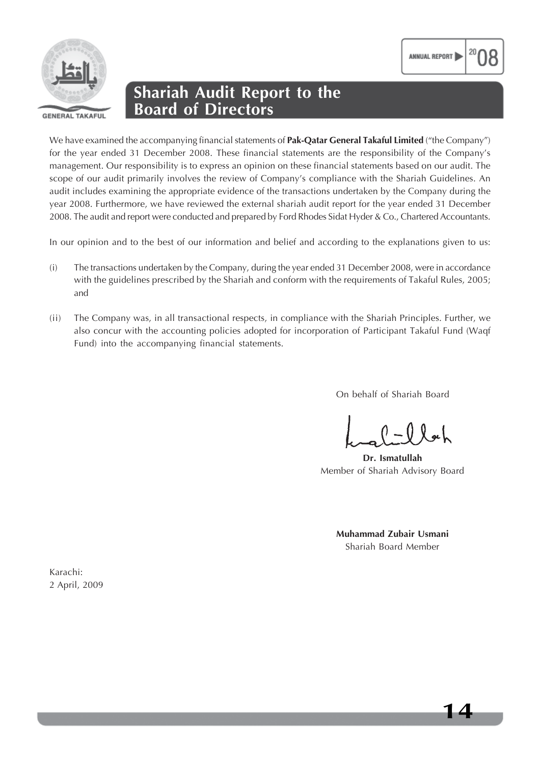# Shariah Audit Report to the Board of Directors

We have examined the accompanying financial statements of **Pak-Qatar General Takaful Limited** ("the Company") for the year ended 31 December 2008. These financial statements are the responsibility of the Company's management. Our responsibility is to express an opinion on these financial statements based on our audit. The scope of our audit primarily involves the review of Company's compliance with the Shariah Guidelines. An audit includes examining the appropriate evidence of the transactions undertaken by the Company during the year 2008. Furthermore, we have reviewed the external shariah audit report for the year ended 31 December 2008. The audit and report were conducted and prepared by Ford Rhodes Sidat Hyder & Co., Chartered Accountants.

In our opinion and to the best of our information and belief and according to the explanations given to us:

(i) The transactions undertaken by the Company, during the year ended 31 December 2008, were in accordance with the guidelines prescribed by the Shariah and conform with the requirements of Takaful Rules, 2005; and

(ii) The Company was, in all transactional respects, in compliance with the Shariah Principles. Further, we also concur with the accounting policies adopted for incorporation of Participant Takaful Fund (Waqf Fund) into the accompanying financial statements.

On behalf of Shariah Board

**Dr. Ismatullah**
Member of Shariah Advisory Board

**Muhammad Zubair Usmani**
Shariah Board Member

Karachi:
2 April, 2009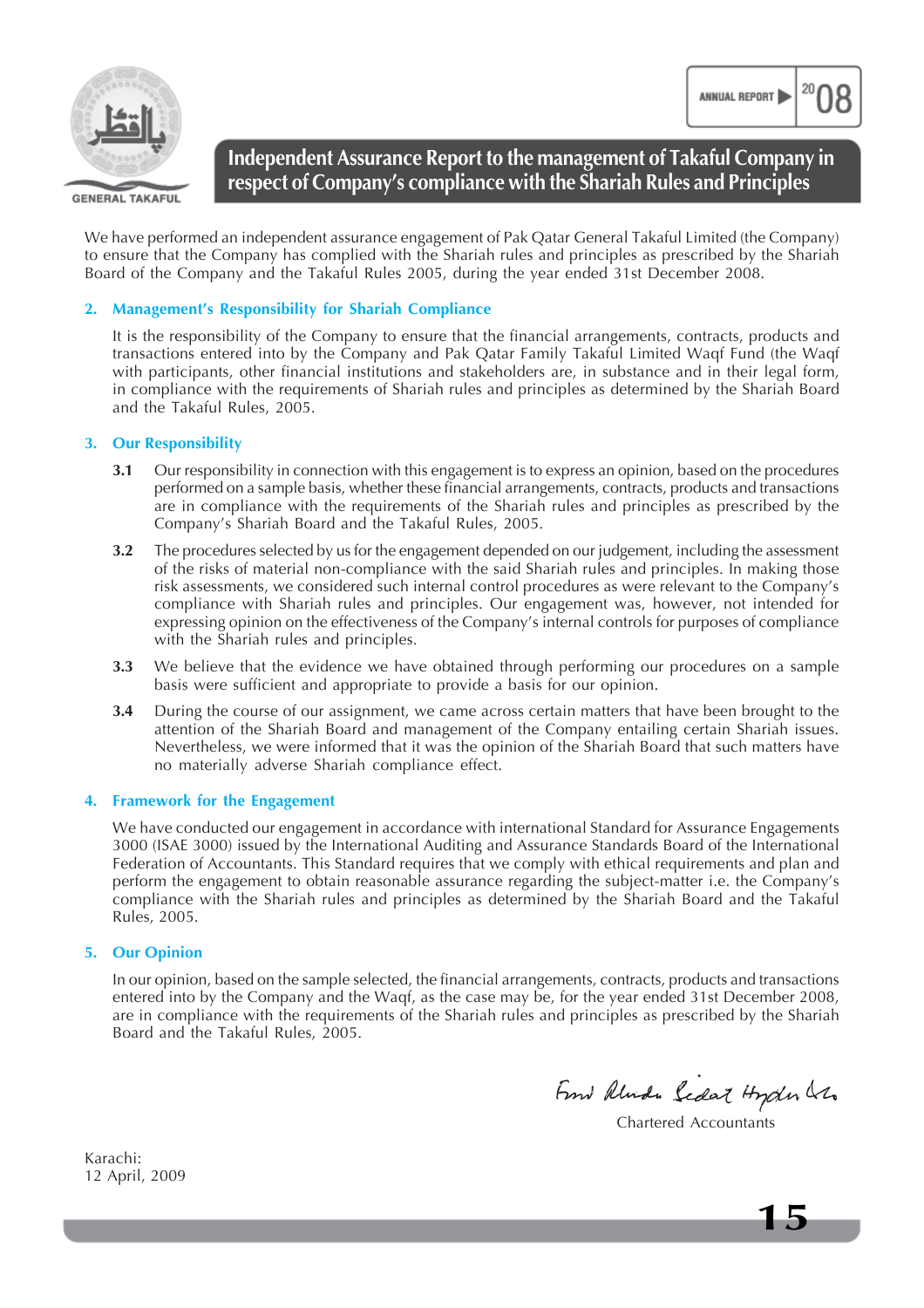# Independent Assurance Report to the management of Takaful Company in respect of Company's compliance with the Shariah Rules and Principles

We have performed an independent assurance engagement of Pak Qatar General Takaful Limited (the Company) to ensure that the Company has complied with the Shariah rules and principles as prescribed by the Shariah Board of the Company and the Takaful Rules 2005, during the year ended 31st December 2008.

## 2. Management's Responsibility for Shariah Compliance

It is the responsibility of the Company to ensure that the financial arrangements, contracts, products and transactions entered into by the Company and Pak Qatar Family Takaful Limited Waqf Fund (the Waqf with participants, other financial institutions and stakeholders are, in substance and in their legal form, in compliance with the requirements of Shariah rules and principles as determined by the Shariah Board and the Takaful Rules, 2005.

## 3. Our Responsibility

**3.1** Our responsibility in connection with this engagement is to express an opinion, based on the procedures performed on a sample basis, whether these financial arrangements, contracts, products and transactions are in compliance with the requirements of the Shariah rules and principles as prescribed by the Company's Shariah Board and the Takaful Rules, 2005.

**3.2** The procedures selected by us for the engagement depended on our judgement, including the assessment of the risks of material non-compliance with the said Shariah rules and principles. In making those risk assessments, we considered such internal control procedures as were relevant to the Company's compliance with Shariah rules and principles. Our engagement was, however, not intended for expressing opinion on the effectiveness of the Company's internal controls for purposes of compliance with the Shariah rules and principles.

**3.3** We believe that the evidence we have obtained through performing our procedures on a sample basis were sufficient and appropriate to provide a basis for our opinion.

**3.4** During the course of our assignment, we came across certain matters that have been brought to the attention of the Shariah Board and management of the Company entailing certain Shariah issues. Nevertheless, we were informed that it was the opinion of the Shariah Board that such matters have no materially adverse Shariah compliance effect.

## 4. Framework for the Engagement

We have conducted our engagement in accordance with international Standard for Assurance Engagements 3000 (ISAE 3000) issued by the International Auditing and Assurance Standards Board of the International Federation of Accountants. This Standard requires that we comply with ethical requirements and plan and perform the engagement to obtain reasonable assurance regarding the subject-matter i.e. the Company's compliance with the Shariah rules and principles as determined by the Shariah Board and the Takaful Rules, 2005.

## 5. Our Opinion

In our opinion, based on the sample selected, the financial arrangements, contracts, products and transactions entered into by the Company and the Waqf, as the case may be, for the year ended 31st December 2008, are in compliance with the requirements of the Shariah rules and principles as prescribed by the Shariah Board and the Takaful Rules, 2005.

Ford Rhodes Sidat Hyder & Co.

Chartered Accountants

Karachi:
12 April, 2009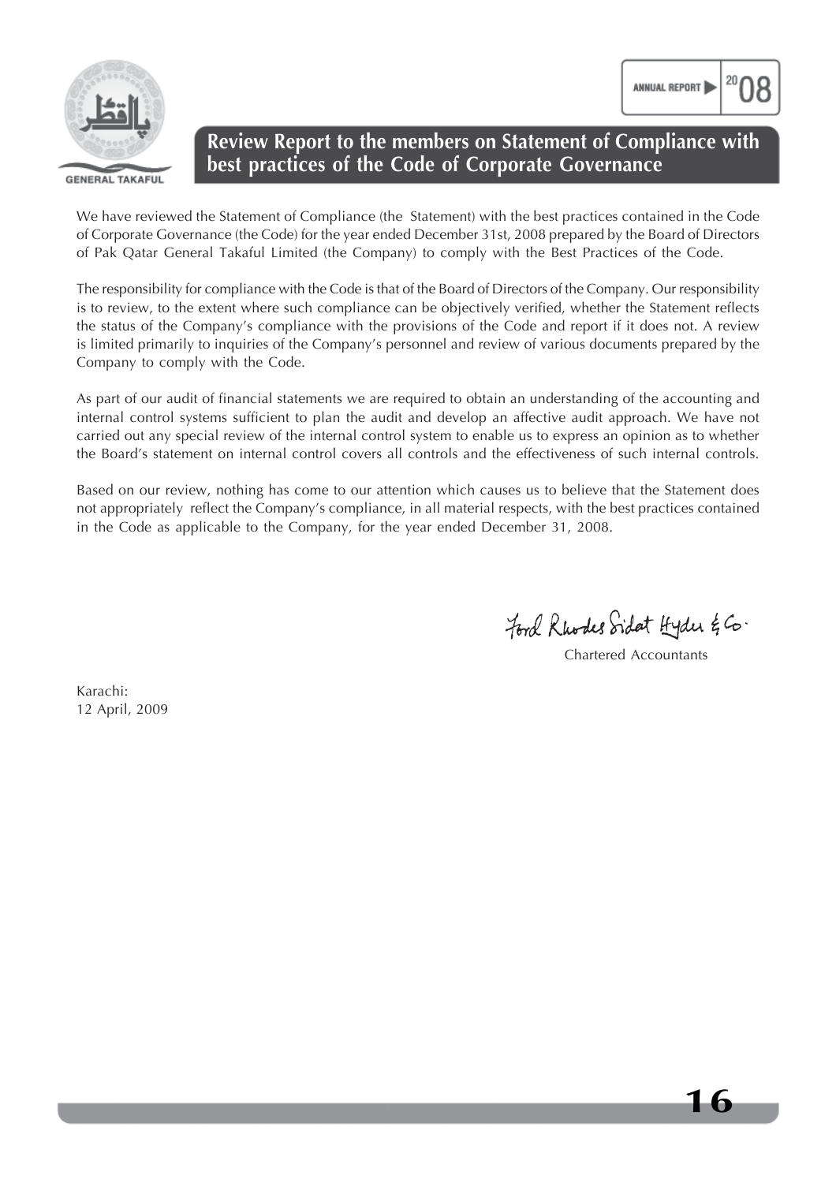# Review Report to the members on Statement of Compliance with best practices of the Code of Corporate Governance

We have reviewed the Statement of Compliance (the Statement) with the best practices contained in the Code of Corporate Governance (the Code) for the year ended December 31st, 2008 prepared by the Board of Directors of Pak Qatar General Takaful Limited (the Company) to comply with the Best Practices of the Code.

The responsibility for compliance with the Code is that of the Board of Directors of the Company. Our responsibility is to review, to the extent where such compliance can be objectively verified, whether the Statement reflects the status of the Company's compliance with the provisions of the Code and report if it does not. A review is limited primarily to inquiries of the Company's personnel and review of various documents prepared by the Company to comply with the Code.

As part of our audit of financial statements we are required to obtain an understanding of the accounting and internal control systems sufficient to plan the audit and develop an affective audit approach. We have not carried out any special review of the internal control system to enable us to express an opinion as to whether the Board's statement on internal control covers all controls and the effectiveness of such internal controls.

Based on our review, nothing has come to our attention which causes us to believe that the Statement does not appropriately reflect the Company's compliance, in all material respects, with the best practices contained in the Code as applicable to the Company, for the year ended December 31, 2008.

Ford Rhodes Sidat Hyder & Co.

Chartered Accountants

Karachi:
12 April, 2009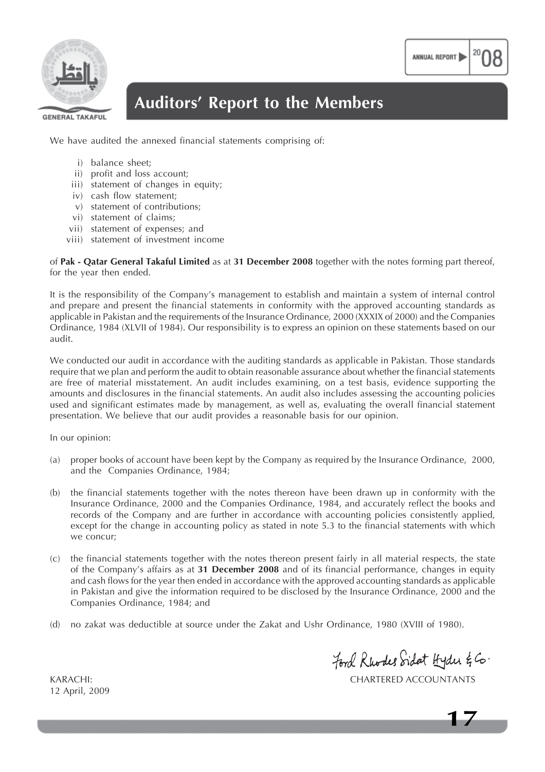# Auditors' Report to the Members

We have audited the annexed financial statements comprising of:

i) balance sheet;
ii) profit and loss account;
iii) statement of changes in equity;
iv) cash flow statement;
v) statement of contributions;
vi) statement of claims;
vii) statement of expenses; and
viii) statement of investment income

of **Pak - Qatar General Takaful Limited** as at **31 December 2008** together with the notes forming part thereof, for the year then ended.

It is the responsibility of the Company's management to establish and maintain a system of internal control and prepare and present the financial statements in conformity with the approved accounting standards as applicable in Pakistan and the requirements of the Insurance Ordinance, 2000 (XXXIX of 2000) and the Companies Ordinance, 1984 (XLVII of 1984). Our responsibility is to express an opinion on these statements based on our audit.

We conducted our audit in accordance with the auditing standards as applicable in Pakistan. Those standards require that we plan and perform the audit to obtain reasonable assurance about whether the financial statements are free of material misstatement. An audit includes examining, on a test basis, evidence supporting the amounts and disclosures in the financial statements. An audit also includes assessing the accounting policies used and significant estimates made by management, as well as, evaluating the overall financial statement presentation. We believe that our audit provides a reasonable basis for our opinion.

In our opinion:

(a) proper books of account have been kept by the Company as required by the Insurance Ordinance, 2000, and the Companies Ordinance, 1984;

(b) the financial statements together with the notes thereon have been drawn up in conformity with the Insurance Ordinance, 2000 and the Companies Ordinance, 1984, and accurately reflect the books and records of the Company and are further in accordance with accounting policies consistently applied, except for the change in accounting policy as stated in note 5.3 to the financial statements with which we concur;

(c) the financial statements together with the notes thereon present fairly in all material respects, the state of the Company's affairs as at **31 December 2008** and of its financial performance, changes in equity and cash flows for the year then ended in accordance with the approved accounting standards as applicable in Pakistan and give the information required to be disclosed by the Insurance Ordinance, 2000 and the Companies Ordinance, 1984; and

(d) no zakat was deductible at source under the Zakat and Ushr Ordinance, 1980 (XVIII of 1980).

Ford Rhodes Sidat Hyder & Co.
CHARTERED ACCOUNTANTS

KARACHI:
12 April, 2009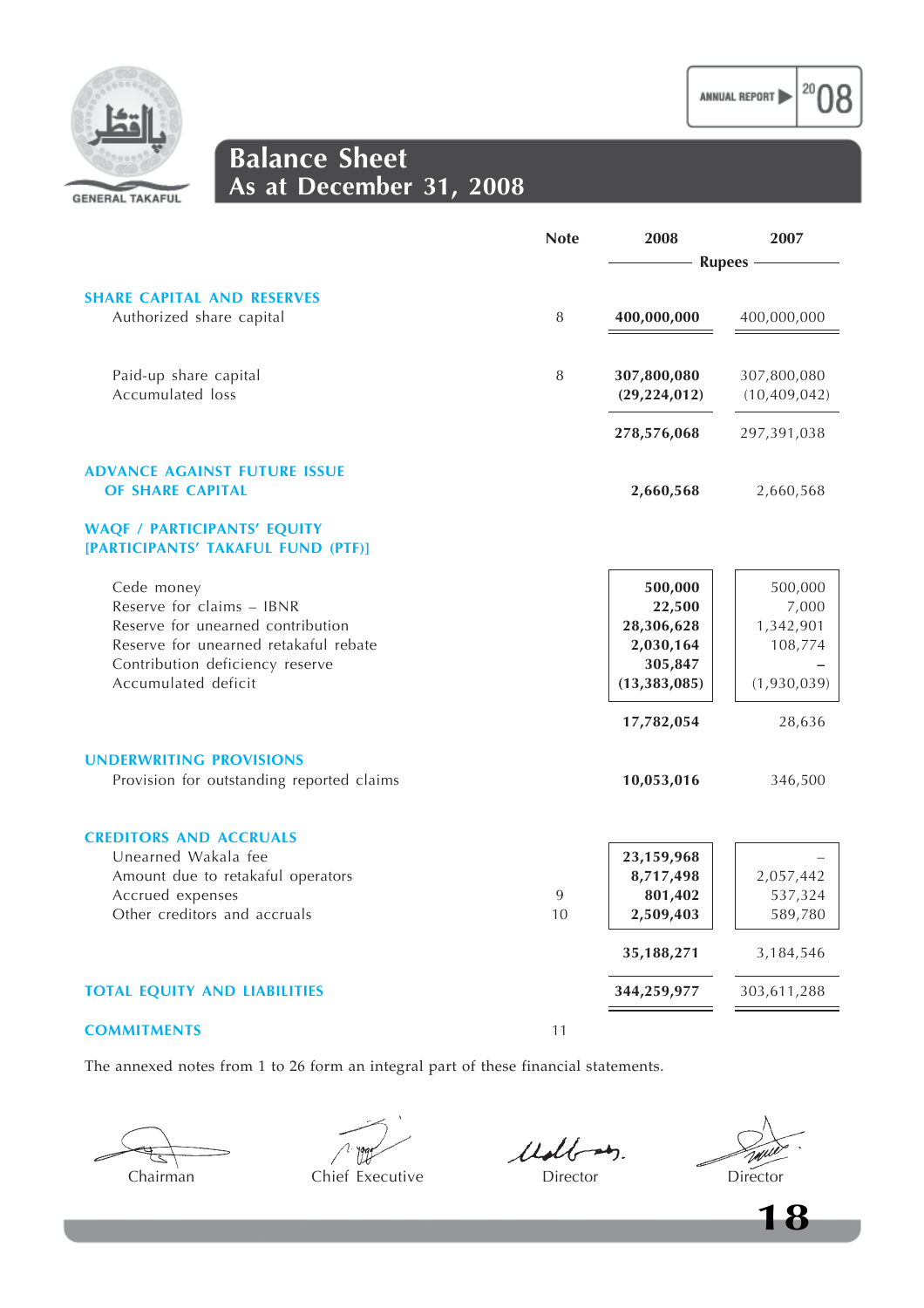# Balance Sheet
## As at December 31, 2008

| | Note | 2008 | 2007 |
|---|---|---|---|
| | | Rupees | |
| **SHARE CAPITAL AND RESERVES** | | | |
| Authorized share capital | 8 | **400,000,000** | 400,000,000 |
| | | | |
| Paid-up share capital | 8 | **307,800,080** | 307,800,080 |
| Accumulated loss | | **(29,224,012)** | (10,409,042) |
| | | **278,576,068** | 297,391,038 |
| **ADVANCE AGAINST FUTURE ISSUE OF SHARE CAPITAL** | | **2,660,568** | 2,660,568 |
| **WAQF / PARTICIPANTS' EQUITY [PARTICIPANTS' TAKAFUL FUND (PTF)]** | | | |
| Cede money | | **500,000** | 500,000 |
| Reserve for claims – IBNR | | **22,500** | 7,000 |
| Reserve for unearned contribution | | **28,306,628** | 1,342,901 |
| Reserve for unearned retakaful rebate | | **2,030,164** | 108,774 |
| Contribution deficiency reserve | | **305,847** | – |
| Accumulated deficit | | **(13,383,085)** | (1,930,039) |
| | | **17,782,054** | 28,636 |
| **UNDERWRITING PROVISIONS** | | | |
| Provision for outstanding reported claims | | **10,053,016** | 346,500 |
| **CREDITORS AND ACCRUALS** | | | |
| Unearned Wakala fee | | **23,159,968** | – |
| Amount due to retakaful operators | | **8,717,498** | 2,057,442 |
| Accrued expenses | 9 | **801,402** | 537,324 |
| Other creditors and accruals | 10 | **2,509,403** | 589,780 |
| | | **35,188,271** | 3,184,546 |
| **TOTAL EQUITY AND LIABILITIES** | | **344,259,977** | 303,611,288 |
| **COMMITMENTS** | 11 | | |

The annexed notes from 1 to 26 form an integral part of these financial statements.

Chairman          Chief Executive          Director          Director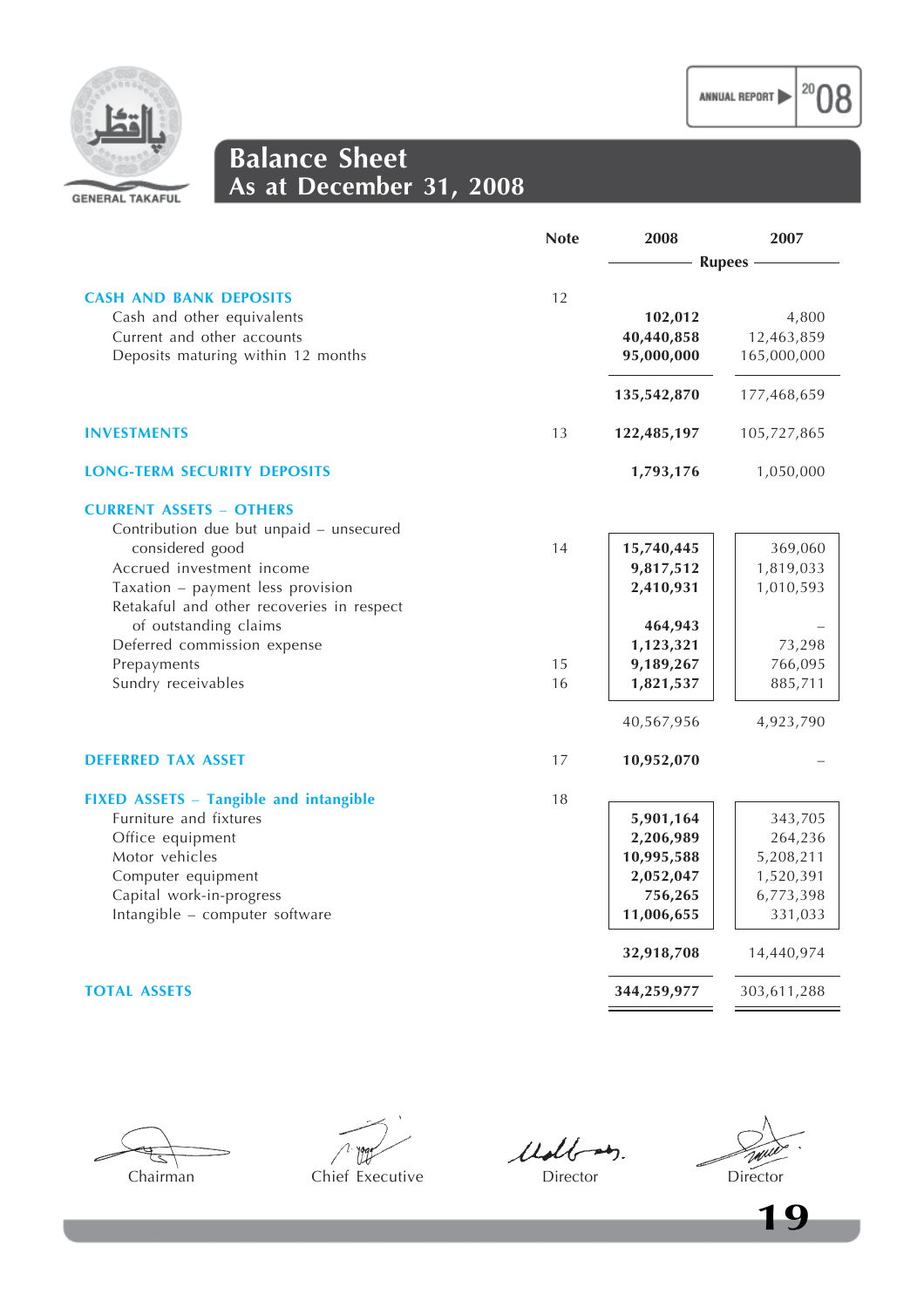# Balance Sheet
## As at December 31, 2008

| | Note | 2008 | 2007 |
|---|---|---|---|
| | | Rupees | |
| **CASH AND BANK DEPOSITS** | 12 | | |
| Cash and other equivalents | | **102,012** | 4,800 |
| Current and other accounts | | **40,440,858** | 12,463,859 |
| Deposits maturing within 12 months | | **95,000,000** | 165,000,000 |
| | | **135,542,870** | 177,468,659 |
| **INVESTMENTS** | 13 | **122,485,197** | 105,727,865 |
| **LONG-TERM SECURITY DEPOSITS** | | **1,793,176** | 1,050,000 |
| **CURRENT ASSETS – OTHERS** | | | |
| Contribution due but unpaid – unsecured considered good | 14 | **15,740,445** | 369,060 |
| Accrued investment income | | **9,817,512** | 1,819,033 |
| Taxation – payment less provision | | **2,410,931** | 1,010,593 |
| Retakaful and other recoveries in respect of outstanding claims | | **464,943** | – |
| Deferred commission expense | | **1,123,321** | 73,298 |
| Prepayments | 15 | **9,189,267** | 766,095 |
| Sundry receivables | 16 | **1,821,537** | 885,711 |
| | | 40,567,956 | 4,923,790 |
| **DEFERRED TAX ASSET** | 17 | **10,952,070** | – |
| **FIXED ASSETS – Tangible and intangible** | 18 | | |
| Furniture and fixtures | | **5,901,164** | 343,705 |
| Office equipment | | **2,206,989** | 264,236 |
| Motor vehicles | | **10,995,588** | 5,208,211 |
| Computer equipment | | **2,052,047** | 1,520,391 |
| Capital work-in-progress | | **756,265** | 6,773,398 |
| Intangible – computer software | | **11,006,655** | 331,033 |
| | | **32,918,708** | 14,440,974 |
| **TOTAL ASSETS** | | **344,259,977** | 303,611,288 |

Chairman | Chief Executive | Director | Director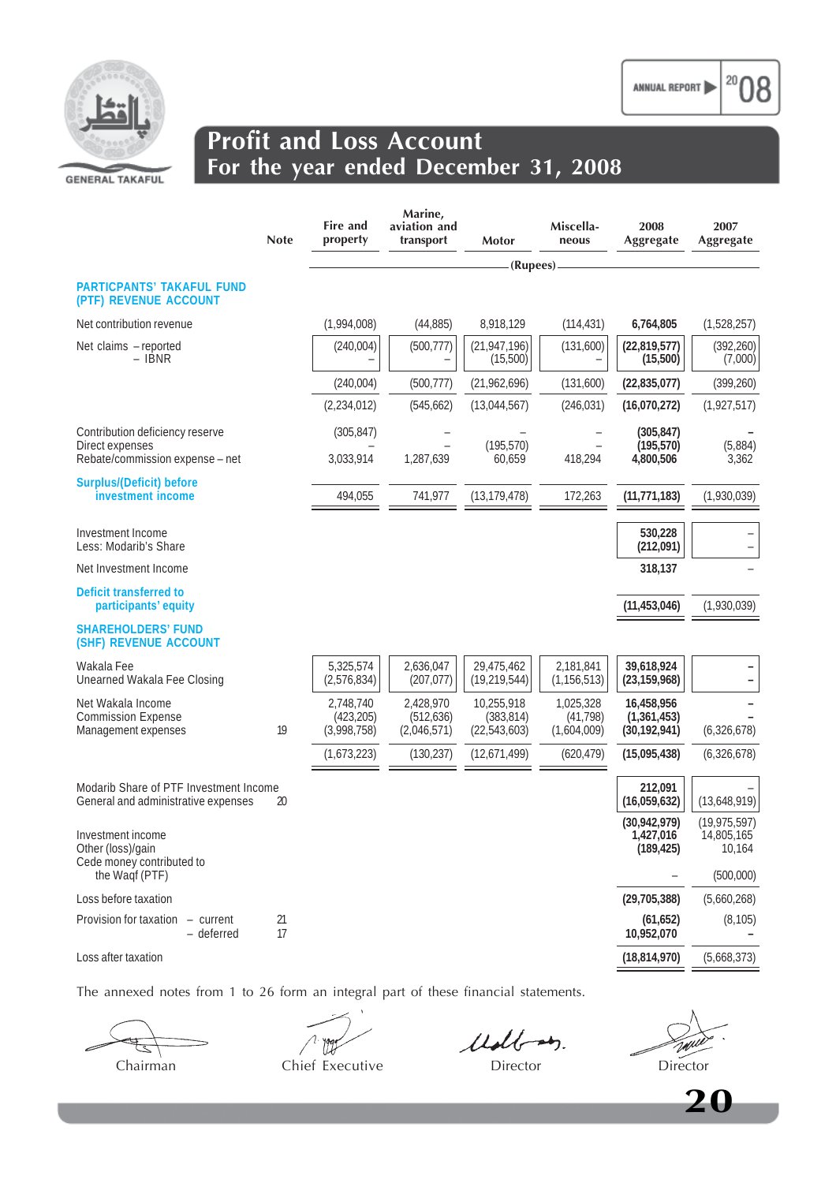# Profit and Loss Account
## For the year ended December 31, 2008

| | Note | Fire and property | Marine, aviation and transport | Motor | Miscella-neous | 2008 Aggregate | 2007 Aggregate |
|---|---|---|---|---|---|---|---|
| | | | | (Rupees) | | | |
| **PARTICPANTS' TAKAFUL FUND (PTF) REVENUE ACCOUNT** | | | | | | | |
| Net contribution revenue | | (1,994,008) | (44,885) | 8,918,129 | (114,431) | **6,764,805** | (1,528,257) |
| Net claims – reported | | (240,004) | (500,777) | (21,947,196) | (131,600) | **(22,819,577)** | (392,260) |
| – IBNR | | – | – | (15,500) | – | **(15,500)** | (7,000) |
| | | (240,004) | (500,777) | (21,962,696) | (131,600) | **(22,835,077)** | (399,260) |
| | | (2,234,012) | (545,662) | (13,044,567) | (246,031) | **(16,070,272)** | (1,927,517) |
| Contribution deficiency reserve | | (305,847) | – | – | – | **(305,847)** | **–** |
| Direct expenses | | – | – | (195,570) | – | **(195,570)** | (5,884) |
| Rebate/commission expense – net | | 3,033,914 | 1,287,639 | 60,659 | 418,294 | **4,800,506** | 3,362 |
| **Surplus/(Deficit) before investment income** | | 494,055 | 741,977 | (13,179,478) | 172,263 | **(11,771,183)** | (1,930,039) |
| Investment Income | | | | | | **530,228** | – |
| Less: Modarib's Share | | | | | | **(212,091)** | – |
| Net Investment Income | | | | | | **318,137** | – |
| **Deficit transferred to participants' equity** | | | | | | **(11,453,046)** | (1,930,039) |
| **SHAREHOLDERS' FUND (SHF) REVENUE ACCOUNT** | | | | | | | |
| Wakala Fee | | 5,325,574 | 2,636,047 | 29,475,462 | 2,181,841 | **39,618,924** | **–** |
| Unearned Wakala Fee Closing | | (2,576,834) | (207,077) | (19,219,544) | (1,156,513) | **(23,159,968)** | **–** |
| Net Wakala Income | | 2,748,740 | 2,428,970 | 10,255,918 | 1,025,328 | **16,458,956** | **–** |
| Commission Expense | | (423,205) | (512,636) | (383,814) | (41,798) | **(1,361,453)** | **–** |
| Management expenses | 19 | (3,998,758) | (2,046,571) | (22,543,603) | (1,604,009) | **(30,192,941)** | (6,326,678) |
| | | (1,673,223) | (130,237) | (12,671,499) | (620,479) | **(15,095,438)** | (6,326,678) |
| Modarib Share of PTF Investment Income | | | | | | **212,091** | – |
| General and administrative expenses | 20 | | | | | **(16,059,632)** | (13,648,919) |
| | | | | | | **(30,942,979)** | (19,975,597) |
| Investment income | | | | | | **1,427,016** | 14,805,165 |
| Other (loss)/gain | | | | | | **(189,425)** | 10,164 |
| Cede money contributed to the Waqf (PTF) | | | | | | – | (500,000) |
| Loss before taxation | | | | | | **(29,705,388)** | (5,660,268) |
| Provision for taxation – current | 21 | | | | | **(61,652)** | (8,105) |
| – deferred | 17 | | | | | **10,952,070** | **–** |
| Loss after taxation | | | | | | **(18,814,970)** | (5,668,373) |

The annexed notes from 1 to 26 form an integral part of these financial statements.

Chairman | Chief Executive | Director | Director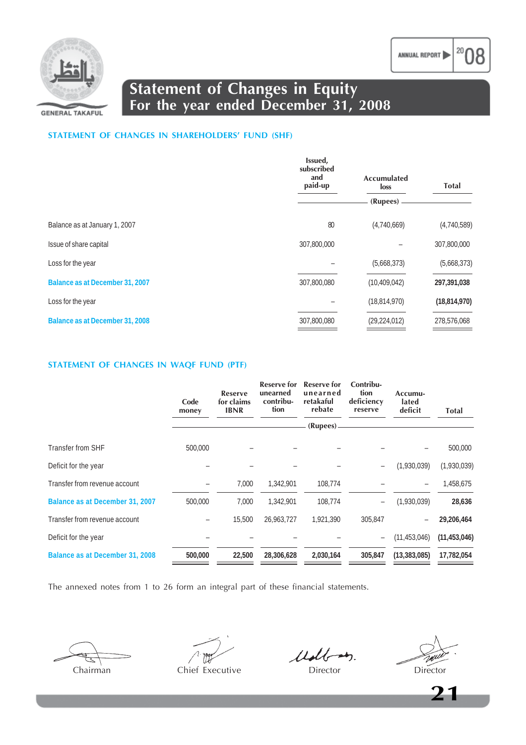# Statement of Changes in Equity
## For the year ended December 31, 2008

### STATEMENT OF CHANGES IN SHAREHOLDERS' FUND (SHF)

| | Issued, subscribed and paid-up | Accumulated loss | Total |
|---|---|---|---|
| | (Rupees) | | |
| Balance as at January 1, 2007 | 80 | (4,740,669) | (4,740,589) |
| Issue of share capital | 307,800,000 | – | 307,800,000 |
| Loss for the year | – | (5,668,373) | (5,668,373) |
| **Balance as at December 31, 2007** | 307,800,080 | (10,409,042) | **297,391,038** |
| Loss for the year | – | (18,814,970) | **(18,814,970)** |
| **Balance as at December 31, 2008** | 307,800,080 | (29,224,012) | 278,576,068 |

### STATEMENT OF CHANGES IN WAQF FUND (PTF)

| | Code money | Reserve for claims IBNR | Reserve for unearned contribution | Reserve for unearned retakaful rebate | Contribution deficiency reserve | Accumulated deficit | Total |
|---|---|---|---|---|---|---|---|
| | | | | (Rupees) | | | |
| Transfer from SHF | 500,000 | – | – | – | – | – | 500,000 |
| Deficit for the year | – | – | – | – | – | (1,930,039) | (1,930,039) |
| Transfer from revenue account | – | 7,000 | 1,342,901 | 108,774 | – | – | 1,458,675 |
| **Balance as at December 31, 2007** | 500,000 | 7,000 | 1,342,901 | 108,774 | – | (1,930,039) | **28,636** |
| Transfer from revenue account | – | 15,500 | 26,963,727 | 1,921,390 | 305,847 | – | **29,206,464** |
| Deficit for the year | – | – | – | – | – | (11,453,046) | **(11,453,046)** |
| **Balance as at December 31, 2008** | **500,000** | **22,500** | **28,306,628** | **2,030,164** | **305,847** | **(13,383,085)** | **17,782,054** |

The annexed notes from 1 to 26 form an integral part of these financial statements.

Chairman | Chief Executive | Director | Director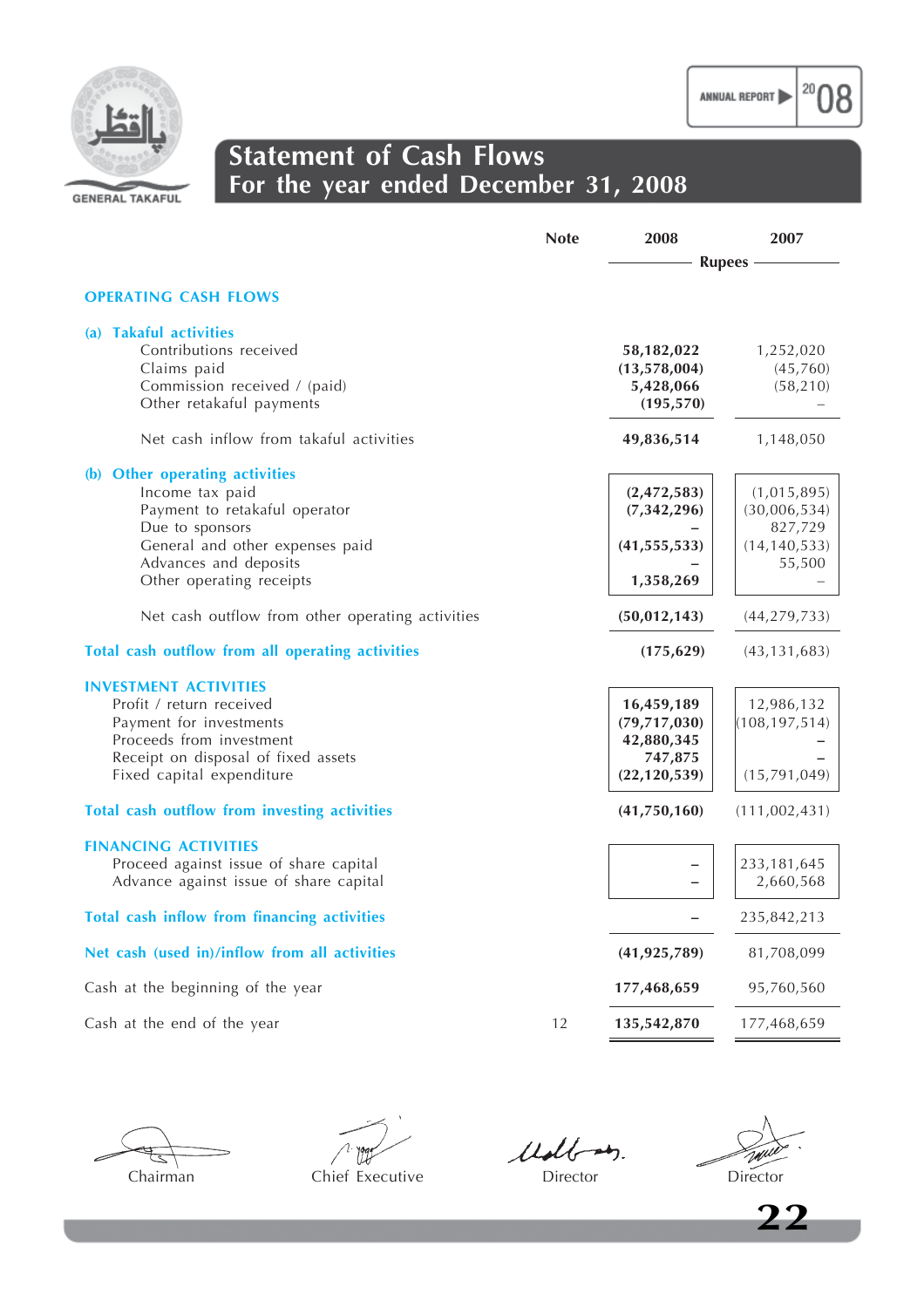# Statement of Cash Flows
## For the year ended December 31, 2008

| | Note | 2008 | 2007 |
|---|---|---|---|
| | | Rupees | |
| **OPERATING CASH FLOWS** | | | |
| **(a) Takaful activities** | | | |
| Contributions received | | **58,182,022** | 1,252,020 |
| Claims paid | | **(13,578,004)** | (45,760) |
| Commission received / (paid) | | **5,428,066** | (58,210) |
| Other retakaful payments | | **(195,570)** | – |
| Net cash inflow from takaful activities | | **49,836,514** | 1,148,050 |
| **(b) Other operating activities** | | | |
| Income tax paid | | **(2,472,583)** | (1,015,895) |
| Payment to retakaful operator | | **(7,342,296)** | (30,006,534) |
| Due to sponsors | | **–** | 827,729 |
| General and other expenses paid | | **(41,555,533)** | (14,140,533) |
| Advances and deposits | | **–** | 55,500 |
| Other operating receipts | | **1,358,269** | – |
| Net cash outflow from other operating activities | | **(50,012,143)** | (44,279,733) |
| **Total cash outflow from all operating activities** | | **(175,629)** | (43,131,683) |
| **INVESTMENT ACTIVITIES** | | | |
| Profit / return received | | **16,459,189** | 12,986,132 |
| Payment for investments | | **(79,717,030)** | (108,197,514) |
| Proceeds from investment | | **42,880,345** | – |
| Receipt on disposal of fixed assets | | **747,875** | – |
| Fixed capital expenditure | | **(22,120,539)** | (15,791,049) |
| **Total cash outflow from investing activities** | | **(41,750,160)** | (111,002,431) |
| **FINANCING ACTIVITIES** | | | |
| Proceed against issue of share capital | | **–** | 233,181,645 |
| Advance against issue of share capital | | **–** | 2,660,568 |
| **Total cash inflow from financing activities** | | **–** | 235,842,213 |
| **Net cash (used in)/inflow from all activities** | | **(41,925,789)** | 81,708,099 |
| Cash at the beginning of the year | | **177,468,659** | 95,760,560 |
| Cash at the end of the year | 12 | **135,542,870** | 177,468,659 |

Chairman | Chief Executive | Director | Director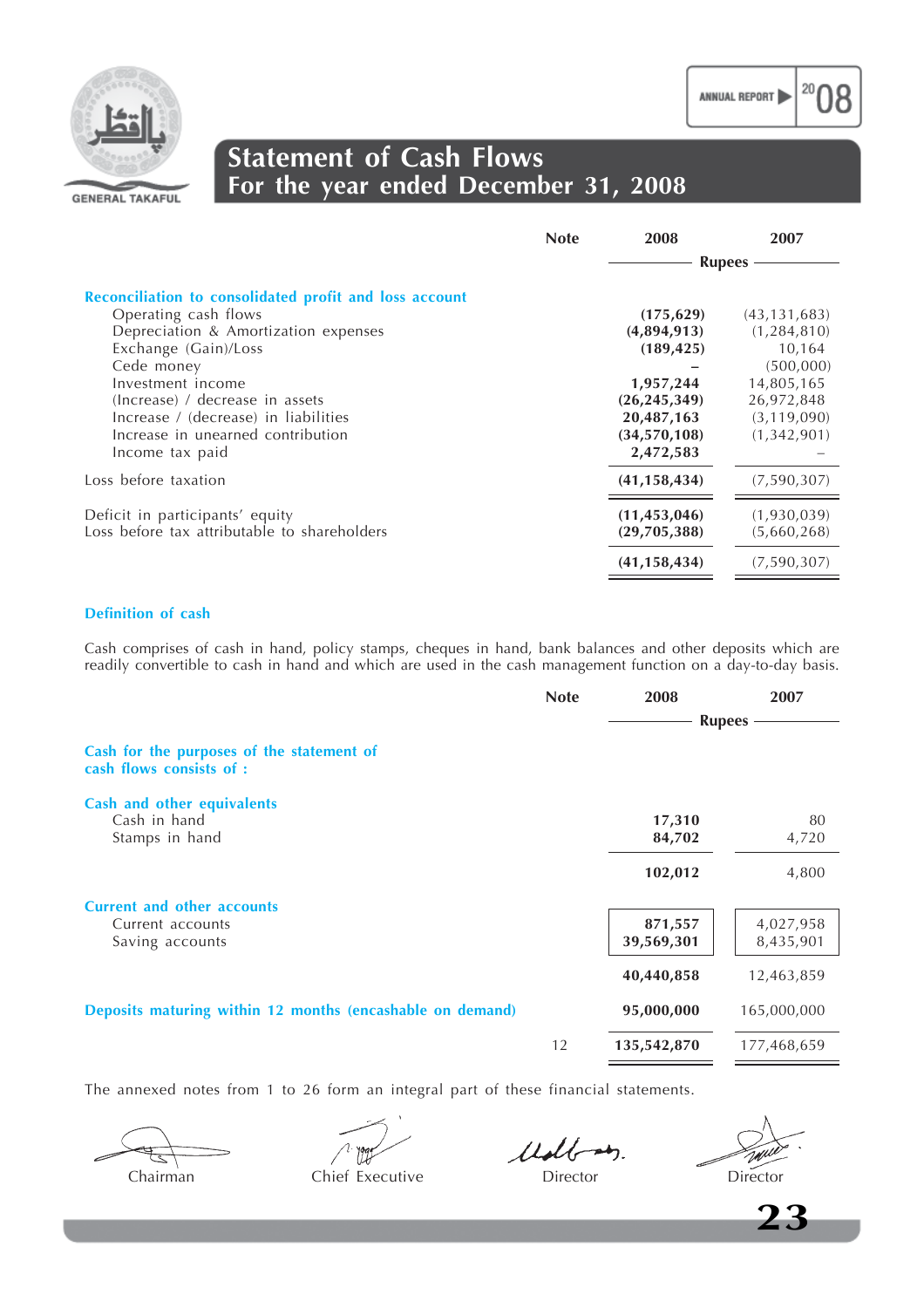# Statement of Cash Flows
## For the year ended December 31, 2008

| | Note | 2008 | 2007 |
|---|---|---|---|
| | | Rupees | |
| **Reconciliation to consolidated profit and loss account** | | | |
| Operating cash flows | | **(175,629)** | (43,131,683) |
| Depreciation & Amortization expenses | | **(4,894,913)** | (1,284,810) |
| Exchange (Gain)/Loss | | **(189,425)** | 10,164 |
| Cede money | | **–** | (500,000) |
| Investment income | | **1,957,244** | 14,805,165 |
| (Increase) / decrease in assets | | **(26,245,349)** | 26,972,848 |
| Increase / (decrease) in liabilities | | **20,487,163** | (3,119,090) |
| Increase in unearned contribution | | **(34,570,108)** | (1,342,901) |
| Income tax paid | | **2,472,583** | – |
| Loss before taxation | | **(41,158,434)** | (7,590,307) |
| Deficit in participants' equity | | **(11,453,046)** | (1,930,039) |
| Loss before tax attributable to shareholders | | **(29,705,388)** | (5,660,268) |
| | | **(41,158,434)** | (7,590,307) |

**Definition of cash**

Cash comprises of cash in hand, policy stamps, cheques in hand, bank balances and other deposits which are readily convertible to cash in hand and which are used in the cash management function on a day-to-day basis.

| | Note | 2008 | 2007 |
|---|---|---|---|
| | | Rupees | |
| **Cash for the purposes of the statement of cash flows consists of :** | | | |
| **Cash and other equivalents** | | | |
| Cash in hand | | **17,310** | 80 |
| Stamps in hand | | **84,702** | 4,720 |
| | | **102,012** | 4,800 |
| **Current and other accounts** | | | |
| Current accounts | | **871,557** | 4,027,958 |
| Saving accounts | | **39,569,301** | 8,435,901 |
| | | **40,440,858** | 12,463,859 |
| **Deposits maturing within 12 months (encashable on demand)** | | **95,000,000** | 165,000,000 |
| | 12 | **135,542,870** | 177,468,659 |

The annexed notes from 1 to 26 form an integral part of these financial statements.

Chairman | Chief Executive | Director | Director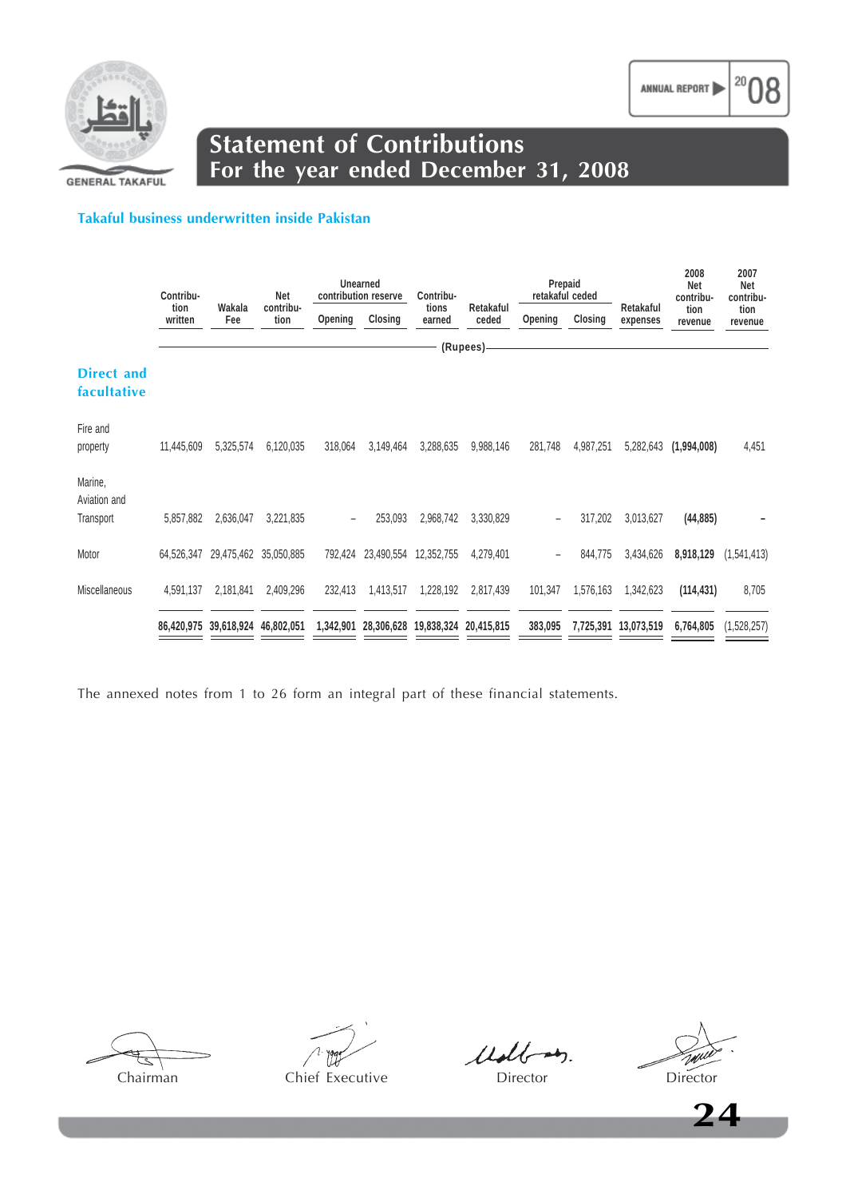# Statement of Contributions
## For the year ended December 31, 2008

### Takaful business underwritten inside Pakistan

| | Contribution written | Wakala Fee | Net contribution | Unearned contribution reserve | | Contributions earned | Retakaful ceded | Prepaid retakaful ceded | | Retakaful expenses | 2008 Net contribution revenue | 2007 Net contribution revenue |
|---|---|---|---|---|---|---|---|---|---|---|---|---|
| | | | | Opening | Closing | | | Opening | Closing | | | |
| | (Rupees) | | | | | | | | | | | |
| **Direct and facultative** | | | | | | | | | | | | |
| Fire and property | 11,445,609 | 5,325,574 | 6,120,035 | 318,064 | 3,149,464 | 3,288,635 | 9,988,146 | 281,748 | 4,987,251 | 5,282,643 | **(1,994,008)** | 4,451 |
| Marine, Aviation and Transport | 5,857,882 | 2,636,047 | 3,221,835 | – | 253,093 | 2,968,742 | 3,330,829 | – | 317,202 | 3,013,627 | **(44,885)** | - |
| Motor | 64,526,347 | 29,475,462 | 35,050,885 | 792,424 | 23,490,554 | 12,352,755 | 4,279,401 | – | 844,775 | 3,434,626 | **8,918,129** | (1,541,413) |
| Miscellaneous | 4,591,137 | 2,181,841 | 2,409,296 | 232,413 | 1,413,517 | 1,228,192 | 2,817,439 | 101,347 | 1,576,163 | 1,342,623 | **(114,431)** | 8,705 |
| | **86,420,975** | **39,618,924** | **46,802,051** | **1,342,901** | **28,306,628** | **19,838,324** | **20,415,815** | **383,095** | **7,725,391** | **13,073,519** | **6,764,805** | (1,528,257) |

The annexed notes from 1 to 26 form an integral part of these financial statements.

Chairman | Chief Executive | Director | Director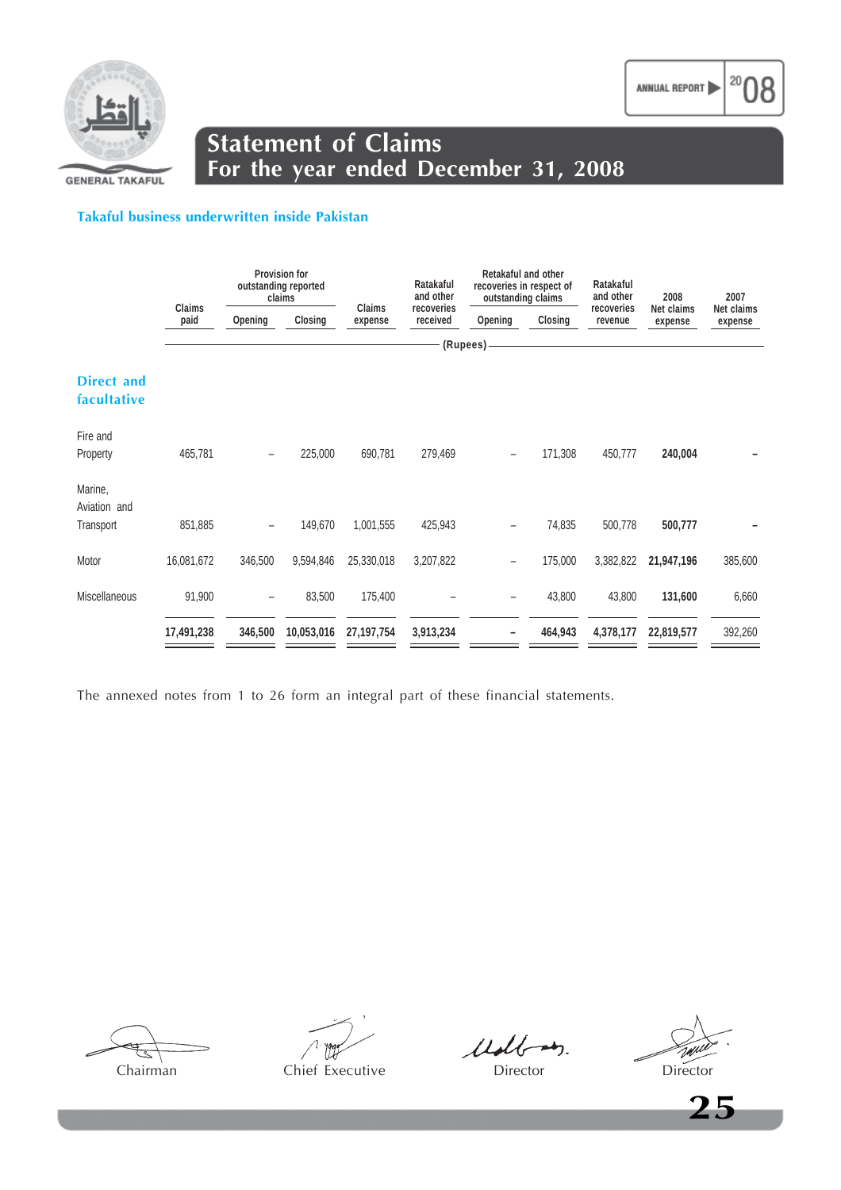# Statement of Claims
## For the year ended December 31, 2008

### Takaful business underwritten inside Pakistan

| | Claims paid | Provision for outstanding reported claims | | Claims expense | Ratakaful and other recoveries received | Retakaful and other recoveries in respect of outstanding claims | | Ratakaful and other recoveries revenue | 2008 Net claims expense | 2007 Net claims expense |
|---|---|---|---|---|---|---|---|---|---|---|
| | | Opening | Closing | | | Opening | Closing | | | |
| | (Rupees) | | | | | | | | | |
| **Direct and facultative** | | | | | | | | | | |
| Fire and Property | 465,781 | – | 225,000 | 690,781 | 279,469 | – | 171,308 | 450,777 | **240,004** | – |
| Marine, Aviation and Transport | 851,885 | – | 149,670 | 1,001,555 | 425,943 | – | 74,835 | 500,778 | **500,777** | – |
| Motor | 16,081,672 | 346,500 | 9,594,846 | 25,330,018 | 3,207,822 | – | 175,000 | 3,382,822 | **21,947,196** | 385,600 |
| Miscellaneous | 91,900 | – | 83,500 | 175,400 | – | – | 43,800 | 43,800 | **131,600** | 6,660 |
| | **17,491,238** | **346,500** | **10,053,016** | **27,197,754** | **3,913,234** | **–** | **464,943** | **4,378,177** | **22,819,577** | 392,260 |

The annexed notes from 1 to 26 form an integral part of these financial statements.

Chairman — Chief Executive — Director — Director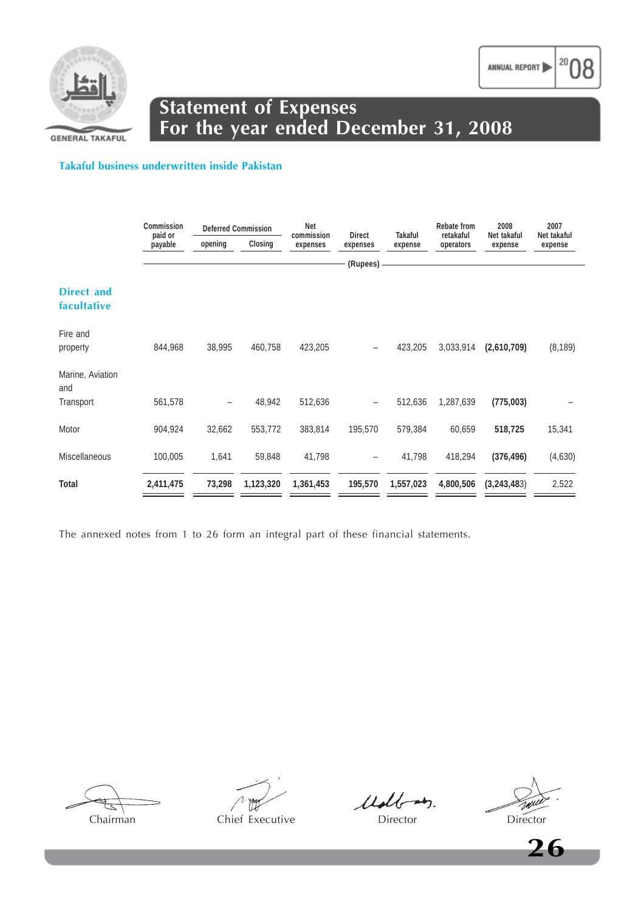# Statement of Expenses
## For the year ended December 31, 2008

### Takaful business underwritten inside Pakistan

| | Commission paid or payable | Deferred Commission | | Net commission expenses | Direct expenses | Takaful expense | Rebate from retakaful operators | 2008 Net takaful expense | 2007 Net takaful expense |
|---|---|---|---|---|---|---|---|---|---|
| | | opening | Closing | | | | | | |
| | (Rupees) | | | | | | | | |
| **Direct and facultative** | | | | | | | | | |
| Fire and property | 844,968 | 38,995 | 460,758 | 423,205 | – | 423,205 | 3,033,914 | **(2,610,709)** | (8,189) |
| Marine, Aviation and Transport | 561,578 | – | 48,942 | 512,636 | – | 512,636 | 1,287,639 | **(775,003)** | – |
| Motor | 904,924 | 32,662 | 553,772 | 383,814 | 195,570 | 579,384 | 60,659 | **518,725** | 15,341 |
| Miscellaneous | 100,005 | 1,641 | 59,848 | 41,798 | – | 41,798 | 418,294 | **(376,496)** | (4,630) |
| **Total** | **2,411,475** | **73,298** | **1,123,320** | **1,361,453** | **195,570** | **1,557,023** | **4,800,506** | **(3,243,483)** | 2,522 |

The annexed notes from 1 to 26 form an integral part of these financial statements.

Chairman | Chief Executive | Director | Director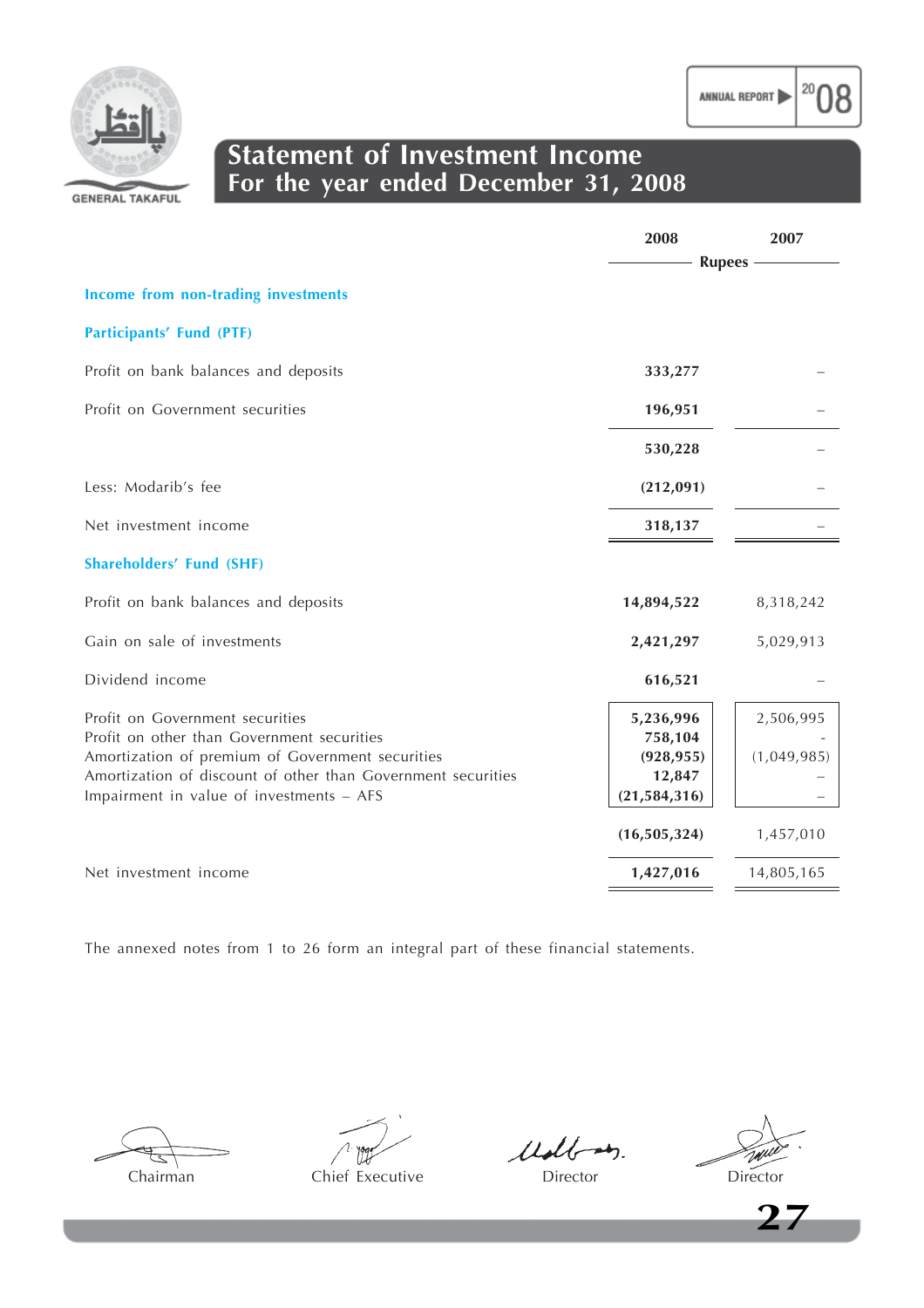# Statement of Investment Income
## For the year ended December 31, 2008

| | 2008 | 2007 |
|---|---|---|
| | Rupees | |
| **Income from non-trading investments** | | |
| **Participants' Fund (PTF)** | | |
| Profit on bank balances and deposits | **333,277** | – |
| Profit on Government securities | **196,951** | – |
| | **530,228** | – |
| Less: Modarib's fee | **(212,091)** | – |
| Net investment income | **318,137** | – |
| **Shareholders' Fund (SHF)** | | |
| Profit on bank balances and deposits | **14,894,522** | 8,318,242 |
| Gain on sale of investments | **2,421,297** | 5,029,913 |
| Dividend income | **616,521** | – |
| Profit on Government securities | **5,236,996** | 2,506,995 |
| Profit on other than Government securities | **758,104** | - |
| Amortization of premium of Government securities | **(928,955)** | (1,049,985) |
| Amortization of discount of other than Government securities | **12,847** | – |
| Impairment in value of investments – AFS | **(21,584,316)** | – |
| | **(16,505,324)** | 1,457,010 |
| Net investment income | **1,427,016** | 14,805,165 |

The annexed notes from 1 to 26 form an integral part of these financial statements.

Chairman | Chief Executive | Director | Director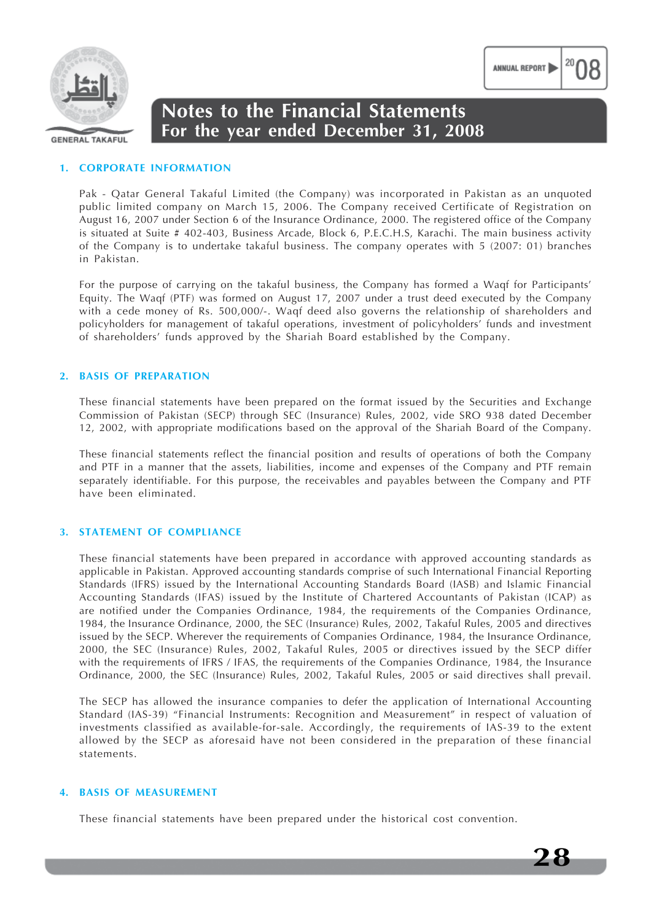# Notes to the Financial Statements
## For the year ended December 31, 2008

### 1. CORPORATE INFORMATION

Pak - Qatar General Takaful Limited (the Company) was incorporated in Pakistan as an unquoted public limited company on March 15, 2006. The Company received Certificate of Registration on August 16, 2007 under Section 6 of the Insurance Ordinance, 2000. The registered office of the Company is situated at Suite # 402-403, Business Arcade, Block 6, P.E.C.H.S, Karachi. The main business activity of the Company is to undertake takaful business. The company operates with 5 (2007: 01) branches in Pakistan.

For the purpose of carrying on the takaful business, the Company has formed a Waqf for Participants' Equity. The Waqf (PTF) was formed on August 17, 2007 under a trust deed executed by the Company with a cede money of Rs. 500,000/-. Waqf deed also governs the relationship of shareholders and policyholders for management of takaful operations, investment of policyholders' funds and investment of shareholders' funds approved by the Shariah Board established by the Company.

### 2. BASIS OF PREPARATION

These financial statements have been prepared on the format issued by the Securities and Exchange Commission of Pakistan (SECP) through SEC (Insurance) Rules, 2002, vide SRO 938 dated December 12, 2002, with appropriate modifications based on the approval of the Shariah Board of the Company.

These financial statements reflect the financial position and results of operations of both the Company and PTF in a manner that the assets, liabilities, income and expenses of the Company and PTF remain separately identifiable. For this purpose, the receivables and payables between the Company and PTF have been eliminated.

### 3. STATEMENT OF COMPLIANCE

These financial statements have been prepared in accordance with approved accounting standards as applicable in Pakistan. Approved accounting standards comprise of such International Financial Reporting Standards (IFRS) issued by the International Accounting Standards Board (IASB) and Islamic Financial Accounting Standards (IFAS) issued by the Institute of Chartered Accountants of Pakistan (ICAP) as are notified under the Companies Ordinance, 1984, the requirements of the Companies Ordinance, 1984, the Insurance Ordinance, 2000, the SEC (Insurance) Rules, 2002, Takaful Rules, 2005 and directives issued by the SECP. Wherever the requirements of Companies Ordinance, 1984, the Insurance Ordinance, 2000, the SEC (Insurance) Rules, 2002, Takaful Rules, 2005 or directives issued by the SECP differ with the requirements of IFRS / IFAS, the requirements of the Companies Ordinance, 1984, the Insurance Ordinance, 2000, the SEC (Insurance) Rules, 2002, Takaful Rules, 2005 or said directives shall prevail.

The SECP has allowed the insurance companies to defer the application of International Accounting Standard (IAS-39) "Financial Instruments: Recognition and Measurement" in respect of valuation of investments classified as available-for-sale. Accordingly, the requirements of IAS-39 to the extent allowed by the SECP as aforesaid have not been considered in the preparation of these financial statements.

### 4. BASIS OF MEASUREMENT

These financial statements have been prepared under the historical cost convention.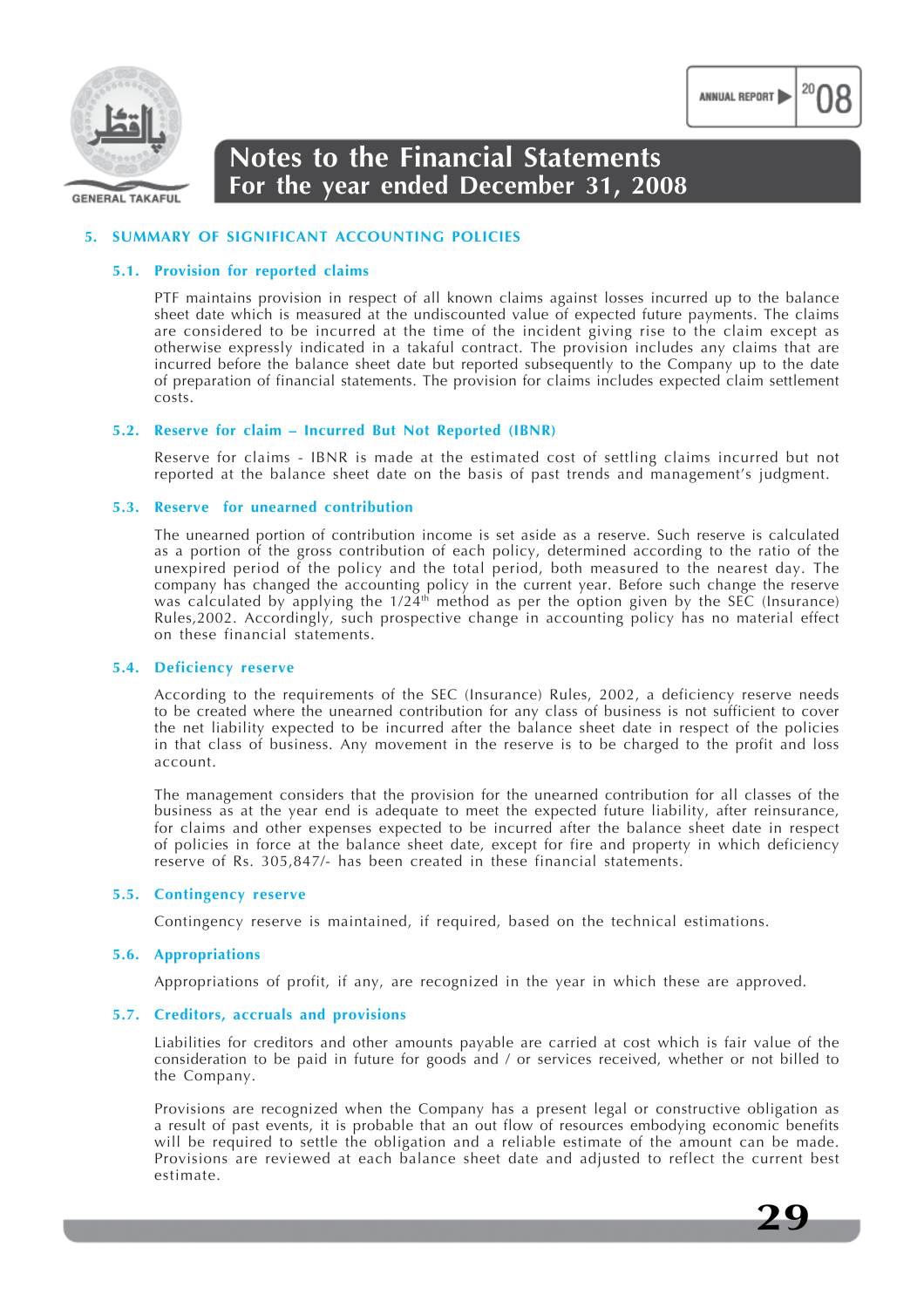## 5. SUMMARY OF SIGNIFICANT ACCOUNTING POLICIES

### 5.1. Provision for reported claims

PTF maintains provision in respect of all known claims against losses incurred up to the balance sheet date which is measured at the undiscounted value of expected future payments. The claims are considered to be incurred at the time of the incident giving rise to the claim except as otherwise expressly indicated in a takaful contract. The provision includes any claims that are incurred before the balance sheet date but reported subsequently to the Company up to the date of preparation of financial statements. The provision for claims includes expected claim settlement costs.

### 5.2. Reserve for claim – Incurred But Not Reported (IBNR)

Reserve for claims - IBNR is made at the estimated cost of settling claims incurred but not reported at the balance sheet date on the basis of past trends and management's judgment.

### 5.3. Reserve for unearned contribution

The unearned portion of contribution income is set aside as a reserve. Such reserve is calculated as a portion of the gross contribution of each policy, determined according to the ratio of the unexpired period of the policy and the total period, both measured to the nearest day. The company has changed the accounting policy in the current year. Before such change the reserve was calculated by applying the 1/24th method as per the option given by the SEC (Insurance) Rules,2002. Accordingly, such prospective change in accounting policy has no material effect on these financial statements.

### 5.4. Deficiency reserve

According to the requirements of the SEC (Insurance) Rules, 2002, a deficiency reserve needs to be created where the unearned contribution for any class of business is not sufficient to cover the net liability expected to be incurred after the balance sheet date in respect of the policies in that class of business. Any movement in the reserve is to be charged to the profit and loss account.

The management considers that the provision for the unearned contribution for all classes of the business as at the year end is adequate to meet the expected future liability, after reinsurance, for claims and other expenses expected to be incurred after the balance sheet date in respect of policies in force at the balance sheet date, except for fire and property in which deficiency reserve of Rs. 305,847/- has been created in these financial statements.

### 5.5. Contingency reserve

Contingency reserve is maintained, if required, based on the technical estimations.

### 5.6. Appropriations

Appropriations of profit, if any, are recognized in the year in which these are approved.

### 5.7. Creditors, accruals and provisions

Liabilities for creditors and other amounts payable are carried at cost which is fair value of the consideration to be paid in future for goods and / or services received, whether or not billed to the Company.

Provisions are recognized when the Company has a present legal or constructive obligation as a result of past events, it is probable that an out flow of resources embodying economic benefits will be required to settle the obligation and a reliable estimate of the amount can be made. Provisions are reviewed at each balance sheet date and adjusted to reflect the current best estimate.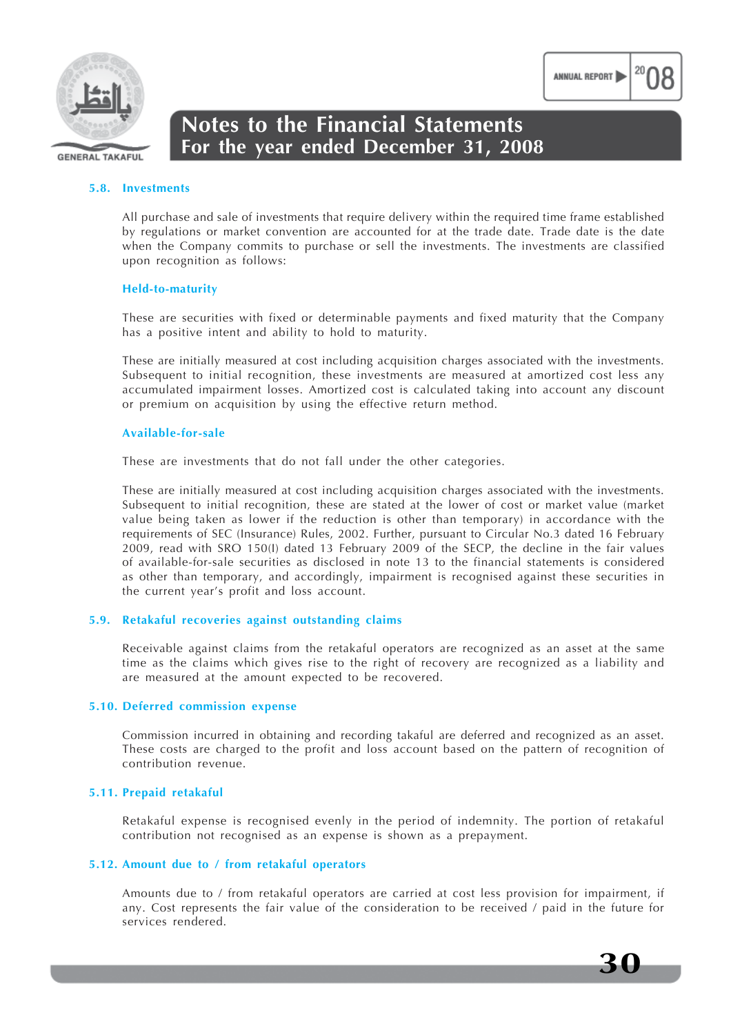### 5.8. Investments

All purchase and sale of investments that require delivery within the required time frame established by regulations or market convention are accounted for at the trade date. Trade date is the date when the Company commits to purchase or sell the investments. The investments are classified upon recognition as follows:

#### Held-to-maturity

These are securities with fixed or determinable payments and fixed maturity that the Company has a positive intent and ability to hold to maturity.

These are initially measured at cost including acquisition charges associated with the investments. Subsequent to initial recognition, these investments are measured at amortized cost less any accumulated impairment losses. Amortized cost is calculated taking into account any discount or premium on acquisition by using the effective return method.

#### Available-for-sale

These are investments that do not fall under the other categories.

These are initially measured at cost including acquisition charges associated with the investments. Subsequent to initial recognition, these are stated at the lower of cost or market value (market value being taken as lower if the reduction is other than temporary) in accordance with the requirements of SEC (Insurance) Rules, 2002. Further, pursuant to Circular No.3 dated 16 February 2009, read with SRO 150(I) dated 13 February 2009 of the SECP, the decline in the fair values of available-for-sale securities as disclosed in note 13 to the financial statements is considered as other than temporary, and accordingly, impairment is recognised against these securities in the current year's profit and loss account.

### 5.9. Retakaful recoveries against outstanding claims

Receivable against claims from the retakaful operators are recognized as an asset at the same time as the claims which gives rise to the right of recovery are recognized as a liability and are measured at the amount expected to be recovered.

### 5.10. Deferred commission expense

Commission incurred in obtaining and recording takaful are deferred and recognized as an asset. These costs are charged to the profit and loss account based on the pattern of recognition of contribution revenue.

### 5.11. Prepaid retakaful

Retakaful expense is recognised evenly in the period of indemnity. The portion of retakaful contribution not recognised as an expense is shown as a prepayment.

### 5.12. Amount due to / from retakaful operators

Amounts due to / from retakaful operators are carried at cost less provision for impairment, if any. Cost represents the fair value of the consideration to be received / paid in the future for services rendered.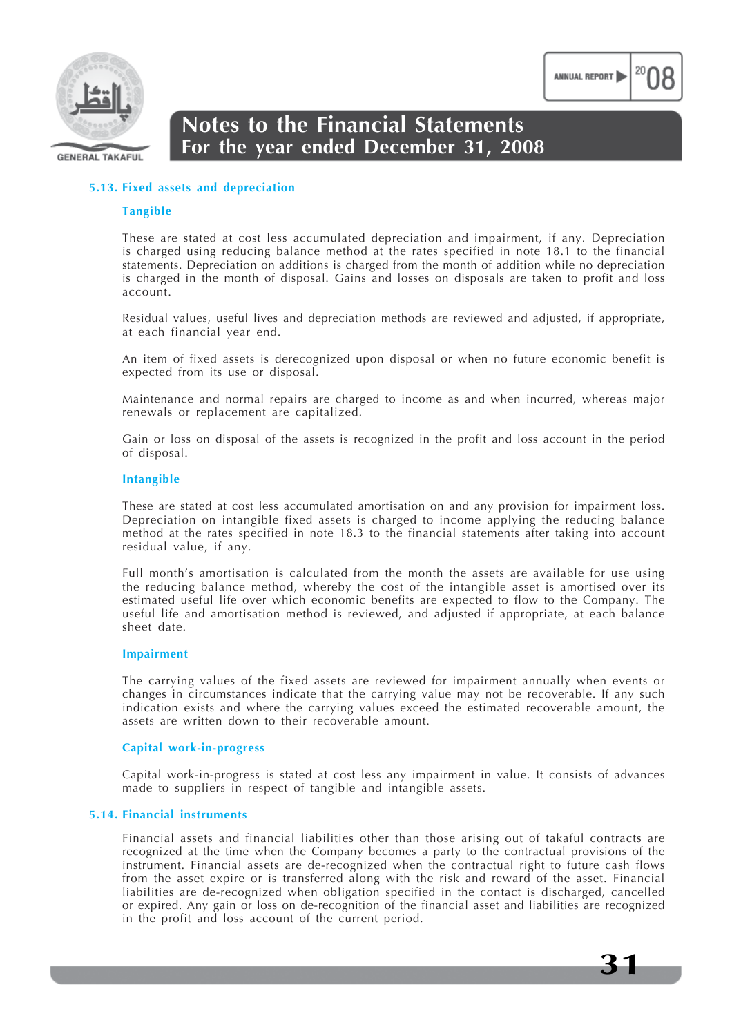### 5.13. Fixed assets and depreciation

#### Tangible

These are stated at cost less accumulated depreciation and impairment, if any. Depreciation is charged using reducing balance method at the rates specified in note 18.1 to the financial statements. Depreciation on additions is charged from the month of addition while no depreciation is charged in the month of disposal. Gains and losses on disposals are taken to profit and loss account.

Residual values, useful lives and depreciation methods are reviewed and adjusted, if appropriate, at each financial year end.

An item of fixed assets is derecognized upon disposal or when no future economic benefit is expected from its use or disposal.

Maintenance and normal repairs are charged to income as and when incurred, whereas major renewals or replacement are capitalized.

Gain or loss on disposal of the assets is recognized in the profit and loss account in the period of disposal.

#### Intangible

These are stated at cost less accumulated amortisation on and any provision for impairment loss. Depreciation on intangible fixed assets is charged to income applying the reducing balance method at the rates specified in note 18.3 to the financial statements after taking into account residual value, if any.

Full month's amortisation is calculated from the month the assets are available for use using the reducing balance method, whereby the cost of the intangible asset is amortised over its estimated useful life over which economic benefits are expected to flow to the Company. The useful life and amortisation method is reviewed, and adjusted if appropriate, at each balance sheet date.

#### Impairment

The carrying values of the fixed assets are reviewed for impairment annually when events or changes in circumstances indicate that the carrying value may not be recoverable. If any such indication exists and where the carrying values exceed the estimated recoverable amount, the assets are written down to their recoverable amount.

#### Capital work-in-progress

Capital work-in-progress is stated at cost less any impairment in value. It consists of advances made to suppliers in respect of tangible and intangible assets.

### 5.14. Financial instruments

Financial assets and financial liabilities other than those arising out of takaful contracts are recognized at the time when the Company becomes a party to the contractual provisions of the instrument. Financial assets are de-recognized when the contractual right to future cash flows from the asset expire or is transferred along with the risk and reward of the asset. Financial liabilities are de-recognized when obligation specified in the contact is discharged, cancelled or expired. Any gain or loss on de-recognition of the financial asset and liabilities are recognized in the profit and loss account of the current period.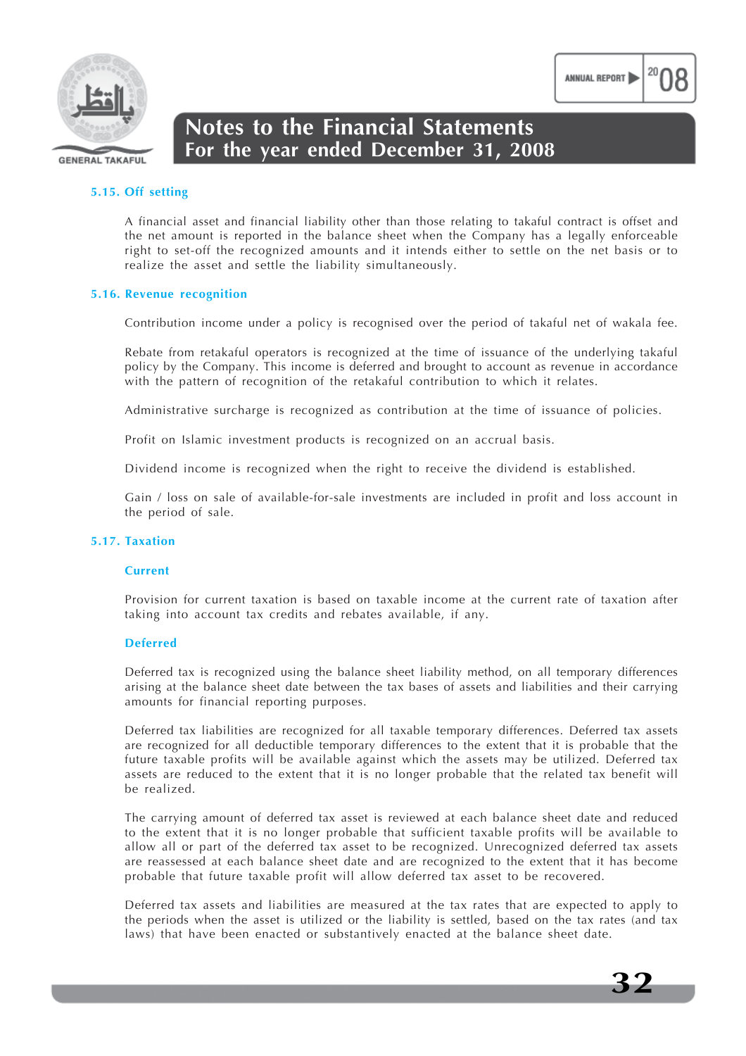### 5.15. Off setting

A financial asset and financial liability other than those relating to takaful contract is offset and the net amount is reported in the balance sheet when the Company has a legally enforceable right to set-off the recognized amounts and it intends either to settle on the net basis or to realize the asset and settle the liability simultaneously.

### 5.16. Revenue recognition

Contribution income under a policy is recognised over the period of takaful net of wakala fee.

Rebate from retakaful operators is recognized at the time of issuance of the underlying takaful policy by the Company. This income is deferred and brought to account as revenue in accordance with the pattern of recognition of the retakaful contribution to which it relates.

Administrative surcharge is recognized as contribution at the time of issuance of policies.

Profit on Islamic investment products is recognized on an accrual basis.

Dividend income is recognized when the right to receive the dividend is established.

Gain / loss on sale of available-for-sale investments are included in profit and loss account in the period of sale.

### 5.17. Taxation

#### Current

Provision for current taxation is based on taxable income at the current rate of taxation after taking into account tax credits and rebates available, if any.

#### Deferred

Deferred tax is recognized using the balance sheet liability method, on all temporary differences arising at the balance sheet date between the tax bases of assets and liabilities and their carrying amounts for financial reporting purposes.

Deferred tax liabilities are recognized for all taxable temporary differences. Deferred tax assets are recognized for all deductible temporary differences to the extent that it is probable that the future taxable profits will be available against which the assets may be utilized. Deferred tax assets are reduced to the extent that it is no longer probable that the related tax benefit will be realized.

The carrying amount of deferred tax asset is reviewed at each balance sheet date and reduced to the extent that it is no longer probable that sufficient taxable profits will be available to allow all or part of the deferred tax asset to be recognized. Unrecognized deferred tax assets are reassessed at each balance sheet date and are recognized to the extent that it has become probable that future taxable profit will allow deferred tax asset to be recovered.

Deferred tax assets and liabilities are measured at the tax rates that are expected to apply to the periods when the asset is utilized or the liability is settled, based on the tax rates (and tax laws) that have been enacted or substantively enacted at the balance sheet date.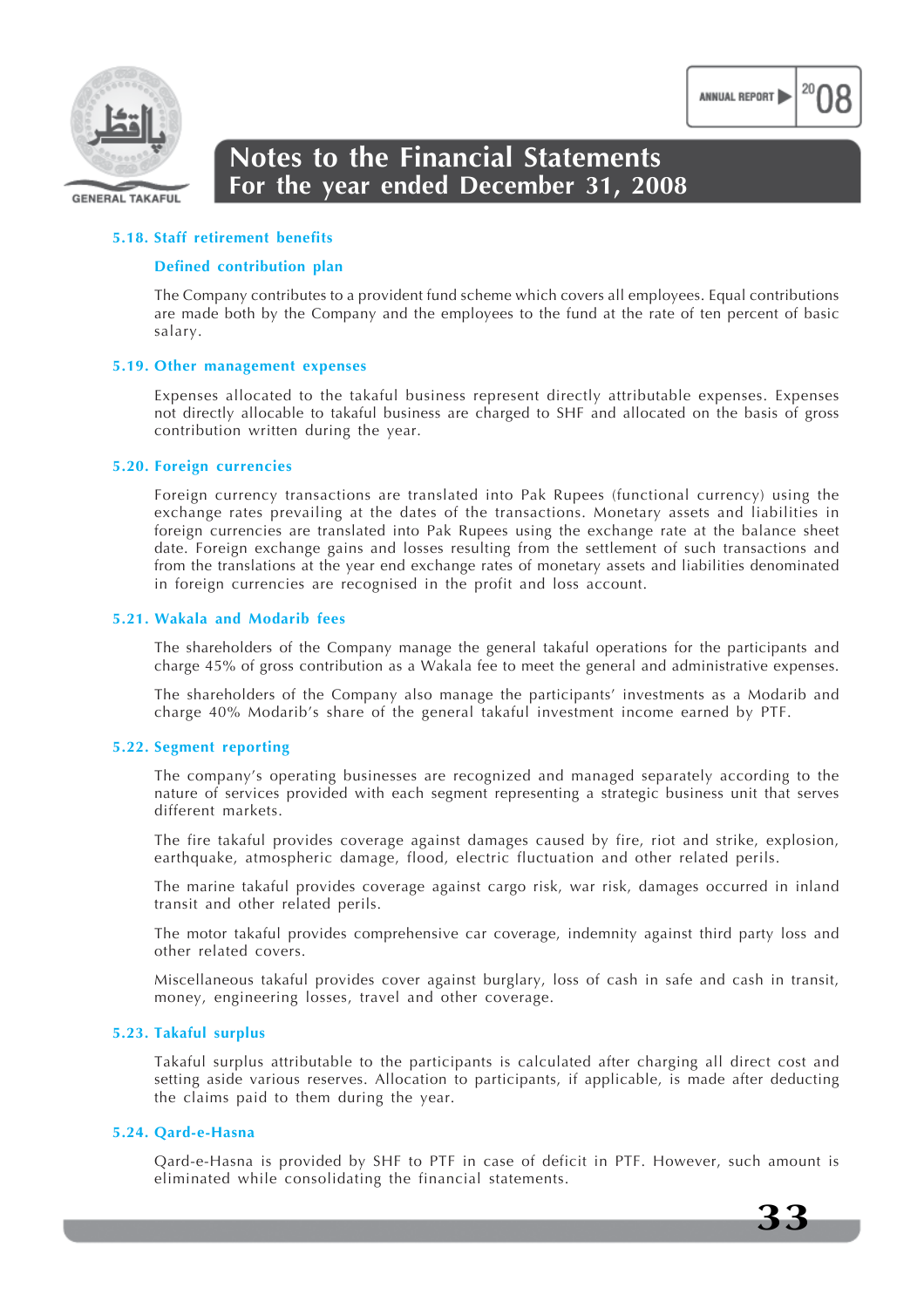### 5.18. Staff retirement benefits

#### Defined contribution plan

The Company contributes to a provident fund scheme which covers all employees. Equal contributions are made both by the Company and the employees to the fund at the rate of ten percent of basic salary.

### 5.19. Other management expenses

Expenses allocated to the takaful business represent directly attributable expenses. Expenses not directly allocable to takaful business are charged to SHF and allocated on the basis of gross contribution written during the year.

### 5.20. Foreign currencies

Foreign currency transactions are translated into Pak Rupees (functional currency) using the exchange rates prevailing at the dates of the transactions. Monetary assets and liabilities in foreign currencies are translated into Pak Rupees using the exchange rate at the balance sheet date. Foreign exchange gains and losses resulting from the settlement of such transactions and from the translations at the year end exchange rates of monetary assets and liabilities denominated in foreign currencies are recognised in the profit and loss account.

### 5.21. Wakala and Modarib fees

The shareholders of the Company manage the general takaful operations for the participants and charge 45% of gross contribution as a Wakala fee to meet the general and administrative expenses.

The shareholders of the Company also manage the participants' investments as a Modarib and charge 40% Modarib's share of the general takaful investment income earned by PTF.

### 5.22. Segment reporting

The company's operating businesses are recognized and managed separately according to the nature of services provided with each segment representing a strategic business unit that serves different markets.

The fire takaful provides coverage against damages caused by fire, riot and strike, explosion, earthquake, atmospheric damage, flood, electric fluctuation and other related perils.

The marine takaful provides coverage against cargo risk, war risk, damages occurred in inland transit and other related perils.

The motor takaful provides comprehensive car coverage, indemnity against third party loss and other related covers.

Miscellaneous takaful provides cover against burglary, loss of cash in safe and cash in transit, money, engineering losses, travel and other coverage.

### 5.23. Takaful surplus

Takaful surplus attributable to the participants is calculated after charging all direct cost and setting aside various reserves. Allocation to participants, if applicable, is made after deducting the claims paid to them during the year.

### 5.24. Qard-e-Hasna

Qard-e-Hasna is provided by SHF to PTF in case of deficit in PTF. However, such amount is eliminated while consolidating the financial statements.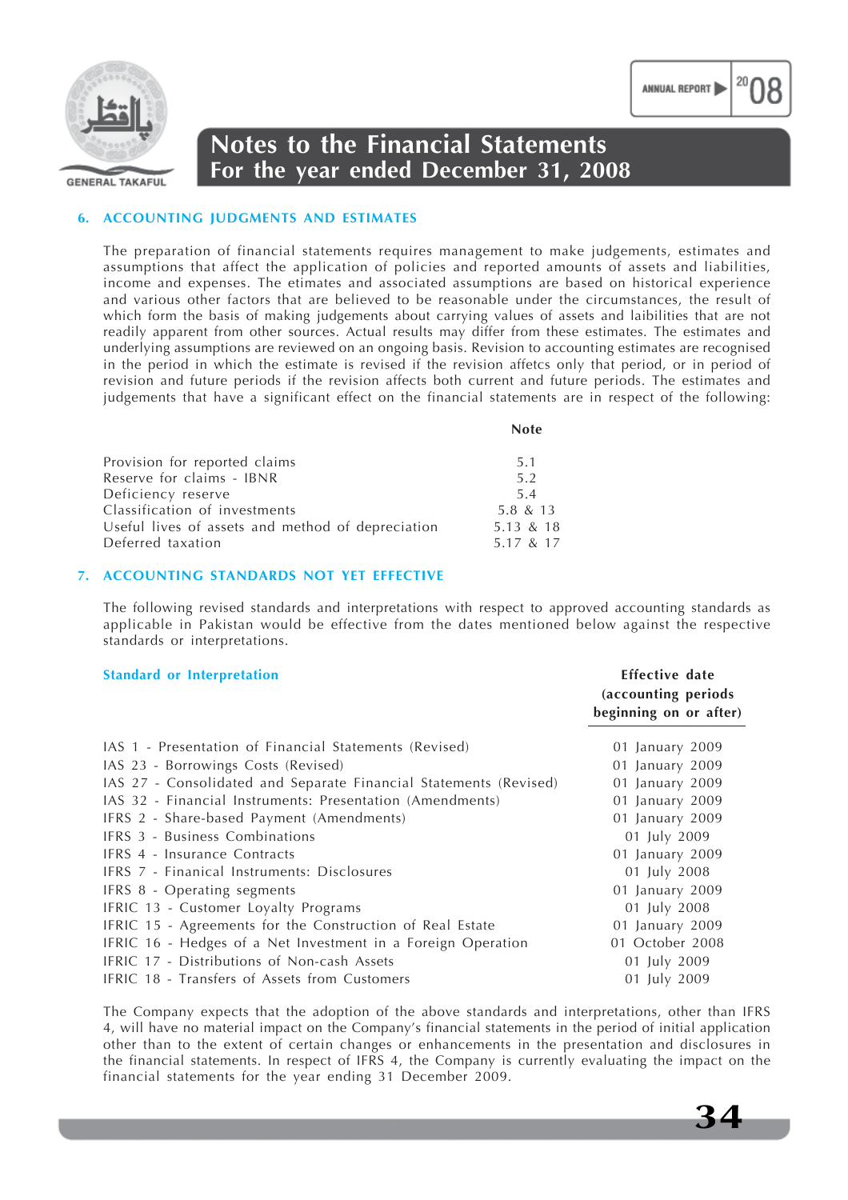## 6. ACCOUNTING JUDGMENTS AND ESTIMATES

The preparation of financial statements requires management to make judgements, estimates and assumptions that affect the application of policies and reported amounts of assets and liabilities, income and expenses. The etimates and associated assumptions are based on historical experience and various other factors that are believed to be reasonable under the circumstances, the result of which form the basis of making judgements about carrying values of assets and laibilities that are not readily apparent from other sources. Actual results may differ from these estimates. The estimates and underlying assumptions are reviewed on an ongoing basis. Revision to accounting estimates are recognised in the period in which the estimate is revised if the revision affetcs only that period, or in period of revision and future periods if the revision affects both current and future periods. The estimates and judgements that have a significant effect on the financial statements are in respect of the following:

| | Note |
|---|---|
| Provision for reported claims | 5.1 |
| Reserve for claims - IBNR | 5.2 |
| Deficiency reserve | 5.4 |
| Classification of investments | 5.8 & 13 |
| Useful lives of assets and method of depreciation | 5.13 & 18 |
| Deferred taxation | 5.17 & 17 |

## 7. ACCOUNTING STANDARDS NOT YET EFFECTIVE

The following revised standards and interpretations with respect to approved accounting standards as applicable in Pakistan would be effective from the dates mentioned below against the respective standards or interpretations.

| Standard or Interpretation | Effective date (accounting periods beginning on or after) |
|---|---|
| IAS 1 - Presentation of Financial Statements (Revised) | 01 January 2009 |
| IAS 23 - Borrowings Costs (Revised) | 01 January 2009 |
| IAS 27 - Consolidated and Separate Financial Statements (Revised) | 01 January 2009 |
| IAS 32 - Financial Instruments: Presentation (Amendments) | 01 January 2009 |
| IFRS 2 - Share-based Payment (Amendments) | 01 January 2009 |
| IFRS 3 - Business Combinations | 01 July 2009 |
| IFRS 4 - Insurance Contracts | 01 January 2009 |
| IFRS 7 - Finanical Instruments: Disclosures | 01 July 2008 |
| IFRS 8 - Operating segments | 01 January 2009 |
| IFRIC 13 - Customer Loyalty Programs | 01 July 2008 |
| IFRIC 15 - Agreements for the Construction of Real Estate | 01 January 2009 |
| IFRIC 16 - Hedges of a Net Investment in a Foreign Operation | 01 October 2008 |
| IFRIC 17 - Distributions of Non-cash Assets | 01 July 2009 |
| IFRIC 18 - Transfers of Assets from Customers | 01 July 2009 |

The Company expects that the adoption of the above standards and interpretations, other than IFRS 4, will have no material impact on the Company's financial statements in the period of initial application other than to the extent of certain changes or enhancements in the presentation and disclosures in the financial statements. In respect of IFRS 4, the Company is currently evaluating the impact on the financial statements for the year ending 31 December 2009.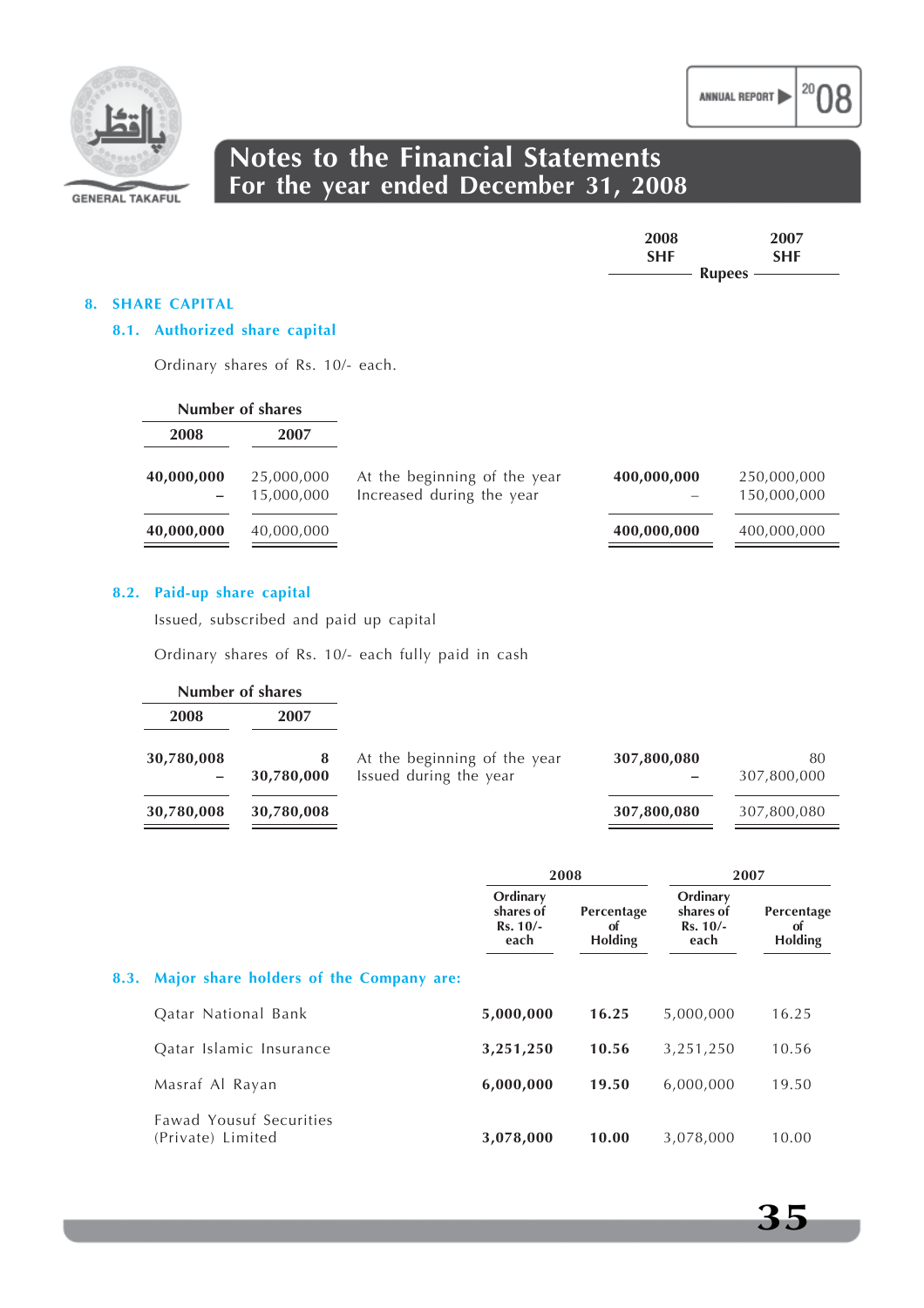# Notes to the Financial Statements
## For the year ended December 31, 2008

### 8. SHARE CAPITAL

#### 8.1. Authorized share capital

Ordinary shares of Rs. 10/- each.

| Number of shares 2008 | Number of shares 2007 | | 2008 SHF Rupees | 2007 SHF Rupees |
|---|---|---|---|---|
| **40,000,000** | 25,000,000 | At the beginning of the year | **400,000,000** | 250,000,000 |
| **–** | 15,000,000 | Increased during the year | **–** | 150,000,000 |
| **40,000,000** | 40,000,000 | | **400,000,000** | 400,000,000 |

#### 8.2. Paid-up share capital

Issued, subscribed and paid up capital

Ordinary shares of Rs. 10/- each fully paid in cash

| Number of shares 2008 | Number of shares 2007 | | 2008 SHF Rupees | 2007 SHF Rupees |
|---|---|---|---|---|
| **30,780,008** | **8** | At the beginning of the year | **307,800,080** | 80 |
| **–** | **30,780,000** | Issued during the year | **–** | 307,800,000 |
| **30,780,008** | **30,780,008** | | **307,800,080** | 307,800,080 |

#### 8.3. Major share holders of the Company are:

| | 2008 | | 2007 | |
|---|---|---|---|---|
| | Ordinary shares of Rs. 10/- each | Percentage of Holding | Ordinary shares of Rs. 10/- each | Percentage of Holding |
| Qatar National Bank | **5,000,000** | **16.25** | 5,000,000 | 16.25 |
| Qatar Islamic Insurance | **3,251,250** | **10.56** | 3,251,250 | 10.56 |
| Masraf Al Rayan | **6,000,000** | **19.50** | 6,000,000 | 19.50 |
| Fawad Yousuf Securities (Private) Limited | **3,078,000** | **10.00** | 3,078,000 | 10.00 |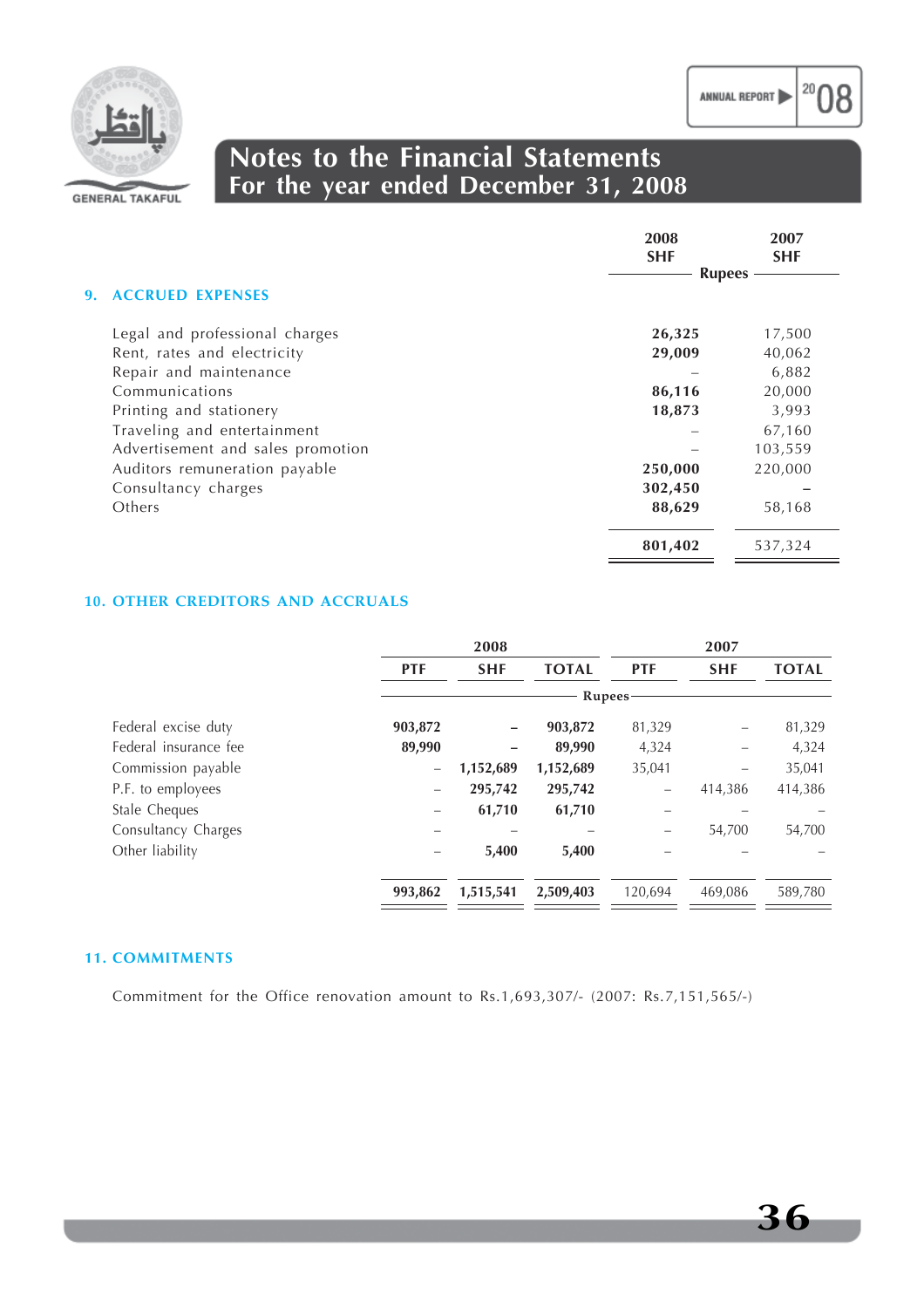## Notes to the Financial Statements
## For the year ended December 31, 2008

### 9. ACCRUED EXPENSES

| | 2008 SHF | 2007 SHF |
|---|---|---|
| | Rupees | |
| Legal and professional charges | **26,325** | 17,500 |
| Rent, rates and electricity | **29,009** | 40,062 |
| Repair and maintenance | – | 6,882 |
| Communications | **86,116** | 20,000 |
| Printing and stationery | **18,873** | 3,993 |
| Traveling and entertainment | – | 67,160 |
| Advertisement and sales promotion | – | 103,559 |
| Auditors remuneration payable | **250,000** | 220,000 |
| Consultancy charges | **302,450** | – |
| Others | **88,629** | 58,168 |
| | **801,402** | 537,324 |

### 10. OTHER CREDITORS AND ACCRUALS

| | 2008 | | | 2007 | | |
|---|---|---|---|---|---|---|
| | PTF | SHF | TOTAL | PTF | SHF | TOTAL |
| | Rupees | | | | | |
| Federal excise duty | **903,872** | – | **903,872** | 81,329 | – | 81,329 |
| Federal insurance fee | **89,990** | – | **89,990** | 4,324 | – | 4,324 |
| Commission payable | – | **1,152,689** | **1,152,689** | 35,041 | – | 35,041 |
| P.F. to employees | – | **295,742** | **295,742** | – | 414,386 | 414,386 |
| Stale Cheques | – | **61,710** | **61,710** | – | – | – |
| Consultancy Charges | – | – | – | – | 54,700 | 54,700 |
| Other liability | – | **5,400** | **5,400** | – | – | – |
| | **993,862** | **1,515,541** | **2,509,403** | 120,694 | 469,086 | 589,780 |

### 11. COMMITMENTS

Commitment for the Office renovation amount to Rs.1,693,307/- (2007: Rs.7,151,565/-)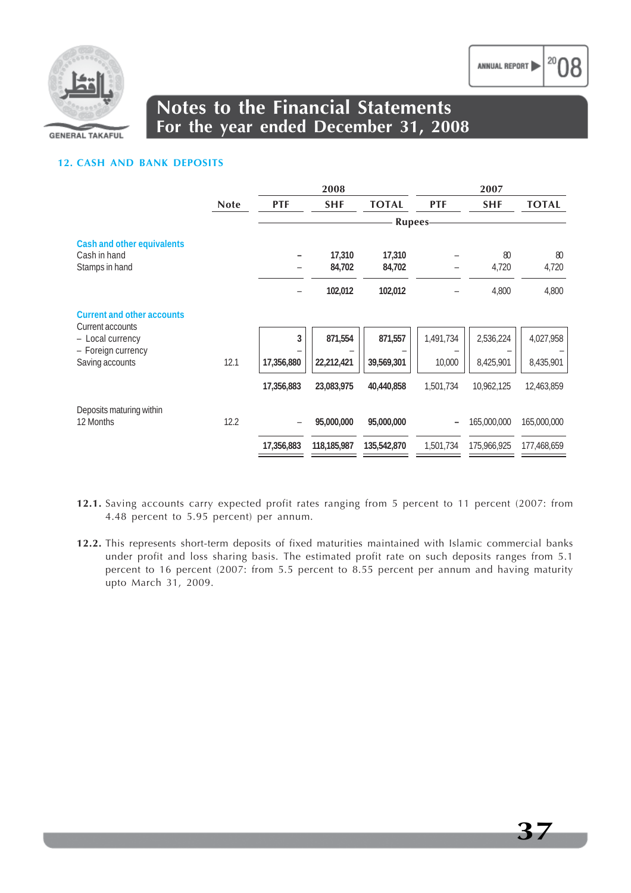## 12. CASH AND BANK DEPOSITS

| | Note | 2008 PTF | 2008 SHF | 2008 TOTAL | 2007 PTF | 2007 SHF | 2007 TOTAL |
|---|---|---|---|---|---|---|---|
| | | Rupees | | | | | |
| **Cash and other equivalents** | | | | | | | |
| Cash in hand | | – | 17,310 | 17,310 | – | 80 | 80 |
| Stamps in hand | | – | 84,702 | 84,702 | – | 4,720 | 4,720 |
| | | – | 102,012 | 102,012 | – | 4,800 | 4,800 |
| **Current and other accounts** | | | | | | | |
| Current accounts | | | | | | | |
| – Local currency | | 3 | 871,554 | 871,557 | 1,491,734 | 2,536,224 | 4,027,958 |
| – Foreign currency | | – | – | – | – | – | – |
| Saving accounts | 12.1 | 17,356,880 | 22,212,421 | 39,569,301 | 10,000 | 8,425,901 | 8,435,901 |
| | | 17,356,883 | 23,083,975 | 40,440,858 | 1,501,734 | 10,962,125 | 12,463,859 |
| Deposits maturing within 12 Months | 12.2 | – | 95,000,000 | 95,000,000 | – | 165,000,000 | 165,000,000 |
| | | 17,356,883 | 118,185,987 | 135,542,870 | 1,501,734 | 175,966,925 | 177,468,659 |

**12.1.** Saving accounts carry expected profit rates ranging from 5 percent to 11 percent (2007: from 4.48 percent to 5.95 percent) per annum.

**12.2.** This represents short-term deposits of fixed maturities maintained with Islamic commercial banks under profit and loss sharing basis. The estimated profit rate on such deposits ranges from 5.1 percent to 16 percent (2007: from 5.5 percent to 8.55 percent per annum and having maturity upto March 31, 2009.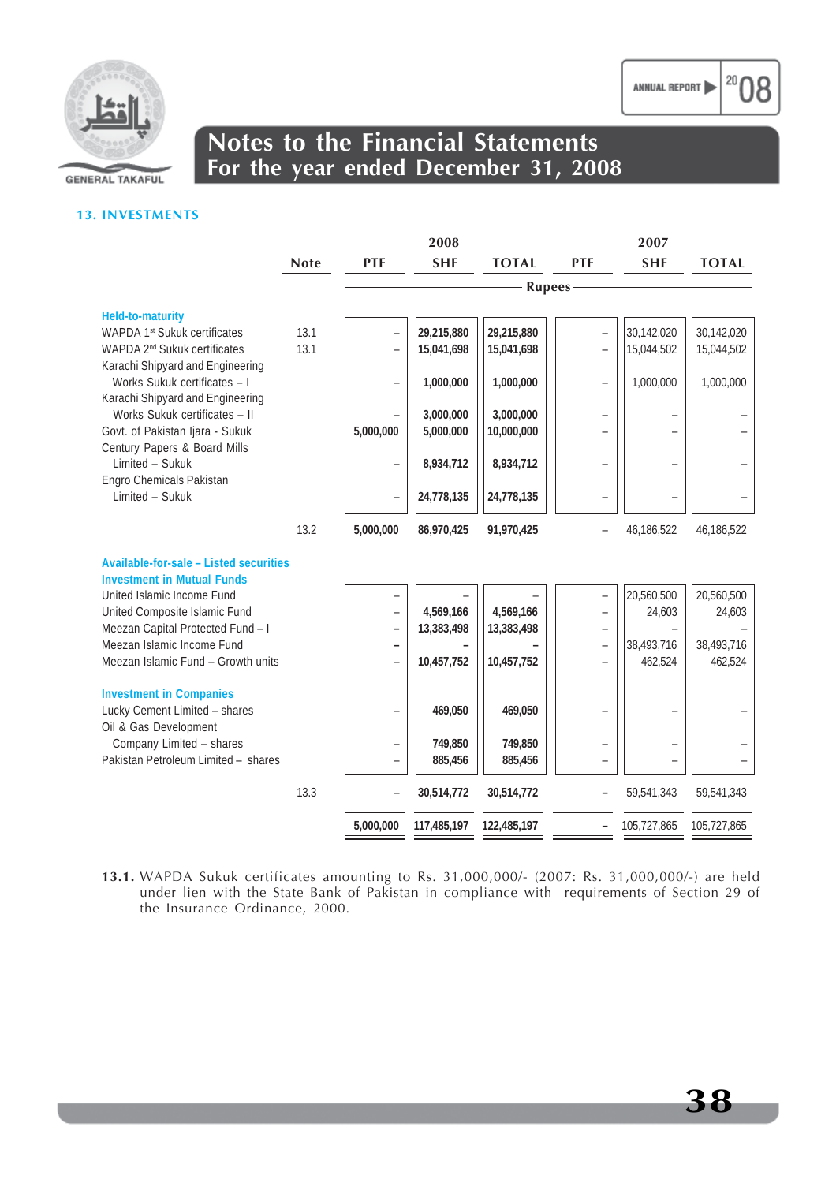## 13. INVESTMENTS

| | Note | 2008 PTF | 2008 SHF | 2008 TOTAL | 2007 PTF | 2007 SHF | 2007 TOTAL |
|---|---|---|---|---|---|---|---|
| | | Rupees | | | | | |
| **Held-to-maturity** | | | | | | | |
| WAPDA 1st Sukuk certificates | 13.1 | – | 29,215,880 | 29,215,880 | – | 30,142,020 | 30,142,020 |
| WAPDA 2nd Sukuk certificates | 13.1 | – | 15,041,698 | 15,041,698 | – | 15,044,502 | 15,044,502 |
| Karachi Shipyard and Engineering Works Sukuk certificates – I | | – | 1,000,000 | 1,000,000 | – | 1,000,000 | 1,000,000 |
| Karachi Shipyard and Engineering Works Sukuk certificates – II | | – | 3,000,000 | 3,000,000 | – | – | – |
| Govt. of Pakistan Ijara - Sukuk | | 5,000,000 | 5,000,000 | 10,000,000 | – | – | – |
| Century Papers & Board Mills Limited – Sukuk | | – | 8,934,712 | 8,934,712 | – | – | – |
| Engro Chemicals Pakistan Limited – Sukuk | | – | 24,778,135 | 24,778,135 | – | – | – |
| | 13.2 | 5,000,000 | 86,970,425 | 91,970,425 | – | 46,186,522 | 46,186,522 |
| **Available-for-sale – Listed securities** | | | | | | | |
| **Investment in Mutual Funds** | | | | | | | |
| United Islamic Income Fund | | – | – | – | – | 20,560,500 | 20,560,500 |
| United Composite Islamic Fund | | – | 4,569,166 | 4,569,166 | – | 24,603 | 24,603 |
| Meezan Capital Protected Fund – I | | – | 13,383,498 | 13,383,498 | – | – | – |
| Meezan Islamic Income Fund | | – | – | – | – | 38,493,716 | 38,493,716 |
| Meezan Islamic Fund – Growth units | | – | 10,457,752 | 10,457,752 | – | 462,524 | 462,524 |
| **Investment in Companies** | | | | | | | |
| Lucky Cement Limited – shares | | – | 469,050 | 469,050 | – | – | – |
| Oil & Gas Development Company Limited – shares | | – | 749,850 | 749,850 | – | – | – |
| Pakistan Petroleum Limited – shares | | – | 885,456 | 885,456 | – | – | – |
| | 13.3 | – | 30,514,772 | 30,514,772 | – | 59,541,343 | 59,541,343 |
| | | 5,000,000 | 117,485,197 | 122,485,197 | – | 105,727,865 | 105,727,865 |

**13.1.** WAPDA Sukuk certificates amounting to Rs. 31,000,000/- (2007: Rs. 31,000,000/-) are held under lien with the State Bank of Pakistan in compliance with requirements of Section 29 of the Insurance Ordinance, 2000.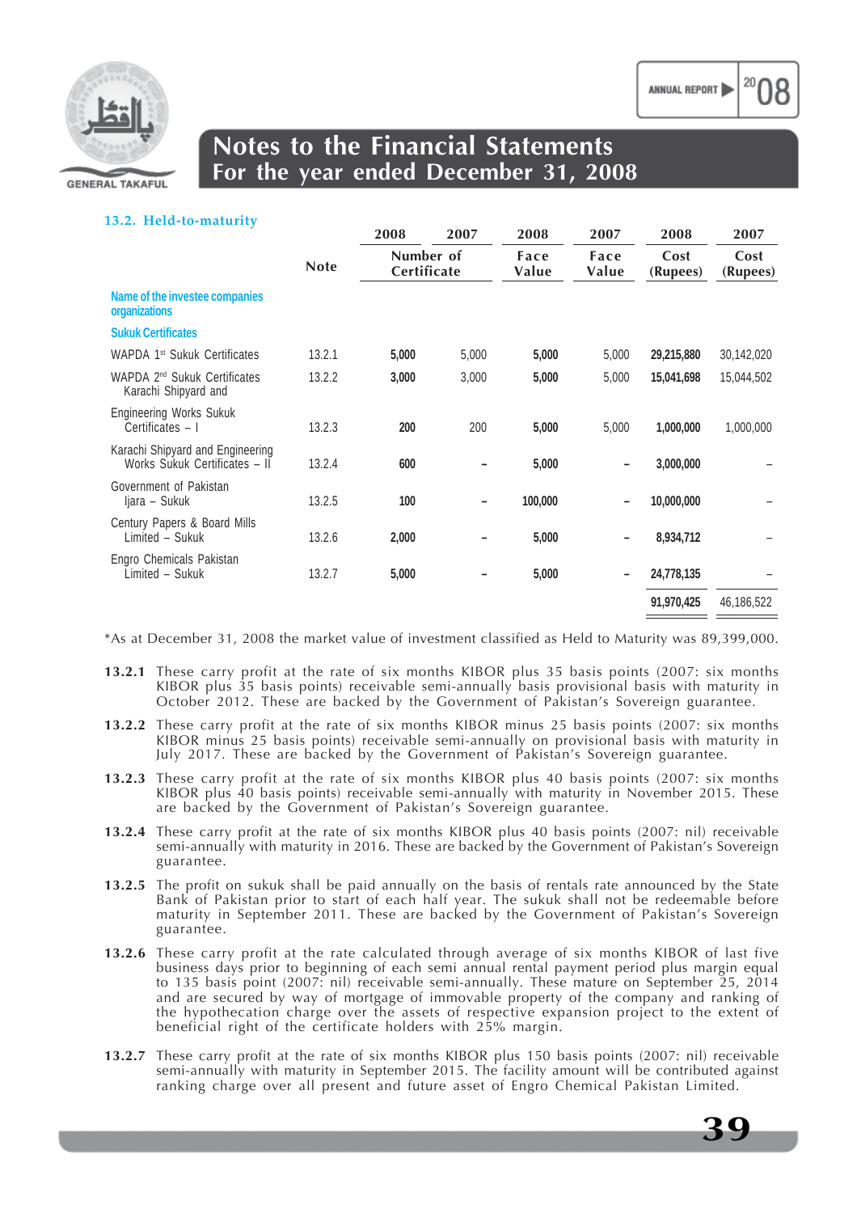### 13.2. Held-to-maturity

| | Note | 2008 | 2007 | 2008 | 2007 | 2008 | 2007 |
|---|---|---|---|---|---|---|---|
| | | Number of Certificate | | Face Value | Face Value | Cost (Rupees) | Cost (Rupees) |
| **Name of the investee companies organizations** | | | | | | | |
| **Sukuk Certificates** | | | | | | | |
| WAPDA 1st Sukuk Certificates | 13.2.1 | **5,000** | 5,000 | **5,000** | 5,000 | **29,215,880** | 30,142,020 |
| WAPDA 2nd Sukuk Certificates | 13.2.2 | **3,000** | 3,000 | **5,000** | 5,000 | **15,041,698** | 15,044,502 |
| Karachi Shipyard and Engineering Works Sukuk Certificates – I | 13.2.3 | **200** | 200 | **5,000** | 5,000 | **1,000,000** | 1,000,000 |
| Karachi Shipyard and Engineering Works Sukuk Certificates – II | 13.2.4 | **600** | – | **5,000** | – | **3,000,000** | – |
| Government of Pakistan Ijara – Sukuk | 13.2.5 | **100** | – | **100,000** | – | **10,000,000** | – |
| Century Papers & Board Mills Limited – Sukuk | 13.2.6 | **2,000** | – | **5,000** | – | **8,934,712** | – |
| Engro Chemicals Pakistan Limited – Sukuk | 13.2.7 | **5,000** | – | **5,000** | – | **24,778,135** | – |
| | | | | | | **91,970,425** | 46,186,522 |

*As at December 31, 2008 the market value of investment classified as Held to Maturity was 89,399,000.

**13.2.1** These carry profit at the rate of six months KIBOR plus 35 basis points (2007: six months KIBOR plus 35 basis points) receivable semi-annually basis provisional basis with maturity in October 2012. These are backed by the Government of Pakistan's Sovereign guarantee.

**13.2.2** These carry profit at the rate of six months KIBOR minus 25 basis points (2007: six months KIBOR minus 25 basis points) receivable semi-annually on provisional basis with maturity in July 2017. These are backed by the Government of Pakistan's Sovereign guarantee.

**13.2.3** These carry profit at the rate of six months KIBOR plus 40 basis points (2007: six months KIBOR plus 40 basis points) receivable semi-annually with maturity in November 2015. These are backed by the Government of Pakistan's Sovereign guarantee.

**13.2.4** These carry profit at the rate of six months KIBOR plus 40 basis points (2007: nil) receivable semi-annually with maturity in 2016. These are backed by the Government of Pakistan's Sovereign guarantee.

**13.2.5** The profit on sukuk shall be paid annually on the basis of rentals rate announced by the State Bank of Pakistan prior to start of each half year. The sukuk shall not be redeemable before maturity in September 2011. These are backed by the Government of Pakistan's Sovereign guarantee.

**13.2.6** These carry profit at the rate calculated through average of six months KIBOR of last five business days prior to beginning of each semi annual rental payment period plus margin equal to 135 basis point (2007: nil) receivable semi-annually. These mature on September 25, 2014 and are secured by way of mortgage of immovable property of the company and ranking of the hypothecation charge over the assets of respective expansion project to the extent of beneficial right of the certificate holders with 25% margin.

**13.2.7** These carry profit at the rate of six months KIBOR plus 150 basis points (2007: nil) receivable semi-annually with maturity in September 2015. The facility amount will be contributed against ranking charge over all present and future asset of Engro Chemical Pakistan Limited.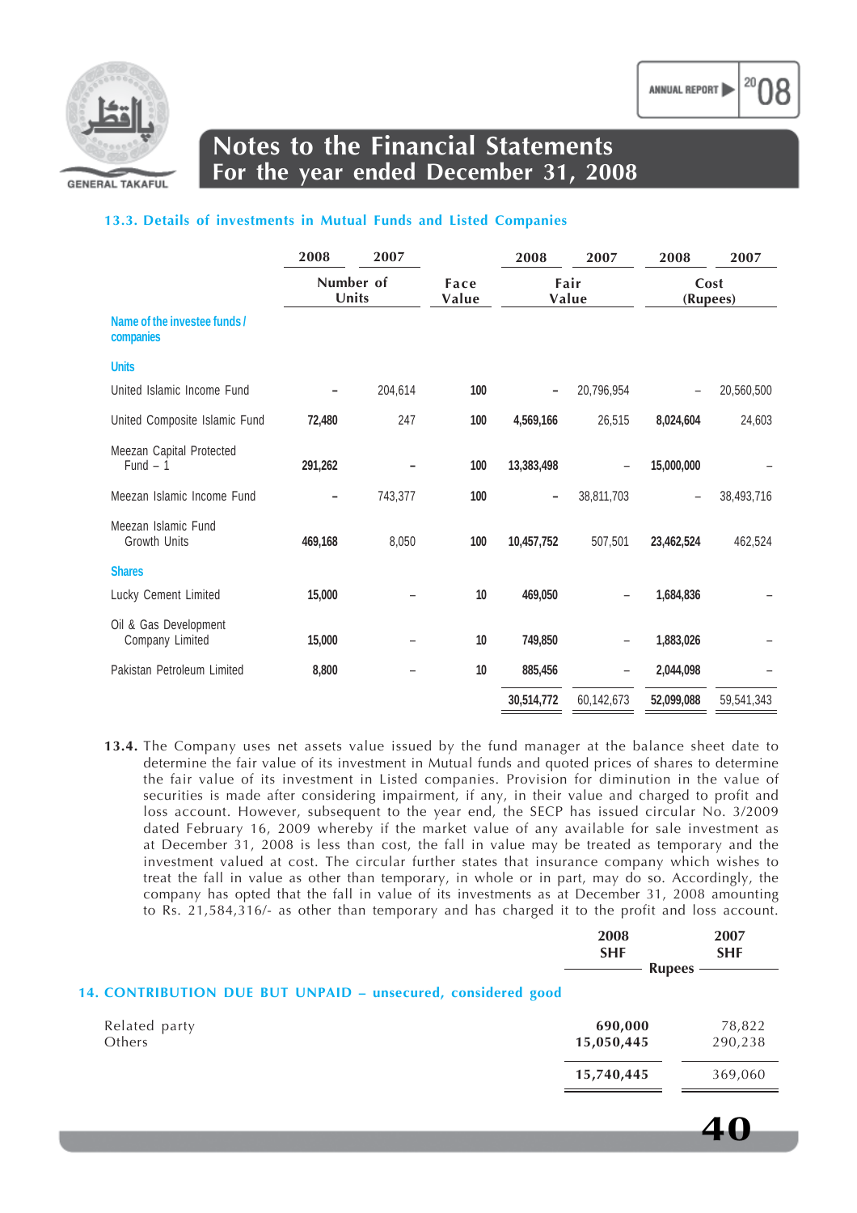## 13.3. Details of investments in Mutual Funds and Listed Companies

| Name of the investee funds / companies | Number of Units 2008 | Number of Units 2007 | Face Value | Fair Value 2008 | Fair Value 2007 | Cost (Rupees) 2008 | Cost (Rupees) 2007 |
|---|---|---|---|---|---|---|---|
| **Units** | | | | | | | |
| United Islamic Income Fund | – | 204,614 | 100 | – | 20,796,954 | – | 20,560,500 |
| United Composite Islamic Fund | 72,480 | 247 | 100 | 4,569,166 | 26,515 | 8,024,604 | 24,603 |
| Meezan Capital Protected Fund – 1 | 291,262 | – | 100 | 13,383,498 | – | 15,000,000 | – |
| Meezan Islamic Income Fund | – | 743,377 | 100 | – | 38,811,703 | – | 38,493,716 |
| Meezan Islamic Fund Growth Units | 469,168 | 8,050 | 100 | 10,457,752 | 507,501 | 23,462,524 | 462,524 |
| **Shares** | | | | | | | |
| Lucky Cement Limited | 15,000 | – | 10 | 469,050 | – | 1,684,836 | – |
| Oil & Gas Development Company Limited | 15,000 | – | 10 | 749,850 | – | 1,883,026 | – |
| Pakistan Petroleum Limited | 8,800 | – | 10 | 885,456 | – | 2,044,098 | – |
| | | | | 30,514,772 | 60,142,673 | 52,099,088 | 59,541,343 |

**13.4.** The Company uses net assets value issued by the fund manager at the balance sheet date to determine the fair value of its investment in Mutual funds and quoted prices of shares to determine the fair value of its investment in Listed companies. Provision for diminution in the value of securities is made after considering impairment, if any, in their value and charged to profit and loss account. However, subsequent to the year end, the SECP has issued circular No. 3/2009 dated February 16, 2009 whereby if the market value of any available for sale investment as at December 31, 2008 is less than cost, the fall in value may be treated as temporary and the investment valued at cost. The circular further states that insurance company which wishes to treat the fall in value as other than temporary, in whole or in part, may do so. Accordingly, the company has opted that the fall in value of its investments as at December 31, 2008 amounting to Rs. 21,584,316/- as other than temporary and has charged it to the profit and loss account.

## 14. CONTRIBUTION DUE BUT UNPAID – unsecured, considered good

| | 2008 SHF (Rupees) | 2007 SHF (Rupees) |
|---|---|---|
| Related party | 690,000 | 78,822 |
| Others | 15,050,445 | 290,238 |
| | 15,740,445 | 369,060 |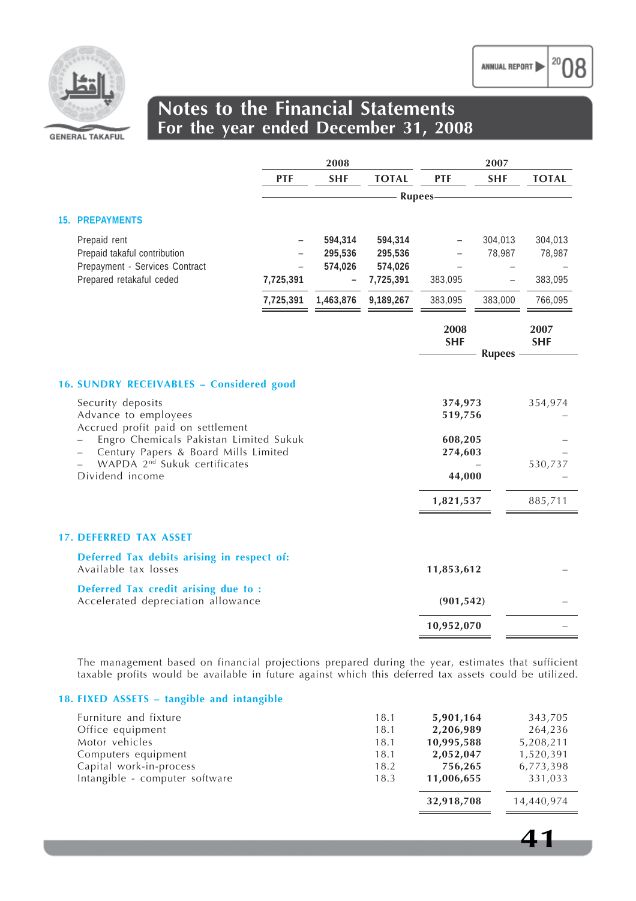## Notes to the Financial Statements
## For the year ended December 31, 2008

### 15. PREPAYMENTS

| | 2008 PTF | 2008 SHF | 2008 TOTAL | 2007 PTF | 2007 SHF | 2007 TOTAL |
|---|---|---|---|---|---|---|
| | Rupees | | | | | |
| Prepaid rent | – | 594,314 | 594,314 | – | 304,013 | 304,013 |
| Prepaid takaful contribution | – | 295,536 | 295,536 | – | 78,987 | 78,987 |
| Prepayment - Services Contract | – | 574,026 | 574,026 | – | – | – |
| Prepared retakaful ceded | 7,725,391 | – | 7,725,391 | 383,095 | – | 383,095 |
| | 7,725,391 | 1,463,876 | 9,189,267 | 383,095 | 383,000 | 766,095 |

### 16. SUNDRY RECEIVABLES – Considered good

| | | 2008 SHF | 2007 SHF |
|---|---|---|---|
| | | Rupees | |
| Security deposits | | 374,973 | 354,974 |
| Advance to employees | | 519,756 | – |
| Accrued profit paid on settlement | | | |
| – Engro Chemicals Pakistan Limited Sukuk | | 608,205 | – |
| – Century Papers & Board Mills Limited | | 274,603 | – |
| – WAPDA 2nd Sukuk certificates | | – | 530,737 |
| Dividend income | | 44,000 | – |
| | | 1,821,537 | 885,711 |

### 17. DEFERRED TAX ASSET

| | | 2008 SHF | 2007 SHF |
|---|---|---|---|
| **Deferred Tax debits arising in respect of:** | | | |
| Available tax losses | | 11,853,612 | – |
| **Deferred Tax credit arising due to :** | | | |
| Accelerated depreciation allowance | | (901,542) | – |
| | | 10,952,070 | – |

The management based on financial projections prepared during the year, estimates that sufficient taxable profits would be available in future against which this deferred tax assets could be utilized.

### 18. FIXED ASSETS – tangible and intangible

| | | 2008 SHF | 2007 SHF |
|---|---|---|---|
| Furniture and fixture | 18.1 | 5,901,164 | 343,705 |
| Office equipment | 18.1 | 2,206,989 | 264,236 |
| Motor vehicles | 18.1 | 10,995,588 | 5,208,211 |
| Computers equipment | 18.1 | 2,052,047 | 1,520,391 |
| Capital work-in-process | 18.2 | 756,265 | 6,773,398 |
| Intangible - computer software | 18.3 | 11,006,655 | 331,033 |
| | | 32,918,708 | 14,440,974 |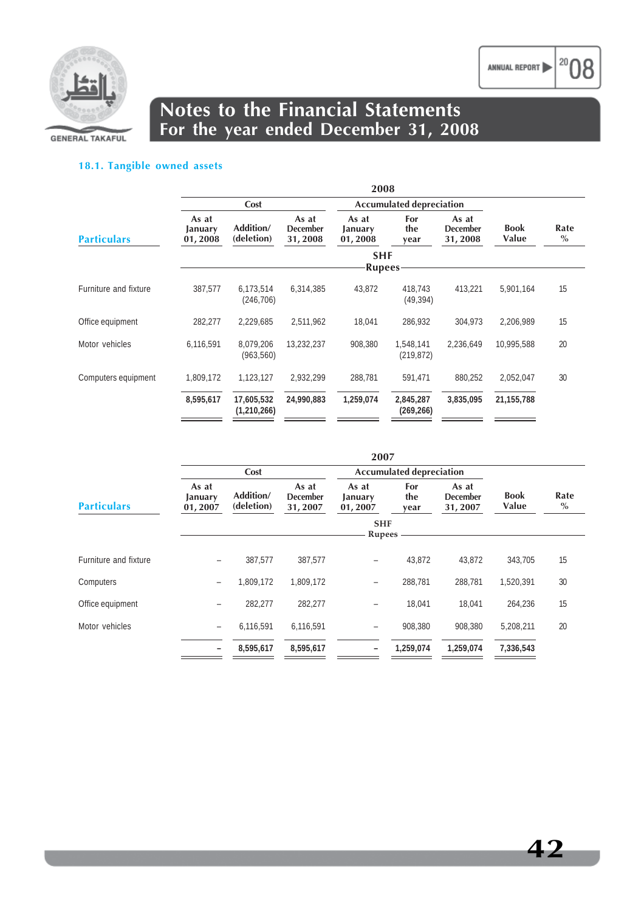## Notes to the Financial Statements
## For the year ended December 31, 2008

### 18.1. Tangible owned assets

**2008**

| Particulars | Cost | | | Accumulated depreciation | | | Book Value | Rate % |
|---|---|---|---|---|---|---|---|---|
| | As at January 01, 2008 | Addition/ (deletion) | As at December 31, 2008 | As at January 01, 2008 | For the year | As at December 31, 2008 | | |
| | SHF Rupees | | | | | | | |
| Furniture and fixture | 387,577 | 6,173,514 (246,706) | 6,314,385 | 43,872 | 418,743 (49,394) | 413,221 | 5,901,164 | 15 |
| Office equipment | 282,277 | 2,229,685 | 2,511,962 | 18,041 | 286,932 | 304,973 | 2,206,989 | 15 |
| Motor vehicles | 6,116,591 | 8,079,206 (963,560) | 13,232,237 | 908,380 | 1,548,141 (219,872) | 2,236,649 | 10,995,588 | 20 |
| Computers equipment | 1,809,172 | 1,123,127 | 2,932,299 | 288,781 | 591,471 | 880,252 | 2,052,047 | 30 |
| | **8,595,617** | **17,605,532 (1,210,266)** | **24,990,883** | **1,259,074** | **2,845,287 (269,266)** | **3,835,095** | **21,155,788** | |

**2007**

| Particulars | Cost | | | Accumulated depreciation | | | Book Value | Rate % |
|---|---|---|---|---|---|---|---|---|
| | As at January 01, 2007 | Addition/ (deletion) | As at December 31, 2007 | As at January 01, 2007 | For the year | As at December 31, 2007 | | |
| | SHF Rupees | | | | | | | |
| Furniture and fixture | – | 387,577 | 387,577 | – | 43,872 | 43,872 | 343,705 | 15 |
| Computers | – | 1,809,172 | 1,809,172 | – | 288,781 | 288,781 | 1,520,391 | 30 |
| Office equipment | – | 282,277 | 282,277 | – | 18,041 | 18,041 | 264,236 | 15 |
| Motor vehicles | – | 6,116,591 | 6,116,591 | – | 908,380 | 908,380 | 5,208,211 | 20 |
| | **–** | **8,595,617** | **8,595,617** | **–** | **1,259,074** | **1,259,074** | **7,336,543** | |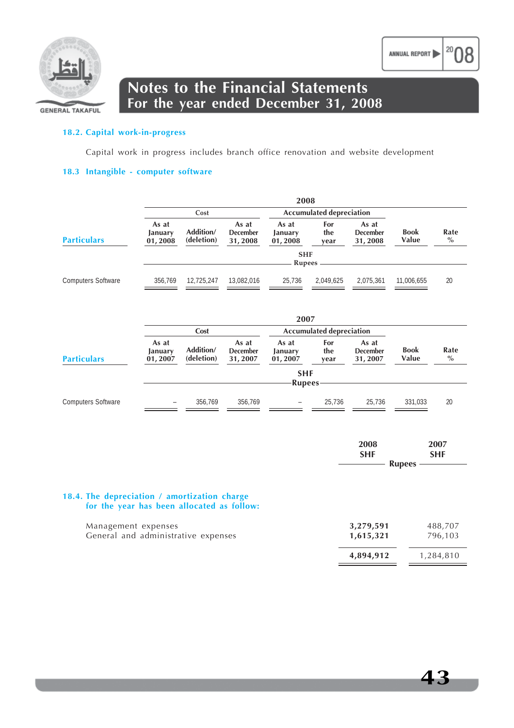# Notes to the Financial Statements
## For the year ended December 31, 2008

### 18.2. Capital work-in-progress

Capital work in progress includes branch office renovation and website development

### 18.3 Intangible - computer software

**2008**

| Particulars | Cost | | | Accumulated depreciation | | | Book Value | Rate % |
|---|---|---|---|---|---|---|---|---|
| | As at January 01, 2008 | Addition/ (deletion) | As at December 31, 2008 | As at January 01, 2008 | For the year | As at December 31, 2008 | | |
| | SHF Rupees | | | | | | | |
| Computers Software | 356,769 | 12,725,247 | 13,082,016 | 25,736 | 2,049,625 | 2,075,361 | 11,006,655 | 20 |

**2007**

| Particulars | Cost | | | Accumulated depreciation | | | Book Value | Rate % |
|---|---|---|---|---|---|---|---|---|
| | As at January 01, 2007 | Addition/ (deletion) | As at December 31, 2007 | As at January 01, 2007 | For the year | As at December 31, 2007 | | |
| | SHF Rupees | | | | | | | |
| Computers Software | – | 356,769 | 356,769 | – | 25,736 | 25,736 | 331,033 | 20 |

### 18.4. The depreciation / amortization charge for the year has been allocated as follow:

| | 2008 SHF | 2007 SHF |
|---|---|---|
| | Rupees | |
| Management expenses | **3,279,591** | 488,707 |
| General and administrative expenses | **1,615,321** | 796,103 |
| | **4,894,912** | 1,284,810 |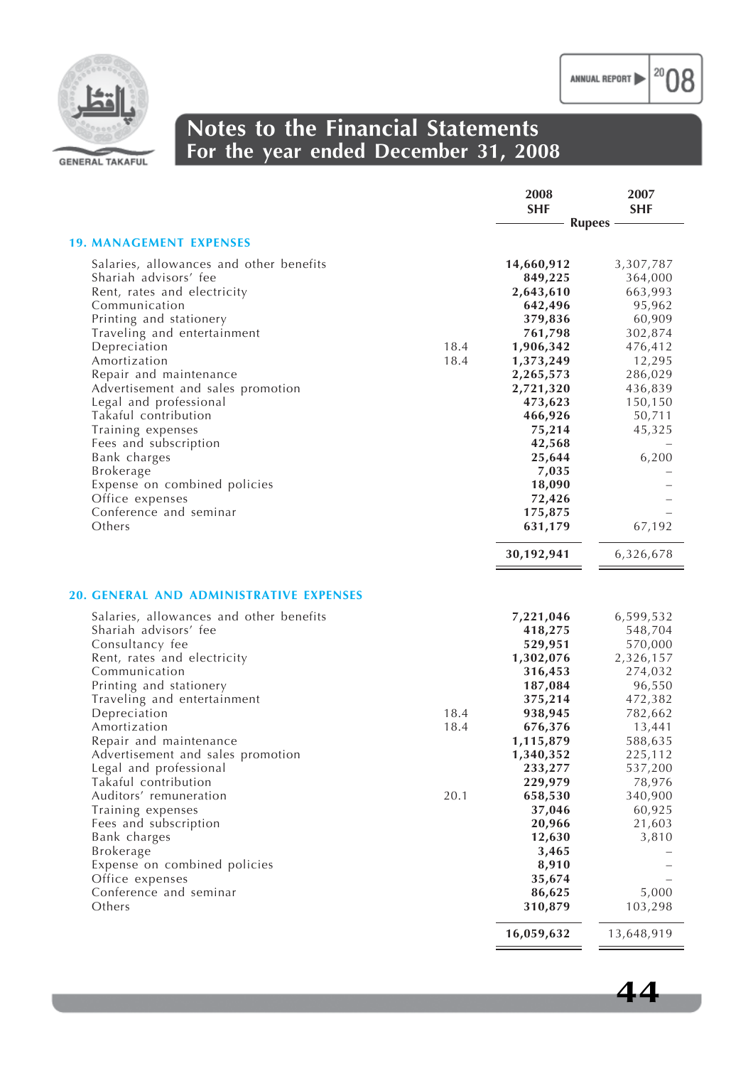## Notes to the Financial Statements
## For the year ended December 31, 2008

| | Note | 2008 SHF | 2007 SHF |
|---|---|---|---|
| | | Rupees | |

### 19. MANAGEMENT EXPENSES

| | Note | 2008 SHF | 2007 SHF |
|---|---|---|---|
| Salaries, allowances and other benefits | | **14,660,912** | 3,307,787 |
| Shariah advisors' fee | | **849,225** | 364,000 |
| Rent, rates and electricity | | **2,643,610** | 663,993 |
| Communication | | **642,496** | 95,962 |
| Printing and stationery | | **379,836** | 60,909 |
| Traveling and entertainment | | **761,798** | 302,874 |
| Depreciation | 18.4 | **1,906,342** | 476,412 |
| Amortization | 18.4 | **1,373,249** | 12,295 |
| Repair and maintenance | | **2,265,573** | 286,029 |
| Advertisement and sales promotion | | **2,721,320** | 436,839 |
| Legal and professional | | **473,623** | 150,150 |
| Takaful contribution | | **466,926** | 50,711 |
| Training expenses | | **75,214** | 45,325 |
| Fees and subscription | | **42,568** | – |
| Bank charges | | **25,644** | 6,200 |
| Brokerage | | **7,035** | – |
| Expense on combined policies | | **18,090** | – |
| Office expenses | | **72,426** | – |
| Conference and seminar | | **175,875** | – |
| Others | | **631,179** | 67,192 |
| | | **30,192,941** | 6,326,678 |

### 20. GENERAL AND ADMINISTRATIVE EXPENSES

| | Note | 2008 SHF | 2007 SHF |
|---|---|---|---|
| Salaries, allowances and other benefits | | **7,221,046** | 6,599,532 |
| Shariah advisors' fee | | **418,275** | 548,704 |
| Consultancy fee | | **529,951** | 570,000 |
| Rent, rates and electricity | | **1,302,076** | 2,326,157 |
| Communication | | **316,453** | 274,032 |
| Printing and stationery | | **187,084** | 96,550 |
| Traveling and entertainment | | **375,214** | 472,382 |
| Depreciation | 18.4 | **938,945** | 782,662 |
| Amortization | 18.4 | **676,376** | 13,441 |
| Repair and maintenance | | **1,115,879** | 588,635 |
| Advertisement and sales promotion | | **1,340,352** | 225,112 |
| Legal and professional | | **233,277** | 537,200 |
| Takaful contribution | | **229,979** | 78,976 |
| Auditors' remuneration | 20.1 | **658,530** | 340,900 |
| Training expenses | | **37,046** | 60,925 |
| Fees and subscription | | **20,966** | 21,603 |
| Bank charges | | **12,630** | 3,810 |
| Brokerage | | **3,465** | – |
| Expense on combined policies | | **8,910** | – |
| Office expenses | | **35,674** | – |
| Conference and seminar | | **86,625** | 5,000 |
| Others | | **310,879** | 103,298 |
| | | **16,059,632** | 13,648,919 |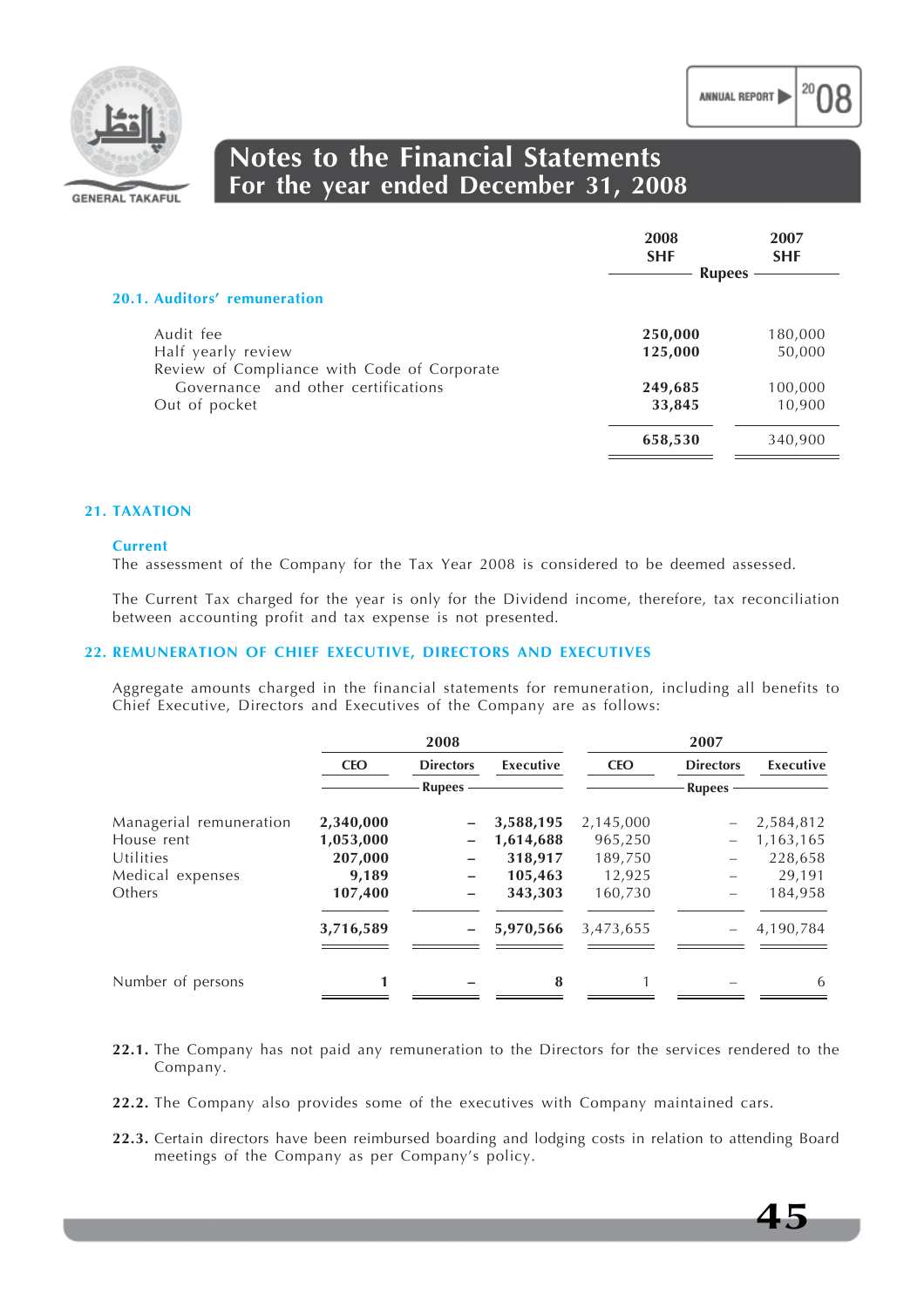## 20.1. Auditors' remuneration

| | 2008 SHF | 2007 SHF |
|---|---|---|
| | Rupees | |
| Audit fee | **250,000** | 180,000 |
| Half yearly review | **125,000** | 50,000 |
| Review of Compliance with Code of Corporate Governance and other certifications | **249,685** | 100,000 |
| Out of pocket | **33,845** | 10,900 |
| | **658,530** | 340,900 |

## 21. TAXATION

### Current

The assessment of the Company for the Tax Year 2008 is considered to be deemed assessed.

The Current Tax charged for the year is only for the Dividend income, therefore, tax reconciliation between accounting profit and tax expense is not presented.

## 22. REMUNERATION OF CHIEF EXECUTIVE, DIRECTORS AND EXECUTIVES

Aggregate amounts charged in the financial statements for remuneration, including all benefits to Chief Executive, Directors and Executives of the Company are as follows:

| | 2008 | | | 2007 | | |
|---|---|---|---|---|---|---|
| | CEO | Directors | Executive | CEO | Directors | Executive |
| | | Rupees | | | Rupees | |
| Managerial remuneration | **2,340,000** | **–** | **3,588,195** | 2,145,000 | – | 2,584,812 |
| House rent | **1,053,000** | **–** | **1,614,688** | 965,250 | – | 1,163,165 |
| Utilities | **207,000** | **–** | **318,917** | 189,750 | – | 228,658 |
| Medical expenses | **9,189** | **–** | **105,463** | 12,925 | – | 29,191 |
| Others | **107,400** | **–** | **343,303** | 160,730 | – | 184,958 |
| | **3,716,589** | **–** | **5,970,566** | 3,473,655 | – | 4,190,784 |
| Number of persons | **1** | **–** | **8** | 1 | – | 6 |

**22.1.** The Company has not paid any remuneration to the Directors for the services rendered to the Company.

**22.2.** The Company also provides some of the executives with Company maintained cars.

**22.3.** Certain directors have been reimbursed boarding and lodging costs in relation to attending Board meetings of the Company as per Company's policy.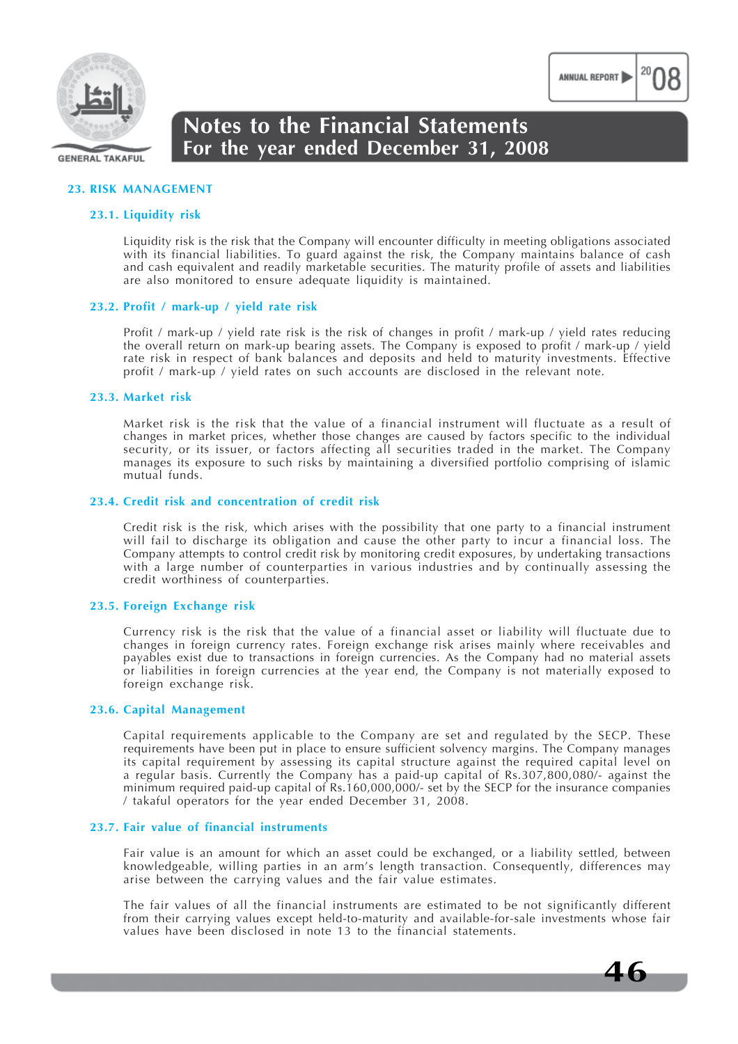## 23. RISK MANAGEMENT

### 23.1. Liquidity risk

Liquidity risk is the risk that the Company will encounter difficulty in meeting obligations associated with its financial liabilities. To guard against the risk, the Company maintains balance of cash and cash equivalent and readily marketable securities. The maturity profile of assets and liabilities are also monitored to ensure adequate liquidity is maintained.

### 23.2. Profit / mark-up / yield rate risk

Profit / mark-up / yield rate risk is the risk of changes in profit / mark-up / yield rates reducing the overall return on mark-up bearing assets. The Company is exposed to profit / mark-up / yield rate risk in respect of bank balances and deposits and held to maturity investments. Effective profit / mark-up / yield rates on such accounts are disclosed in the relevant note.

### 23.3. Market risk

Market risk is the risk that the value of a financial instrument will fluctuate as a result of changes in market prices, whether those changes are caused by factors specific to the individual security, or its issuer, or factors affecting all securities traded in the market. The Company manages its exposure to such risks by maintaining a diversified portfolio comprising of islamic mutual funds.

### 23.4. Credit risk and concentration of credit risk

Credit risk is the risk, which arises with the possibility that one party to a financial instrument will fail to discharge its obligation and cause the other party to incur a financial loss. The Company attempts to control credit risk by monitoring credit exposures, by undertaking transactions with a large number of counterparties in various industries and by continually assessing the credit worthiness of counterparties.

### 23.5. Foreign Exchange risk

Currency risk is the risk that the value of a financial asset or liability will fluctuate due to changes in foreign currency rates. Foreign exchange risk arises mainly where receivables and payables exist due to transactions in foreign currencies. As the Company had no material assets or liabilities in foreign currencies at the year end, the Company is not materially exposed to foreign exchange risk.

### 23.6. Capital Management

Capital requirements applicable to the Company are set and regulated by the SECP. These requirements have been put in place to ensure sufficient solvency margins. The Company manages its capital requirement by assessing its capital structure against the required capital level on a regular basis. Currently the Company has a paid-up capital of Rs.307,800,080/- against the minimum required paid-up capital of Rs.160,000,000/- set by the SECP for the insurance companies / takaful operators for the year ended December 31, 2008.

### 23.7. Fair value of financial instruments

Fair value is an amount for which an asset could be exchanged, or a liability settled, between knowledgeable, willing parties in an arm's length transaction. Consequently, differences may arise between the carrying values and the fair value estimates.

The fair values of all the financial instruments are estimated to be not significantly different from their carrying values except held-to-maturity and available-for-sale investments whose fair values have been disclosed in note 13 to the financial statements.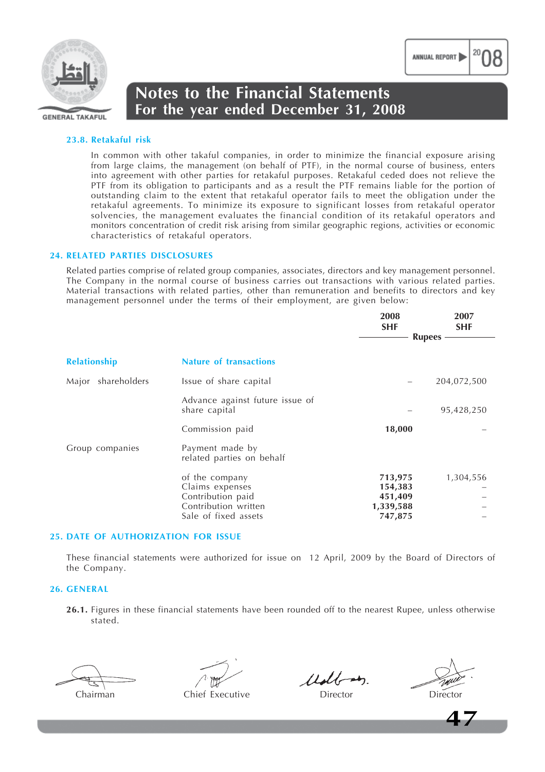### 23.8. Retakaful risk

In common with other takaful companies, in order to minimize the financial exposure arising from large claims, the management (on behalf of PTF), in the normal course of business, enters into agreement with other parties for retakaful purposes. Retakaful ceded does not relieve the PTF from its obligation to participants and as a result the PTF remains liable for the portion of outstanding claim to the extent that retakaful operator fails to meet the obligation under the retakaful agreements. To minimize its exposure to significant losses from retakaful operator solvencies, the management evaluates the financial condition of its retakaful operators and monitors concentration of credit risk arising from similar geographic regions, activities or economic characteristics of retakaful operators.

## 24. RELATED PARTIES DISCLOSURES

Related parties comprise of related group companies, associates, directors and key management personnel. The Company in the normal course of business carries out transactions with various related parties. Material transactions with related parties, other than remuneration and benefits to directors and key management personnel under the terms of their employment, are given below:

| | | 2008 SHF | 2007 SHF |
|---|---|---|---|
| | | Rupees | |
| **Relationship** | **Nature of transactions** | | |
| Major shareholders | Issue of share capital | – | 204,072,500 |
| | Advance against future issue of share capital | – | 95,428,250 |
| | Commission paid | **18,000** | – |
| Group companies | Payment made by related parties on behalf of the company | **713,975** | 1,304,556 |
| | Claims expenses | **154,383** | – |
| | Contribution paid | **451,409** | – |
| | Contribution written | **1,339,588** | – |
| | Sale of fixed assets | **747,875** | – |

## 25. DATE OF AUTHORIZATION FOR ISSUE

These financial statements were authorized for issue on 12 April, 2009 by the Board of Directors of the Company.

## 26. GENERAL

**26.1.** Figures in these financial statements have been rounded off to the nearest Rupee, unless otherwise stated.

Chairman | Chief Executive | Director | Director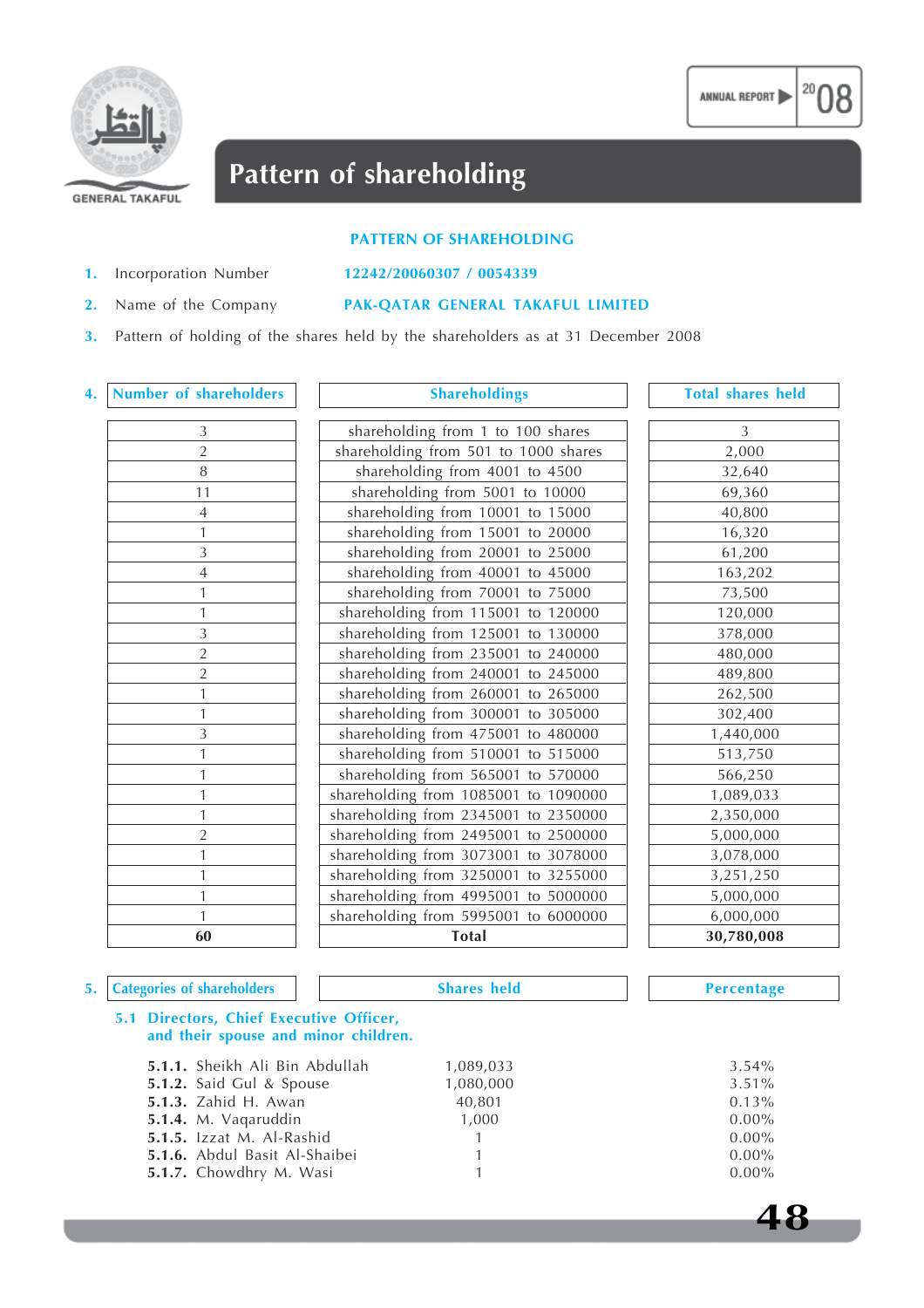# Pattern of shareholding

## PATTERN OF SHAREHOLDING

1. Incorporation Number **12242/20060307 / 0054339**
2. Name of the Company **PAK-QATAR GENERAL TAKAFUL LIMITED**
3. Pattern of holding of the shares held by the shareholders as at 31 December 2008

4.

| Number of shareholders | Shareholdings | Total shares held |
|---|---|---|
| 3 | shareholding from 1 to 100 shares | 3 |
| 2 | shareholding from 501 to 1000 shares | 2,000 |
| 8 | shareholding from 4001 to 4500 | 32,640 |
| 11 | shareholding from 5001 to 10000 | 69,360 |
| 4 | shareholding from 10001 to 15000 | 40,800 |
| 1 | shareholding from 15001 to 20000 | 16,320 |
| 3 | shareholding from 20001 to 25000 | 61,200 |
| 4 | shareholding from 40001 to 45000 | 163,202 |
| 1 | shareholding from 70001 to 75000 | 73,500 |
| 1 | shareholding from 115001 to 120000 | 120,000 |
| 3 | shareholding from 125001 to 130000 | 378,000 |
| 2 | shareholding from 235001 to 240000 | 480,000 |
| 2 | shareholding from 240001 to 245000 | 489,800 |
| 1 | shareholding from 260001 to 265000 | 262,500 |
| 1 | shareholding from 300001 to 305000 | 302,400 |
| 3 | shareholding from 475001 to 480000 | 1,440,000 |
| 1 | shareholding from 510001 to 515000 | 513,750 |
| 1 | shareholding from 565001 to 570000 | 566,250 |
| 1 | shareholding from 1085001 to 1090000 | 1,089,033 |
| 1 | shareholding from 2345001 to 2350000 | 2,350,000 |
| 2 | shareholding from 2495001 to 2500000 | 5,000,000 |
| 1 | shareholding from 3073001 to 3078000 | 3,078,000 |
| 1 | shareholding from 3250001 to 3255000 | 3,251,250 |
| 1 | shareholding from 4995001 to 5000000 | 5,000,000 |
| 1 | shareholding from 5995001 to 6000000 | 6,000,000 |
| **60** | **Total** | **30,780,008** |

5.

| Categories of shareholders | Shares held | Percentage |
|---|---|---|
| **5.1 Directors, Chief Executive Officer, and their spouse and minor children.** | | |
| **5.1.1.** Sheikh Ali Bin Abdullah | 1,089,033 | 3.54% |
| **5.1.2.** Said Gul & Spouse | 1,080,000 | 3.51% |
| **5.1.3.** Zahid H. Awan | 40,801 | 0.13% |
| **5.1.4.** M. Vaqaruddin | 1,000 | 0.00% |
| **5.1.5.** Izzat M. Al-Rashid | 1 | 0.00% |
| **5.1.6.** Abdul Basit Al-Shaibei | 1 | 0.00% |
| **5.1.7.** Chowdhry M. Wasi | 1 | 0.00% |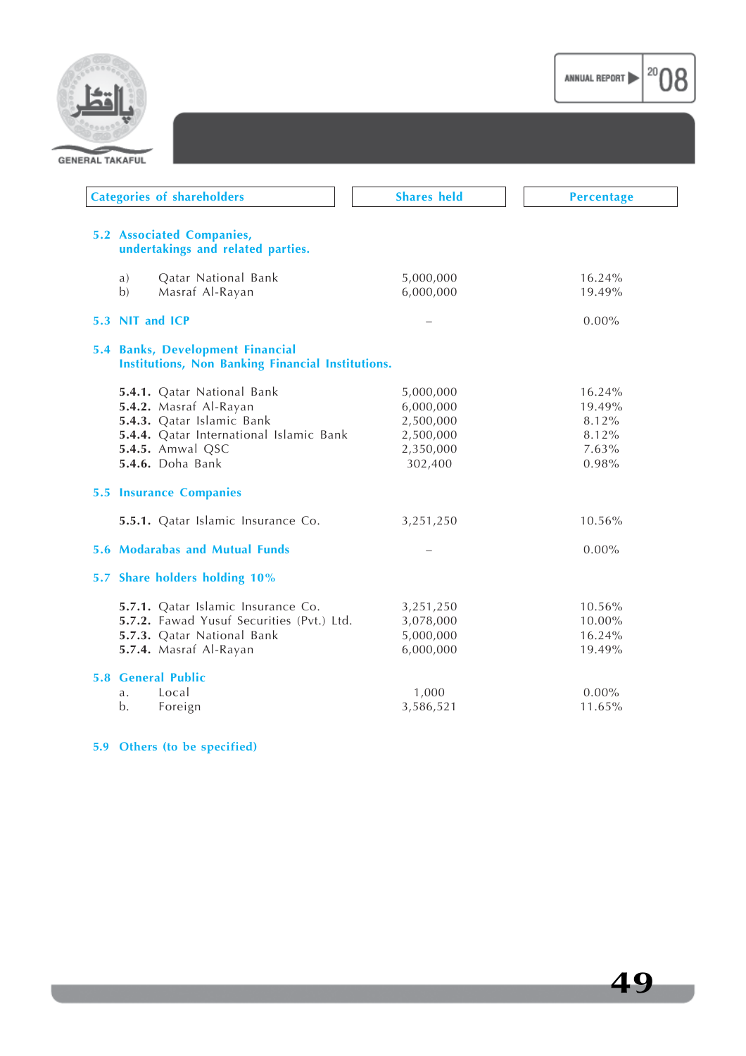| Categories of shareholders | Shares held | Percentage |
|---|---|---|
| **5.2 Associated Companies, undertakings and related parties.** | | |
| a) Qatar National Bank | 5,000,000 | 16.24% |
| b) Masraf Al-Rayan | 6,000,000 | 19.49% |
| **5.3 NIT and ICP** | – | 0.00% |
| **5.4 Banks, Development Financial Institutions, Non Banking Financial Institutions.** | | |
| **5.4.1.** Qatar National Bank | 5,000,000 | 16.24% |
| **5.4.2.** Masraf Al-Rayan | 6,000,000 | 19.49% |
| **5.4.3.** Qatar Islamic Bank | 2,500,000 | 8.12% |
| **5.4.4.** Qatar International Islamic Bank | 2,500,000 | 8.12% |
| **5.4.5.** Amwal QSC | 2,350,000 | 7.63% |
| **5.4.6.** Doha Bank | 302,400 | 0.98% |
| **5.5 Insurance Companies** | | |
| **5.5.1.** Qatar Islamic Insurance Co. | 3,251,250 | 10.56% |
| **5.6 Modarabas and Mutual Funds** | – | 0.00% |
| **5.7 Share holders holding 10%** | | |
| **5.7.1.** Qatar Islamic Insurance Co. | 3,251,250 | 10.56% |
| **5.7.2.** Fawad Yusuf Securities (Pvt.) Ltd. | 3,078,000 | 10.00% |
| **5.7.3.** Qatar National Bank | 5,000,000 | 16.24% |
| **5.7.4.** Masraf Al-Rayan | 6,000,000 | 19.49% |
| **5.8 General Public** | | |
| a. Local | 1,000 | 0.00% |
| b. Foreign | 3,586,521 | 11.65% |
| **5.9 Others (to be specified)** | | |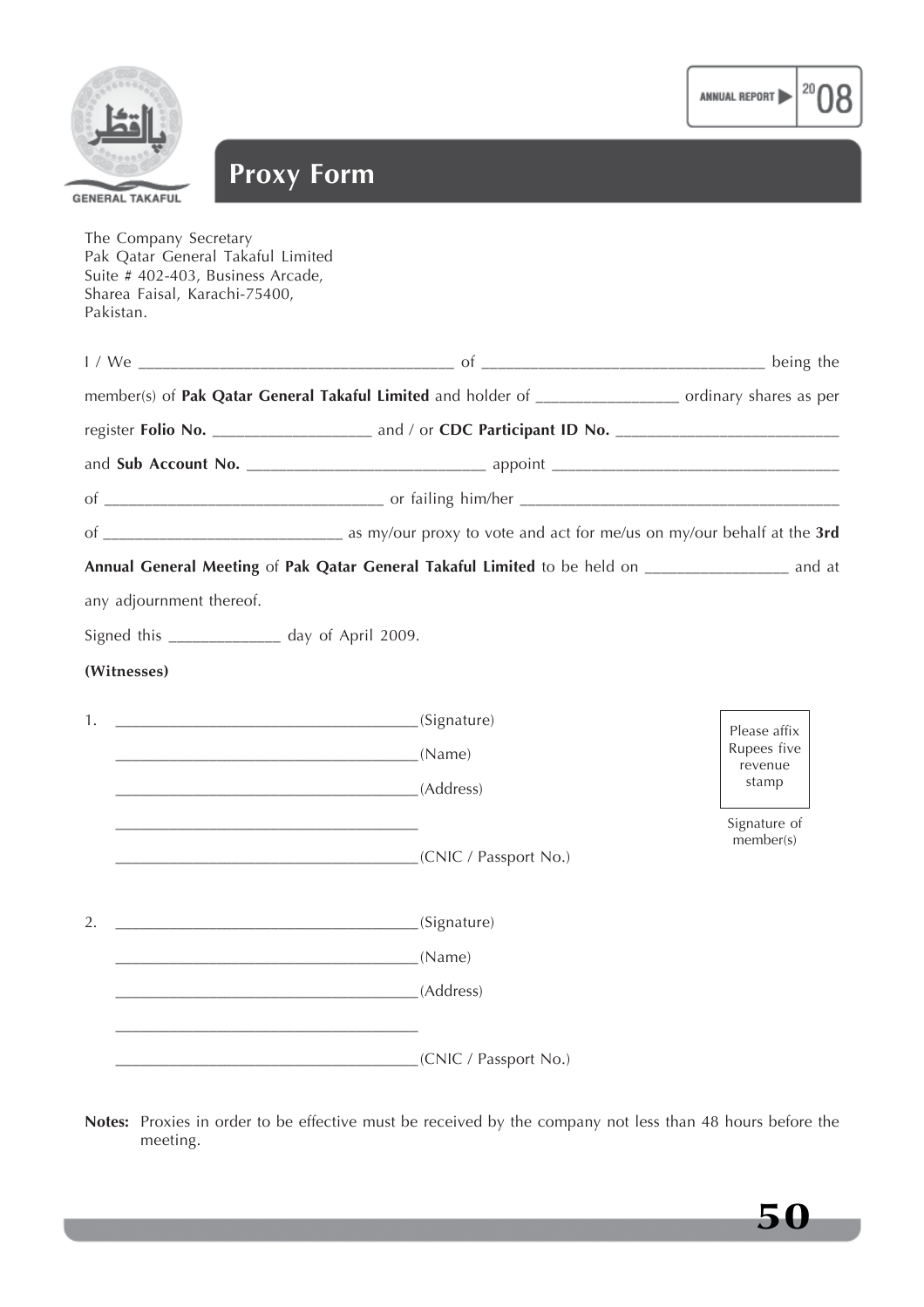# Proxy Form

The Company Secretary
Pak Qatar General Takaful Limited
Suite # 402-403, Business Arcade,
Sharea Faisal, Karachi-75400,
Pakistan.

I / We ____________________________________ of _________________________________ being the member(s) of **Pak Qatar General Takaful Limited** and holder of ________________ ordinary shares as per register **Folio No.** __________________ and / or **CDC Participant ID No.** __________________________ and **Sub Account No.** ____________________________ appoint _________________________________ of ________________________________ or failing him/her ______________________________________ of ____________________________ as my/our proxy to vote and act for me/us on my/our behalf at the **3rd Annual General Meeting** of **Pak Qatar General Takaful Limited** to be held on ________________ and at any adjournment thereof.

Signed this _____________ day of April 2009.

**(Witnesses)**

1. ____________________________________(Signature)

   ____________________________________(Name)

   ____________________________________(Address)

   ____________________________________

   ____________________________________(CNIC / Passport No.)

Please affix Rupees five revenue stamp

Signature of member(s)

2. ____________________________________(Signature)

   ____________________________________(Name)

   ____________________________________(Address)

   ____________________________________

   ____________________________________(CNIC / Passport No.)

**Notes:** Proxies in order to be effective must be received by the company not less than 48 hours before the meeting.